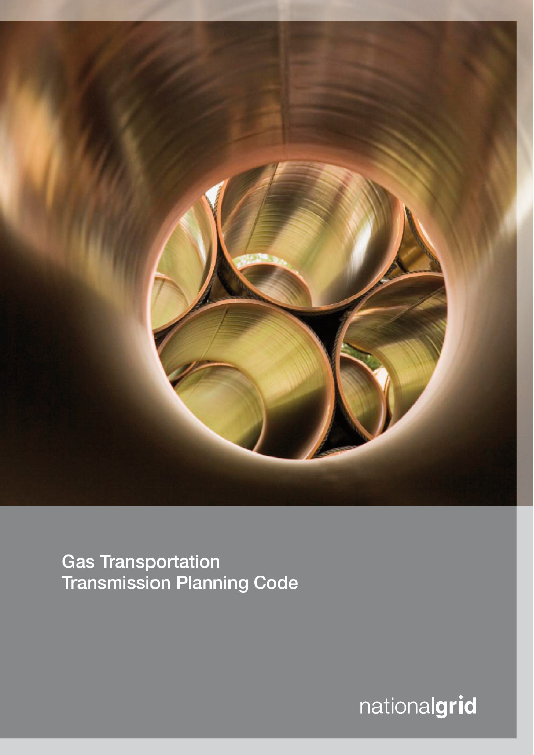# Gas Transportation Transmission Planning Code

nationalgrid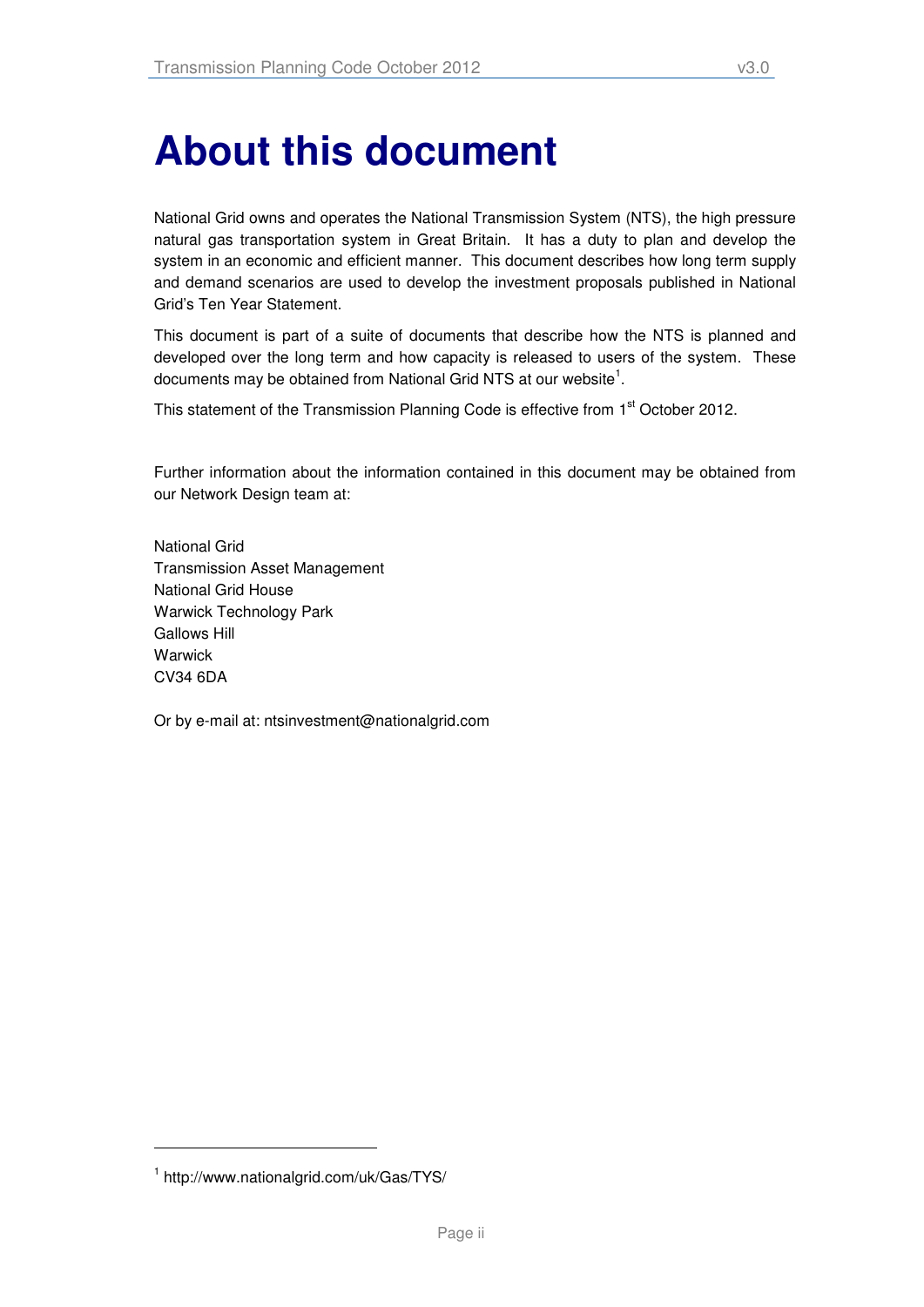# About this document

National Grid owns and operates the National Transmission System (NTS), the high pressure natural gas transportation system in Great Britain. It has a duty to plan and develop the system in an economic and efficient manner. This document describes how long term supply and demand scenarios are used to develop the investment proposals published in National Grid's Ten Year Statement.

This document is part of a suite of documents that describe how the NTS is planned and developed over the long term and how capacity is released to users of the system. These documents may be obtained from National Grid NTS at our website[1].

This statement of the Transmission Planning Code is effective from 1st October 2012.

Further information about the information contained in this document may be obtained from our Network Design team at:

National Grid
Transmission Asset Management
National Grid House
Warwick Technology Park
Gallows Hill
Warwick
CV34 6DA

Or by e-mail at: ntsinvestment@nationalgrid.com

[1] http://www.nationalgrid.com/uk/Gas/TYS/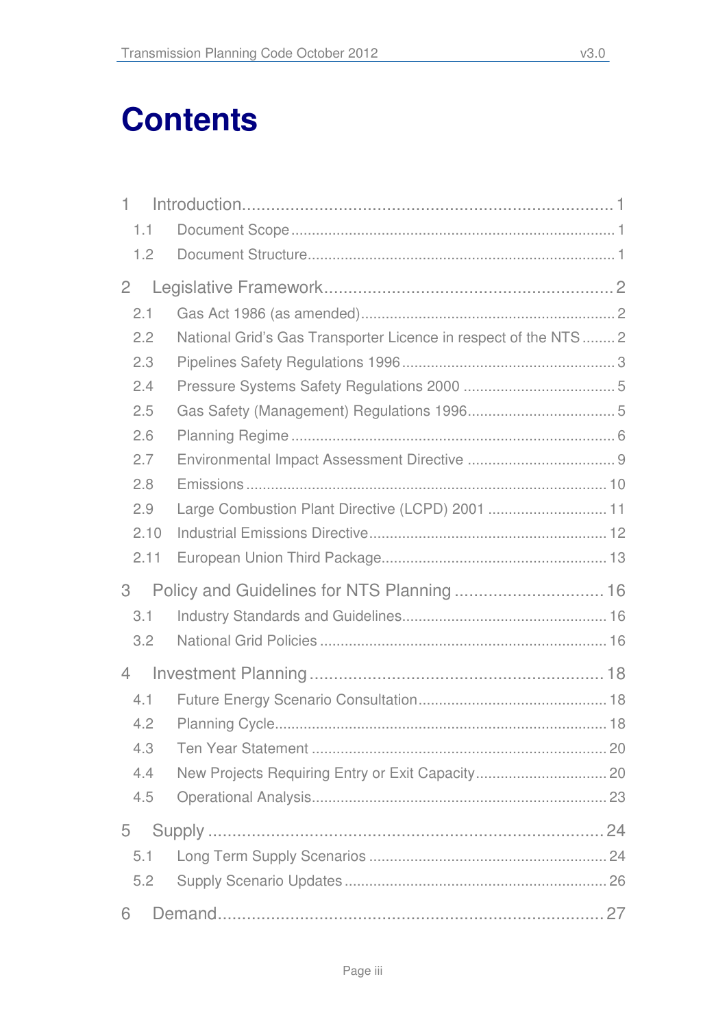# Contents

1 Introduction ..... 1
  1.1 Document Scope ..... 1
  1.2 Document Structure ..... 1

2 Legislative Framework ..... 2
  2.1 Gas Act 1986 (as amended) ..... 2
  2.2 National Grid's Gas Transporter Licence in respect of the NTS ..... 2
  2.3 Pipelines Safety Regulations 1996 ..... 3
  2.4 Pressure Systems Safety Regulations 2000 ..... 5
  2.5 Gas Safety (Management) Regulations 1996 ..... 5
  2.6 Planning Regime ..... 6
  2.7 Environmental Impact Assessment Directive ..... 9
  2.8 Emissions ..... 10
  2.9 Large Combustion Plant Directive (LCPD) 2001 ..... 11
  2.10 Industrial Emissions Directive ..... 12
  2.11 European Union Third Package ..... 13

3 Policy and Guidelines for NTS Planning ..... 16
  3.1 Industry Standards and Guidelines ..... 16
  3.2 National Grid Policies ..... 16

4 Investment Planning ..... 18
  4.1 Future Energy Scenario Consultation ..... 18
  4.2 Planning Cycle ..... 18
  4.3 Ten Year Statement ..... 20
  4.4 New Projects Requiring Entry or Exit Capacity ..... 20
  4.5 Operational Analysis ..... 23

5 Supply ..... 24
  5.1 Long Term Supply Scenarios ..... 24
  5.2 Supply Scenario Updates ..... 26

6 Demand ..... 27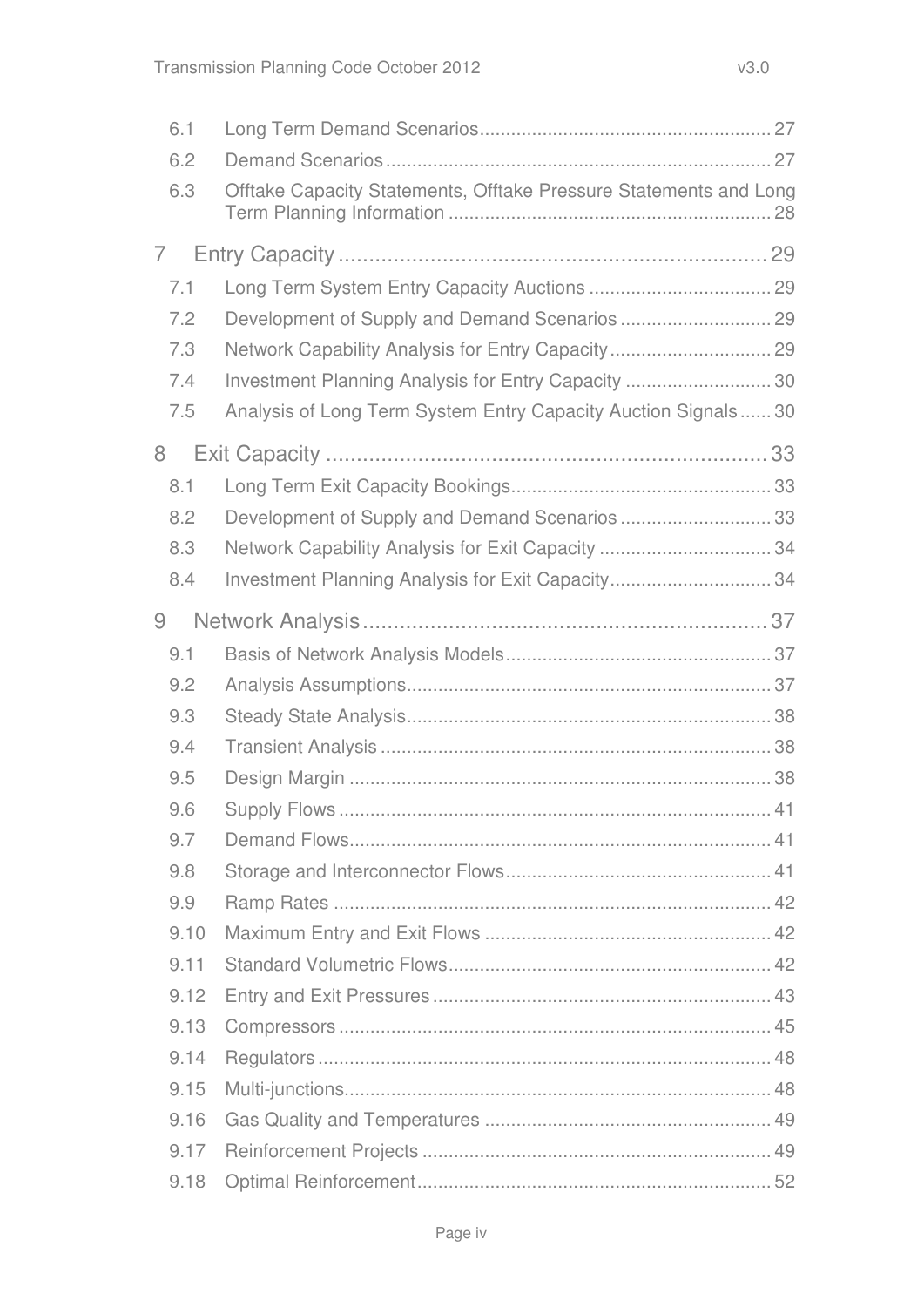| | | |
|---|---|---|
| 6.1 | Long Term Demand Scenarios | 27 |
| 6.2 | Demand Scenarios | 27 |
| 6.3 | Offtake Capacity Statements, Offtake Pressure Statements and Long Term Planning Information | 28 |
| **7** | **Entry Capacity** | **29** |
| 7.1 | Long Term System Entry Capacity Auctions | 29 |
| 7.2 | Development of Supply and Demand Scenarios | 29 |
| 7.3 | Network Capability Analysis for Entry Capacity | 29 |
| 7.4 | Investment Planning Analysis for Entry Capacity | 30 |
| 7.5 | Analysis of Long Term System Entry Capacity Auction Signals | 30 |
| **8** | **Exit Capacity** | **33** |
| 8.1 | Long Term Exit Capacity Bookings | 33 |
| 8.2 | Development of Supply and Demand Scenarios | 33 |
| 8.3 | Network Capability Analysis for Exit Capacity | 34 |
| 8.4 | Investment Planning Analysis for Exit Capacity | 34 |
| **9** | **Network Analysis** | **37** |
| 9.1 | Basis of Network Analysis Models | 37 |
| 9.2 | Analysis Assumptions | 37 |
| 9.3 | Steady State Analysis | 38 |
| 9.4 | Transient Analysis | 38 |
| 9.5 | Design Margin | 38 |
| 9.6 | Supply Flows | 41 |
| 9.7 | Demand Flows | 41 |
| 9.8 | Storage and Interconnector Flows | 41 |
| 9.9 | Ramp Rates | 42 |
| 9.10 | Maximum Entry and Exit Flows | 42 |
| 9.11 | Standard Volumetric Flows | 42 |
| 9.12 | Entry and Exit Pressures | 43 |
| 9.13 | Compressors | 45 |
| 9.14 | Regulators | 48 |
| 9.15 | Multi-junctions | 48 |
| 9.16 | Gas Quality and Temperatures | 49 |
| 9.17 | Reinforcement Projects | 49 |
| 9.18 | Optimal Reinforcement | 52 |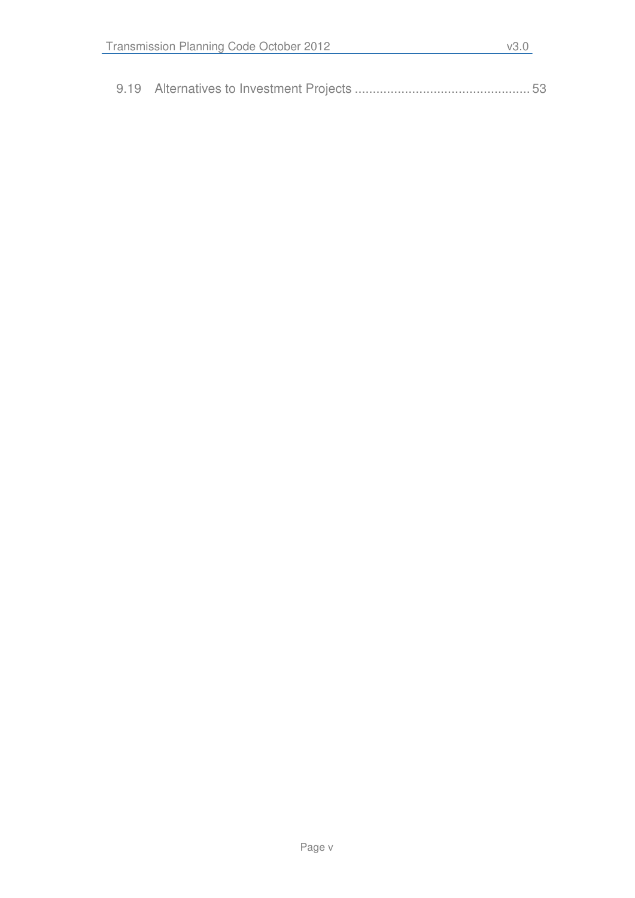9.19 Alternatives to Investment Projects ................................................. 53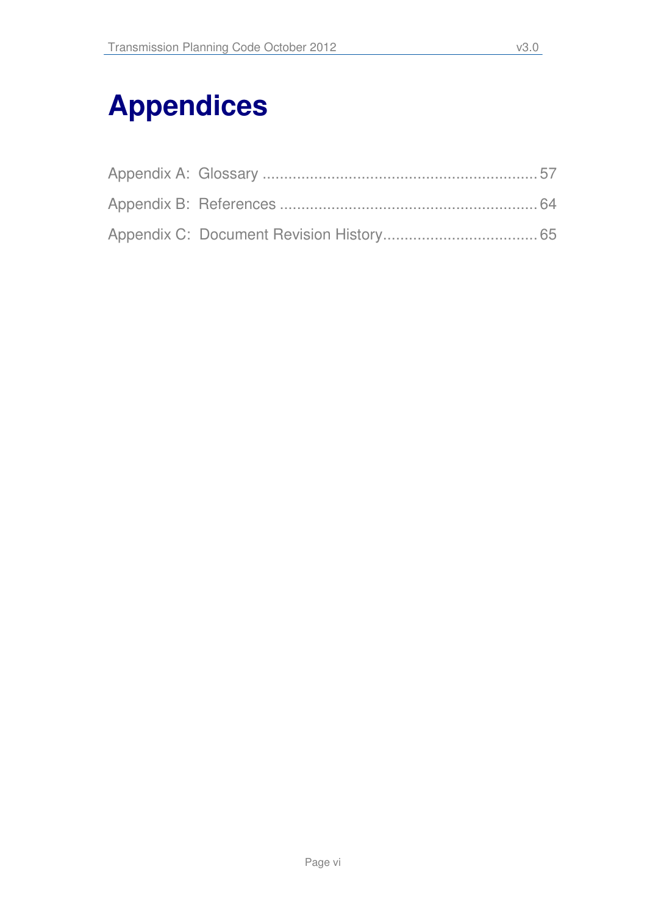# Appendices

Appendix A: Glossary ................................................................ 57

Appendix B: References ............................................................ 64

Appendix C: Document Revision History.................................... 65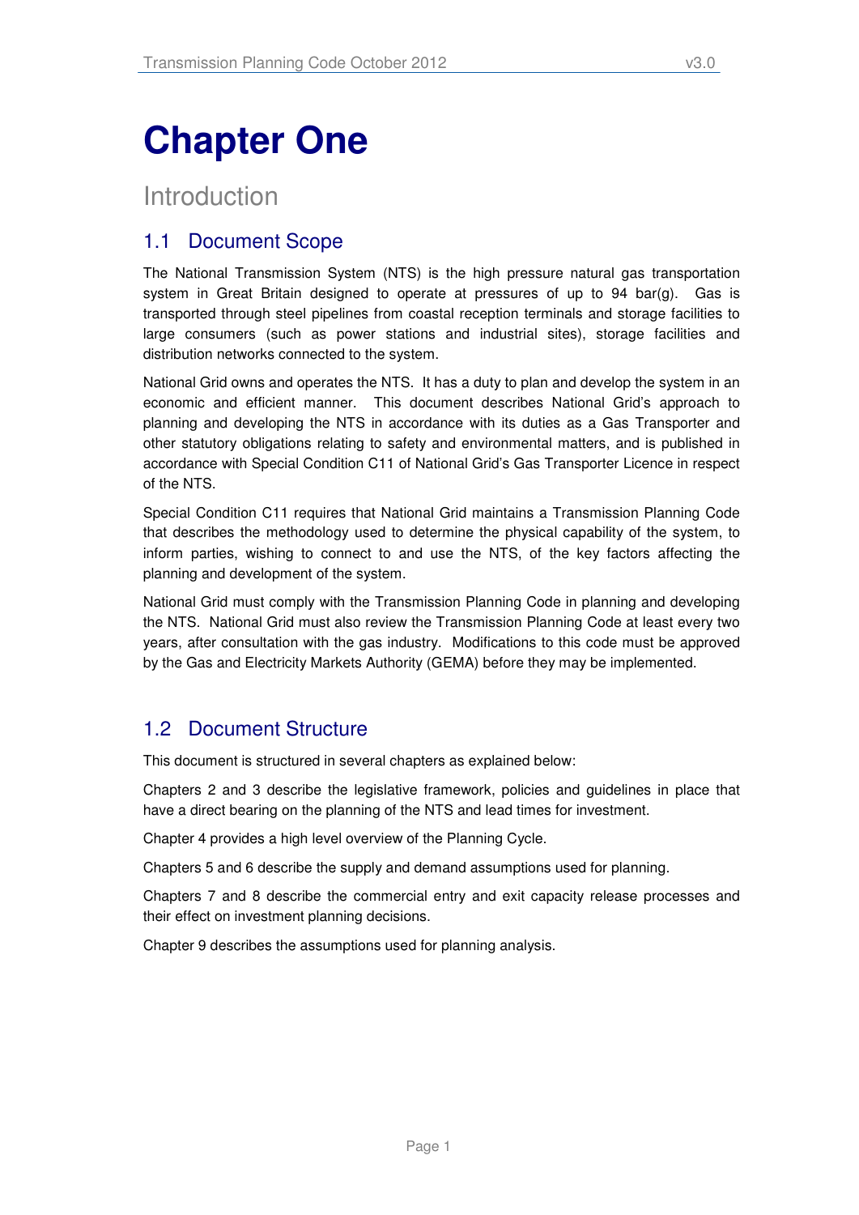# Chapter One

## Introduction

### 1.1 Document Scope

The National Transmission System (NTS) is the high pressure natural gas transportation system in Great Britain designed to operate at pressures of up to 94 bar(g). Gas is transported through steel pipelines from coastal reception terminals and storage facilities to large consumers (such as power stations and industrial sites), storage facilities and distribution networks connected to the system.

National Grid owns and operates the NTS. It has a duty to plan and develop the system in an economic and efficient manner. This document describes National Grid's approach to planning and developing the NTS in accordance with its duties as a Gas Transporter and other statutory obligations relating to safety and environmental matters, and is published in accordance with Special Condition C11 of National Grid's Gas Transporter Licence in respect of the NTS.

Special Condition C11 requires that National Grid maintains a Transmission Planning Code that describes the methodology used to determine the physical capability of the system, to inform parties, wishing to connect to and use the NTS, of the key factors affecting the planning and development of the system.

National Grid must comply with the Transmission Planning Code in planning and developing the NTS. National Grid must also review the Transmission Planning Code at least every two years, after consultation with the gas industry. Modifications to this code must be approved by the Gas and Electricity Markets Authority (GEMA) before they may be implemented.

### 1.2 Document Structure

This document is structured in several chapters as explained below:

Chapters 2 and 3 describe the legislative framework, policies and guidelines in place that have a direct bearing on the planning of the NTS and lead times for investment.

Chapter 4 provides a high level overview of the Planning Cycle.

Chapters 5 and 6 describe the supply and demand assumptions used for planning.

Chapters 7 and 8 describe the commercial entry and exit capacity release processes and their effect on investment planning decisions.

Chapter 9 describes the assumptions used for planning analysis.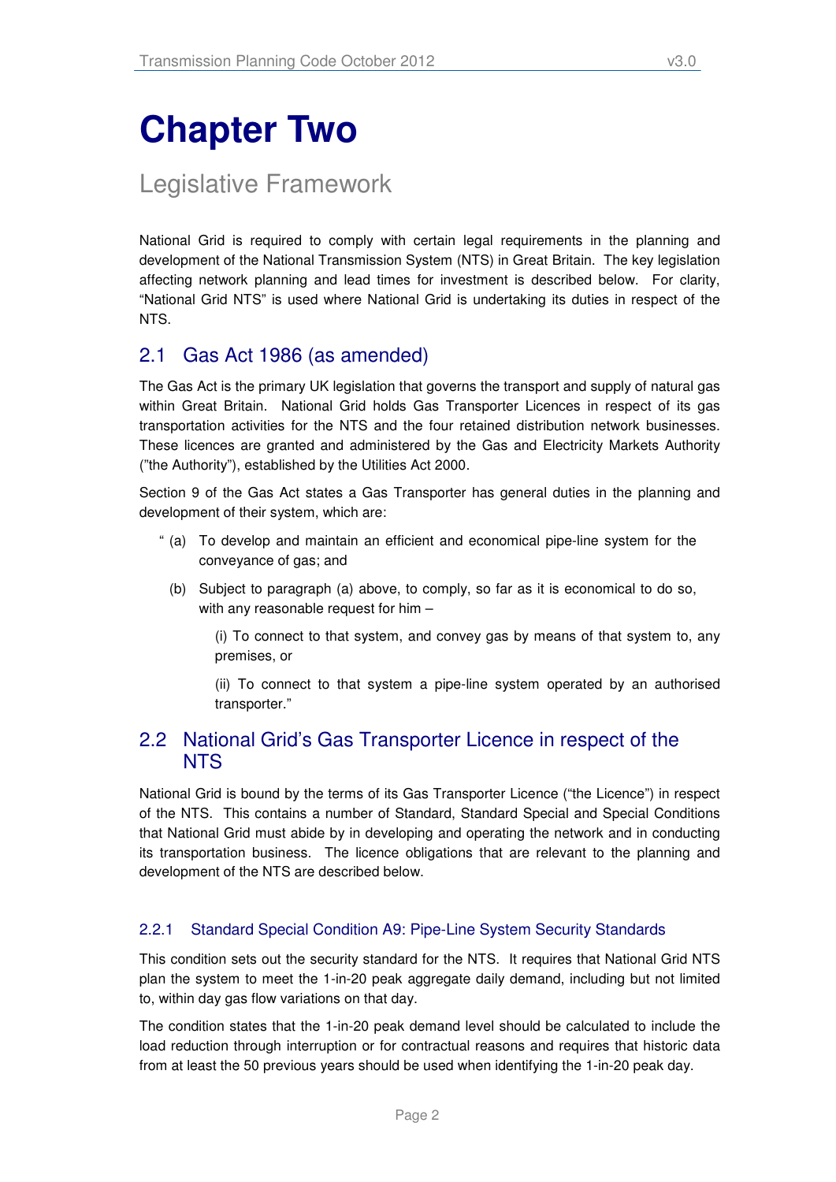# Chapter Two

## Legislative Framework

National Grid is required to comply with certain legal requirements in the planning and development of the National Transmission System (NTS) in Great Britain. The key legislation affecting network planning and lead times for investment is described below. For clarity, "National Grid NTS" is used where National Grid is undertaking its duties in respect of the NTS.

## 2.1 Gas Act 1986 (as amended)

The Gas Act is the primary UK legislation that governs the transport and supply of natural gas within Great Britain. National Grid holds Gas Transporter Licences in respect of its gas transportation activities for the NTS and the four retained distribution network businesses. These licences are granted and administered by the Gas and Electricity Markets Authority ("the Authority"), established by the Utilities Act 2000.

Section 9 of the Gas Act states a Gas Transporter has general duties in the planning and development of their system, which are:

> " (a) To develop and maintain an efficient and economical pipe-line system for the conveyance of gas; and
>
> (b) Subject to paragraph (a) above, to comply, so far as it is economical to do so, with any reasonable request for him –
>
> (i) To connect to that system, and convey gas by means of that system to, any premises, or
>
> (ii) To connect to that system a pipe-line system operated by an authorised transporter."

## 2.2 National Grid's Gas Transporter Licence in respect of the NTS

National Grid is bound by the terms of its Gas Transporter Licence ("the Licence") in respect of the NTS. This contains a number of Standard, Standard Special and Special Conditions that National Grid must abide by in developing and operating the network and in conducting its transportation business. The licence obligations that are relevant to the planning and development of the NTS are described below.

### 2.2.1 Standard Special Condition A9: Pipe-Line System Security Standards

This condition sets out the security standard for the NTS. It requires that National Grid NTS plan the system to meet the 1-in-20 peak aggregate daily demand, including but not limited to, within day gas flow variations on that day.

The condition states that the 1-in-20 peak demand level should be calculated to include the load reduction through interruption or for contractual reasons and requires that historic data from at least the 50 previous years should be used when identifying the 1-in-20 peak day.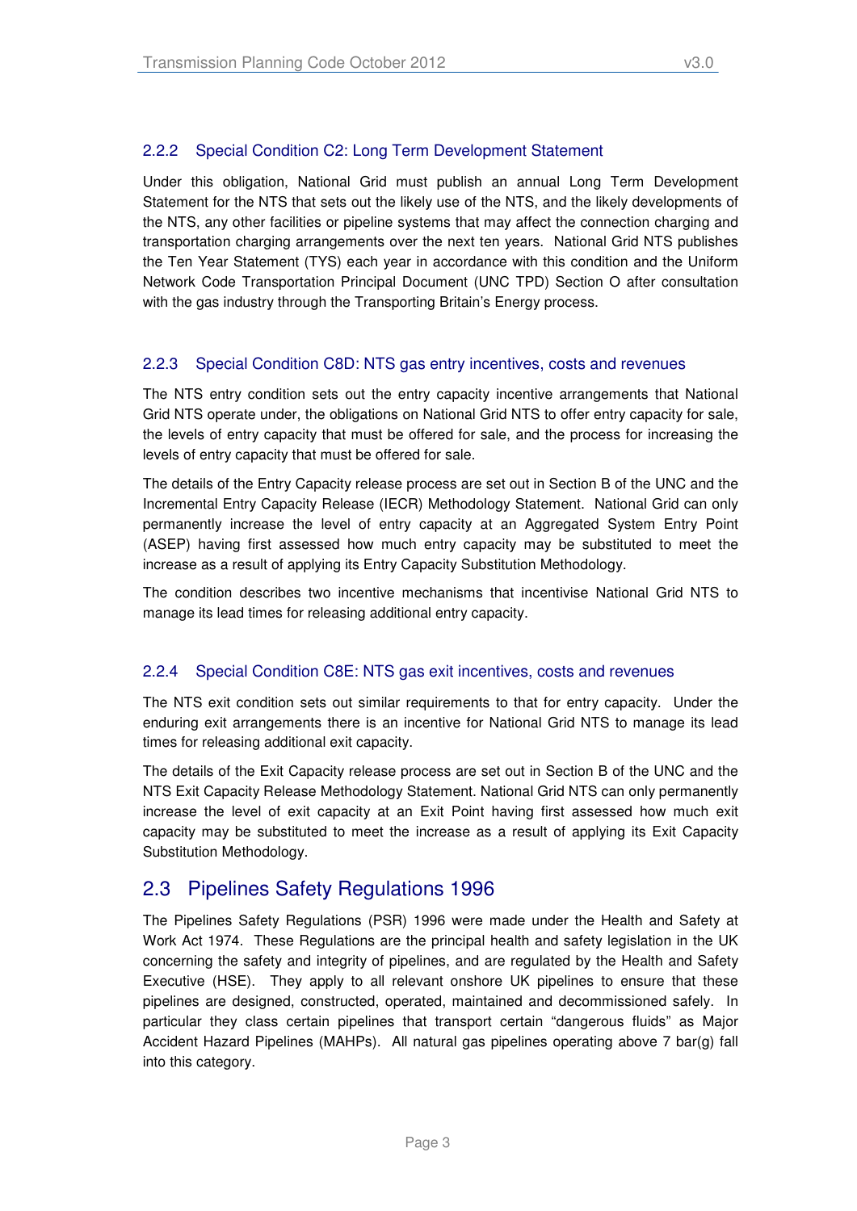### 2.2.2 Special Condition C2: Long Term Development Statement

Under this obligation, National Grid must publish an annual Long Term Development Statement for the NTS that sets out the likely use of the NTS, and the likely developments of the NTS, any other facilities or pipeline systems that may affect the connection charging and transportation charging arrangements over the next ten years. National Grid NTS publishes the Ten Year Statement (TYS) each year in accordance with this condition and the Uniform Network Code Transportation Principal Document (UNC TPD) Section O after consultation with the gas industry through the Transporting Britain's Energy process.

### 2.2.3 Special Condition C8D: NTS gas entry incentives, costs and revenues

The NTS entry condition sets out the entry capacity incentive arrangements that National Grid NTS operate under, the obligations on National Grid NTS to offer entry capacity for sale, the levels of entry capacity that must be offered for sale, and the process for increasing the levels of entry capacity that must be offered for sale.

The details of the Entry Capacity release process are set out in Section B of the UNC and the Incremental Entry Capacity Release (IECR) Methodology Statement. National Grid can only permanently increase the level of entry capacity at an Aggregated System Entry Point (ASEP) having first assessed how much entry capacity may be substituted to meet the increase as a result of applying its Entry Capacity Substitution Methodology.

The condition describes two incentive mechanisms that incentivise National Grid NTS to manage its lead times for releasing additional entry capacity.

### 2.2.4 Special Condition C8E: NTS gas exit incentives, costs and revenues

The NTS exit condition sets out similar requirements to that for entry capacity. Under the enduring exit arrangements there is an incentive for National Grid NTS to manage its lead times for releasing additional exit capacity.

The details of the Exit Capacity release process are set out in Section B of the UNC and the NTS Exit Capacity Release Methodology Statement. National Grid NTS can only permanently increase the level of exit capacity at an Exit Point having first assessed how much exit capacity may be substituted to meet the increase as a result of applying its Exit Capacity Substitution Methodology.

## 2.3 Pipelines Safety Regulations 1996

The Pipelines Safety Regulations (PSR) 1996 were made under the Health and Safety at Work Act 1974. These Regulations are the principal health and safety legislation in the UK concerning the safety and integrity of pipelines, and are regulated by the Health and Safety Executive (HSE). They apply to all relevant onshore UK pipelines to ensure that these pipelines are designed, constructed, operated, maintained and decommissioned safely. In particular they class certain pipelines that transport certain "dangerous fluids" as Major Accident Hazard Pipelines (MAHPs). All natural gas pipelines operating above 7 bar(g) fall into this category.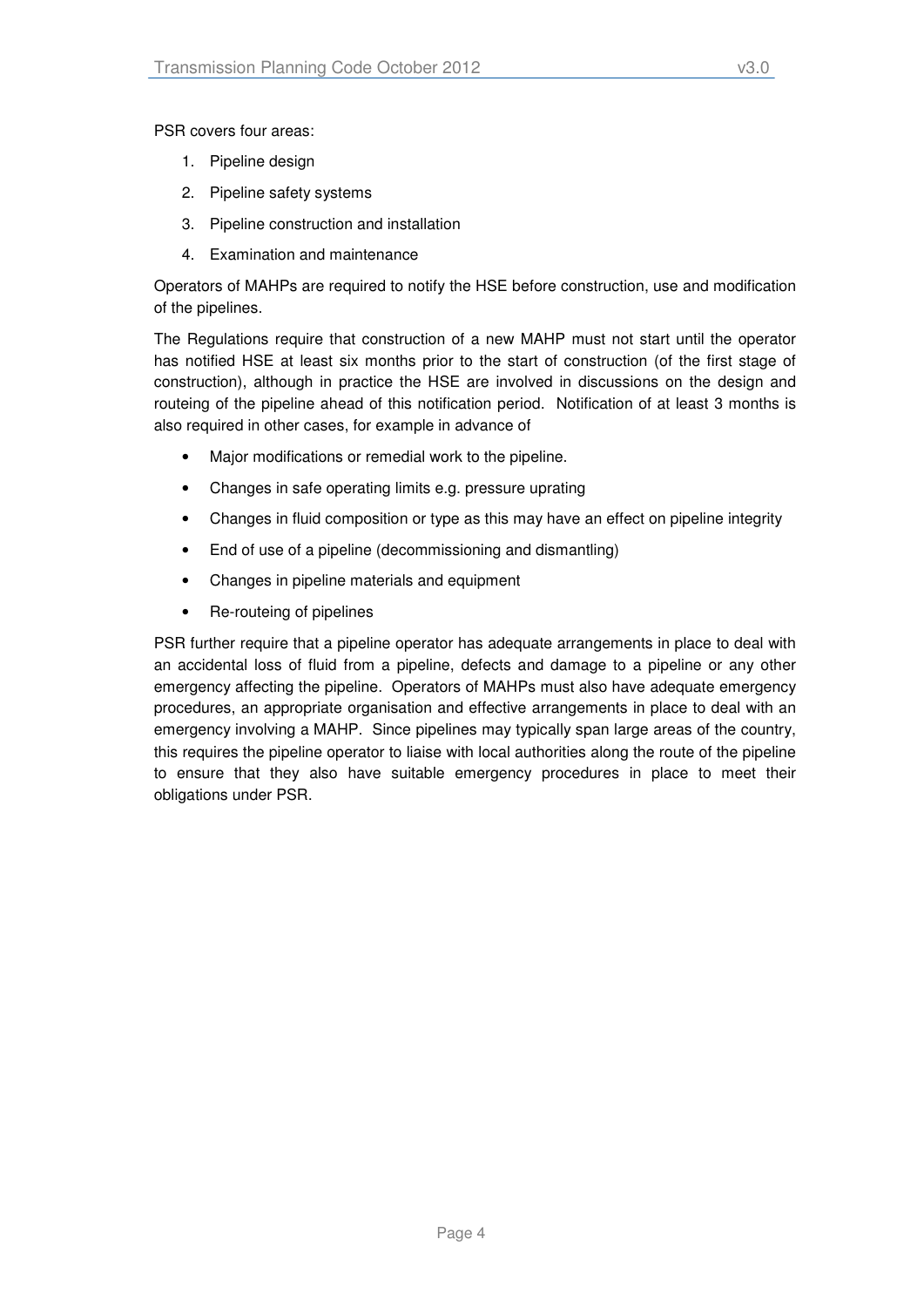PSR covers four areas:

1. Pipeline design
2. Pipeline safety systems
3. Pipeline construction and installation
4. Examination and maintenance

Operators of MAHPs are required to notify the HSE before construction, use and modification of the pipelines.

The Regulations require that construction of a new MAHP must not start until the operator has notified HSE at least six months prior to the start of construction (of the first stage of construction), although in practice the HSE are involved in discussions on the design and routeing of the pipeline ahead of this notification period. Notification of at least 3 months is also required in other cases, for example in advance of

- Major modifications or remedial work to the pipeline.
- Changes in safe operating limits e.g. pressure uprating
- Changes in fluid composition or type as this may have an effect on pipeline integrity
- End of use of a pipeline (decommissioning and dismantling)
- Changes in pipeline materials and equipment
- Re-routeing of pipelines

PSR further require that a pipeline operator has adequate arrangements in place to deal with an accidental loss of fluid from a pipeline, defects and damage to a pipeline or any other emergency affecting the pipeline. Operators of MAHPs must also have adequate emergency procedures, an appropriate organisation and effective arrangements in place to deal with an emergency involving a MAHP. Since pipelines may typically span large areas of the country, this requires the pipeline operator to liaise with local authorities along the route of the pipeline to ensure that they also have suitable emergency procedures in place to meet their obligations under PSR.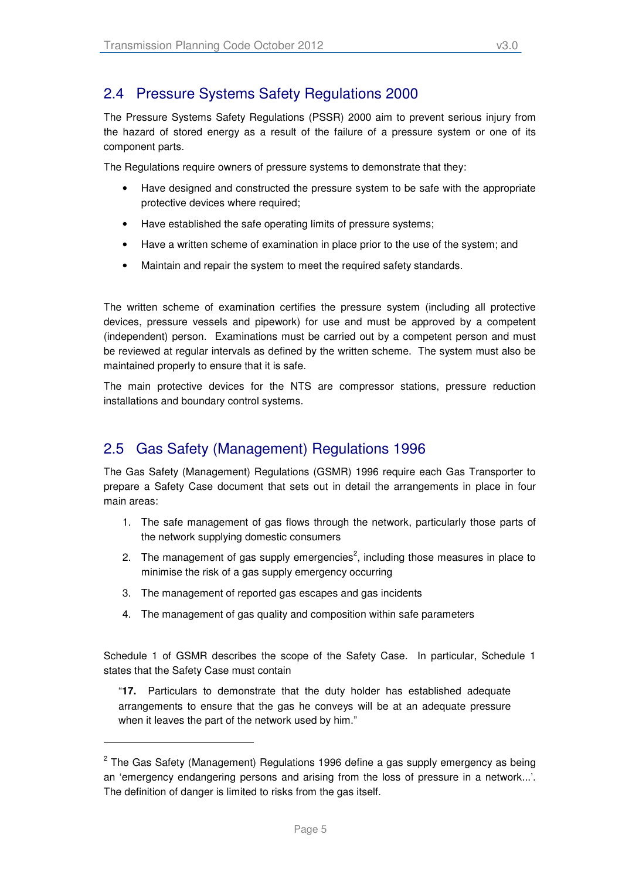## 2.4 Pressure Systems Safety Regulations 2000

The Pressure Systems Safety Regulations (PSSR) 2000 aim to prevent serious injury from the hazard of stored energy as a result of the failure of a pressure system or one of its component parts.

The Regulations require owners of pressure systems to demonstrate that they:

- Have designed and constructed the pressure system to be safe with the appropriate protective devices where required;
- Have established the safe operating limits of pressure systems;
- Have a written scheme of examination in place prior to the use of the system; and
- Maintain and repair the system to meet the required safety standards.

The written scheme of examination certifies the pressure system (including all protective devices, pressure vessels and pipework) for use and must be approved by a competent (independent) person. Examinations must be carried out by a competent person and must be reviewed at regular intervals as defined by the written scheme. The system must also be maintained properly to ensure that it is safe.

The main protective devices for the NTS are compressor stations, pressure reduction installations and boundary control systems.

## 2.5 Gas Safety (Management) Regulations 1996

The Gas Safety (Management) Regulations (GSMR) 1996 require each Gas Transporter to prepare a Safety Case document that sets out in detail the arrangements in place in four main areas:

1. The safe management of gas flows through the network, particularly those parts of the network supplying domestic consumers
2. The management of gas supply emergencies[2], including those measures in place to minimise the risk of a gas supply emergency occurring
3. The management of reported gas escapes and gas incidents
4. The management of gas quality and composition within safe parameters

Schedule 1 of GSMR describes the scope of the Safety Case. In particular, Schedule 1 states that the Safety Case must contain

> "**17.** Particulars to demonstrate that the duty holder has established adequate arrangements to ensure that the gas he conveys will be at an adequate pressure when it leaves the part of the network used by him."

---

[2] The Gas Safety (Management) Regulations 1996 define a gas supply emergency as being an 'emergency endangering persons and arising from the loss of pressure in a network...'. The definition of danger is limited to risks from the gas itself.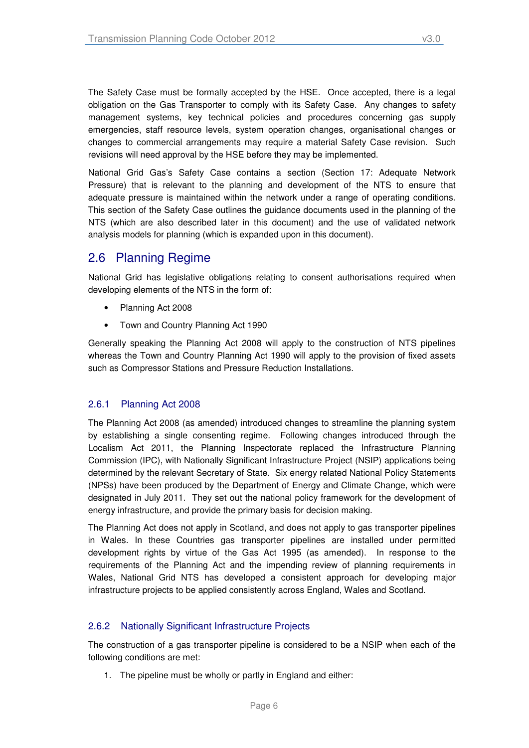The Safety Case must be formally accepted by the HSE. Once accepted, there is a legal obligation on the Gas Transporter to comply with its Safety Case. Any changes to safety management systems, key technical policies and procedures concerning gas supply emergencies, staff resource levels, system operation changes, organisational changes or changes to commercial arrangements may require a material Safety Case revision. Such revisions will need approval by the HSE before they may be implemented.

National Grid Gas's Safety Case contains a section (Section 17: Adequate Network Pressure) that is relevant to the planning and development of the NTS to ensure that adequate pressure is maintained within the network under a range of operating conditions. This section of the Safety Case outlines the guidance documents used in the planning of the NTS (which are also described later in this document) and the use of validated network analysis models for planning (which is expanded upon in this document).

## 2.6 Planning Regime

National Grid has legislative obligations relating to consent authorisations required when developing elements of the NTS in the form of:

- Planning Act 2008
- Town and Country Planning Act 1990

Generally speaking the Planning Act 2008 will apply to the construction of NTS pipelines whereas the Town and Country Planning Act 1990 will apply to the provision of fixed assets such as Compressor Stations and Pressure Reduction Installations.

### 2.6.1 Planning Act 2008

The Planning Act 2008 (as amended) introduced changes to streamline the planning system by establishing a single consenting regime. Following changes introduced through the Localism Act 2011, the Planning Inspectorate replaced the Infrastructure Planning Commission (IPC), with Nationally Significant Infrastructure Project (NSIP) applications being determined by the relevant Secretary of State. Six energy related National Policy Statements (NPSs) have been produced by the Department of Energy and Climate Change, which were designated in July 2011. They set out the national policy framework for the development of energy infrastructure, and provide the primary basis for decision making.

The Planning Act does not apply in Scotland, and does not apply to gas transporter pipelines in Wales. In these Countries gas transporter pipelines are installed under permitted development rights by virtue of the Gas Act 1995 (as amended). In response to the requirements of the Planning Act and the impending review of planning requirements in Wales, National Grid NTS has developed a consistent approach for developing major infrastructure projects to be applied consistently across England, Wales and Scotland.

### 2.6.2 Nationally Significant Infrastructure Projects

The construction of a gas transporter pipeline is considered to be a NSIP when each of the following conditions are met:

1. The pipeline must be wholly or partly in England and either: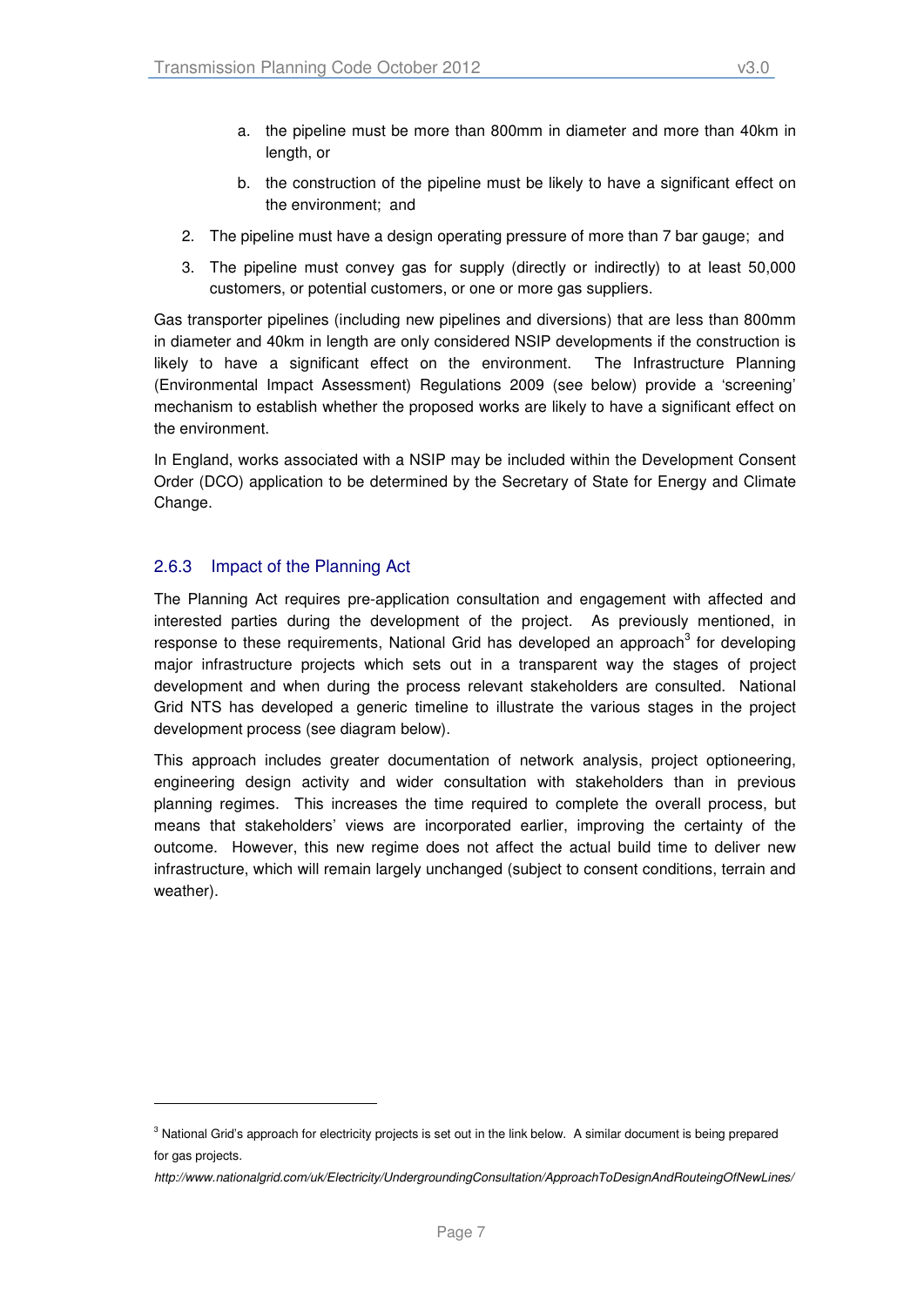a. the pipeline must be more than 800mm in diameter and more than 40km in length, or

   b. the construction of the pipeline must be likely to have a significant effect on the environment; and

2. The pipeline must have a design operating pressure of more than 7 bar gauge; and

3. The pipeline must convey gas for supply (directly or indirectly) to at least 50,000 customers, or potential customers, or one or more gas suppliers.

Gas transporter pipelines (including new pipelines and diversions) that are less than 800mm in diameter and 40km in length are only considered NSIP developments if the construction is likely to have a significant effect on the environment. The Infrastructure Planning (Environmental Impact Assessment) Regulations 2009 (see below) provide a 'screening' mechanism to establish whether the proposed works are likely to have a significant effect on the environment.

In England, works associated with a NSIP may be included within the Development Consent Order (DCO) application to be determined by the Secretary of State for Energy and Climate Change.

### 2.6.3 Impact of the Planning Act

The Planning Act requires pre-application consultation and engagement with affected and interested parties during the development of the project. As previously mentioned, in response to these requirements, National Grid has developed an approach[3] for developing major infrastructure projects which sets out in a transparent way the stages of project development and when during the process relevant stakeholders are consulted. National Grid NTS has developed a generic timeline to illustrate the various stages in the project development process (see diagram below).

This approach includes greater documentation of network analysis, project optioneering, engineering design activity and wider consultation with stakeholders than in previous planning regimes. This increases the time required to complete the overall process, but means that stakeholders' views are incorporated earlier, improving the certainty of the outcome. However, this new regime does not affect the actual build time to deliver new infrastructure, which will remain largely unchanged (subject to consent conditions, terrain and weather).

---

[3] National Grid's approach for electricity projects is set out in the link below. A similar document is being prepared for gas projects.

*http://www.nationalgrid.com/uk/Electricity/UndergroundingConsultation/ApproachToDesignAndRouteingOfNewLines/*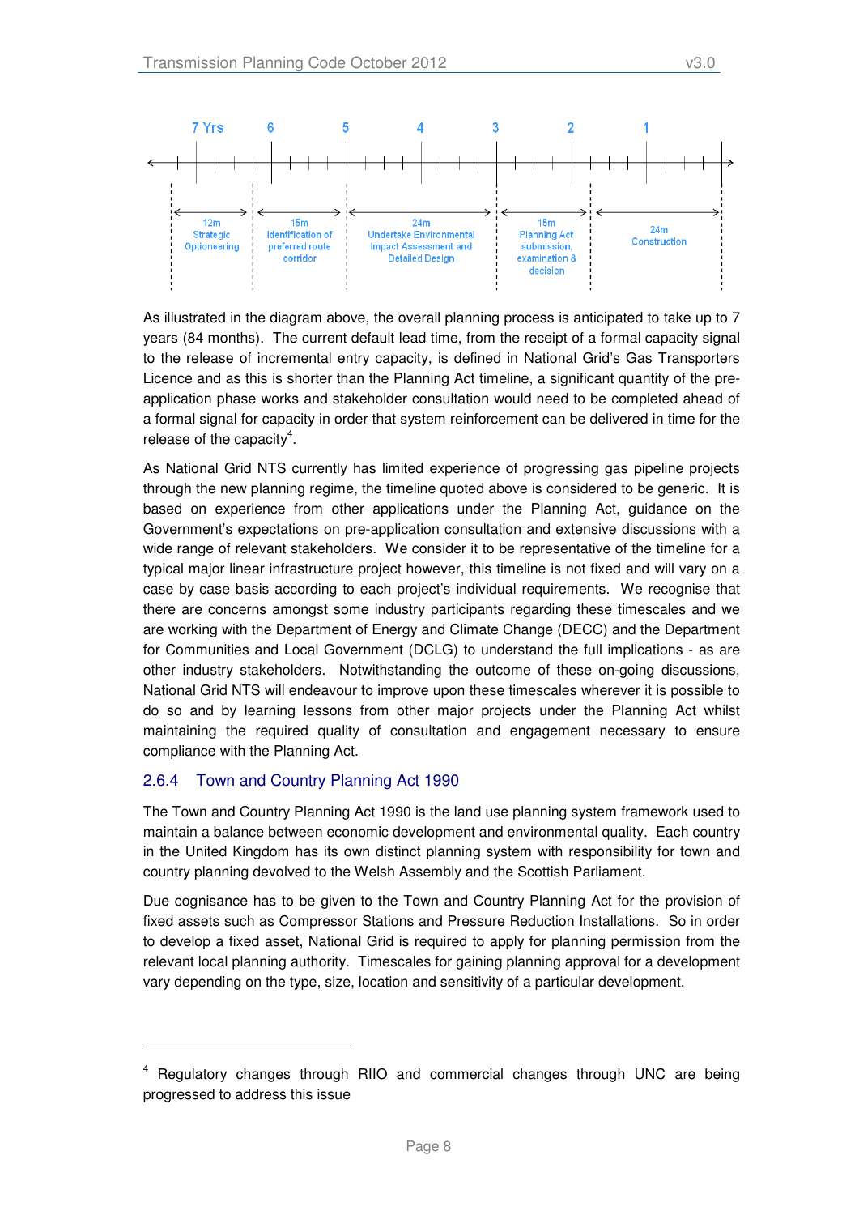| 7 Yrs | 6 | 5 | 4 | 3 | 2 | 1 |
|---|---|---|---|---|---|---|

| 12m Strategic Optioneering | 15m Identification of preferred route corridor | 24m Undertake Environmental Impact Assessment and Detailed Design | 15m Planning Act submission, examination & decision | 24m Construction |
|---|---|---|---|---|

As illustrated in the diagram above, the overall planning process is anticipated to take up to 7 years (84 months). The current default lead time, from the receipt of a formal capacity signal to the release of incremental entry capacity, is defined in National Grid's Gas Transporters Licence and as this is shorter than the Planning Act timeline, a significant quantity of the pre-application phase works and stakeholder consultation would need to be completed ahead of a formal signal for capacity in order that system reinforcement can be delivered in time for the release of the capacity[4].

As National Grid NTS currently has limited experience of progressing gas pipeline projects through the new planning regime, the timeline quoted above is considered to be generic. It is based on experience from other applications under the Planning Act, guidance on the Government's expectations on pre-application consultation and extensive discussions with a wide range of relevant stakeholders. We consider it to be representative of the timeline for a typical major linear infrastructure project however, this timeline is not fixed and will vary on a case by case basis according to each project's individual requirements. We recognise that there are concerns amongst some industry participants regarding these timescales and we are working with the Department of Energy and Climate Change (DECC) and the Department for Communities and Local Government (DCLG) to understand the full implications - as are other industry stakeholders. Notwithstanding the outcome of these on-going discussions, National Grid NTS will endeavour to improve upon these timescales wherever it is possible to do so and by learning lessons from other major projects under the Planning Act whilst maintaining the required quality of consultation and engagement necessary to ensure compliance with the Planning Act.

### 2.6.4 Town and Country Planning Act 1990

The Town and Country Planning Act 1990 is the land use planning system framework used to maintain a balance between economic development and environmental quality. Each country in the United Kingdom has its own distinct planning system with responsibility for town and country planning devolved to the Welsh Assembly and the Scottish Parliament.

Due cognisance has to be given to the Town and Country Planning Act for the provision of fixed assets such as Compressor Stations and Pressure Reduction Installations. So in order to develop a fixed asset, National Grid is required to apply for planning permission from the relevant local planning authority. Timescales for gaining planning approval for a development vary depending on the type, size, location and sensitivity of a particular development.

---

[4] Regulatory changes through RIIO and commercial changes through UNC are being progressed to address this issue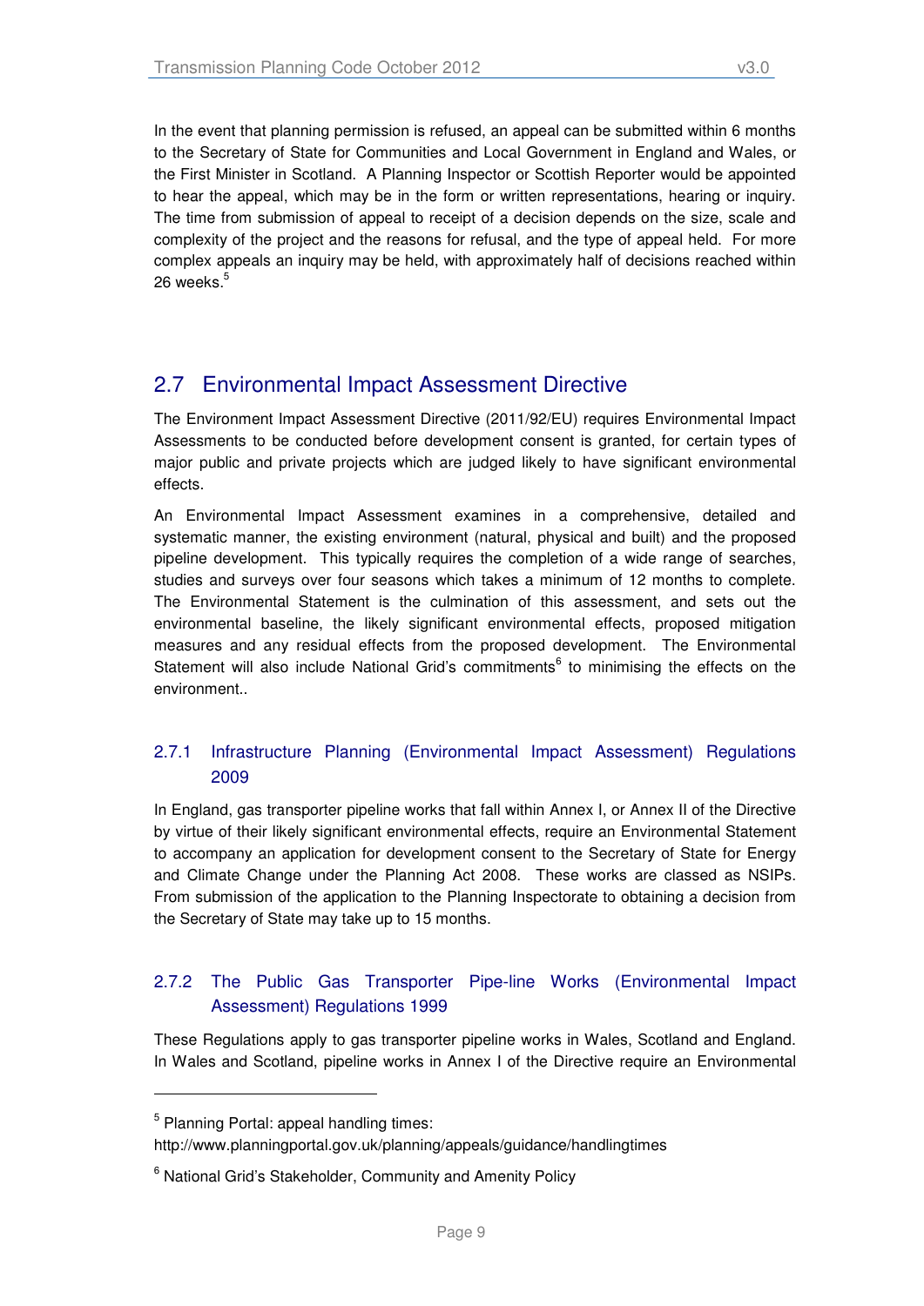In the event that planning permission is refused, an appeal can be submitted within 6 months to the Secretary of State for Communities and Local Government in England and Wales, or the First Minister in Scotland. A Planning Inspector or Scottish Reporter would be appointed to hear the appeal, which may be in the form or written representations, hearing or inquiry. The time from submission of appeal to receipt of a decision depends on the size, scale and complexity of the project and the reasons for refusal, and the type of appeal held. For more complex appeals an inquiry may be held, with approximately half of decisions reached within 26 weeks.[5]

## 2.7 Environmental Impact Assessment Directive

The Environment Impact Assessment Directive (2011/92/EU) requires Environmental Impact Assessments to be conducted before development consent is granted, for certain types of major public and private projects which are judged likely to have significant environmental effects.

An Environmental Impact Assessment examines in a comprehensive, detailed and systematic manner, the existing environment (natural, physical and built) and the proposed pipeline development. This typically requires the completion of a wide range of searches, studies and surveys over four seasons which takes a minimum of 12 months to complete. The Environmental Statement is the culmination of this assessment, and sets out the environmental baseline, the likely significant environmental effects, proposed mitigation measures and any residual effects from the proposed development. The Environmental Statement will also include National Grid's commitments[6] to minimising the effects on the environment..

### 2.7.1 Infrastructure Planning (Environmental Impact Assessment) Regulations 2009

In England, gas transporter pipeline works that fall within Annex I, or Annex II of the Directive by virtue of their likely significant environmental effects, require an Environmental Statement to accompany an application for development consent to the Secretary of State for Energy and Climate Change under the Planning Act 2008. These works are classed as NSIPs. From submission of the application to the Planning Inspectorate to obtaining a decision from the Secretary of State may take up to 15 months.

### 2.7.2 The Public Gas Transporter Pipe-line Works (Environmental Impact Assessment) Regulations 1999

These Regulations apply to gas transporter pipeline works in Wales, Scotland and England. In Wales and Scotland, pipeline works in Annex I of the Directive require an Environmental

---

[5] Planning Portal: appeal handling times: http://www.planningportal.gov.uk/planning/appeals/guidance/handlingtimes

[6] National Grid's Stakeholder, Community and Amenity Policy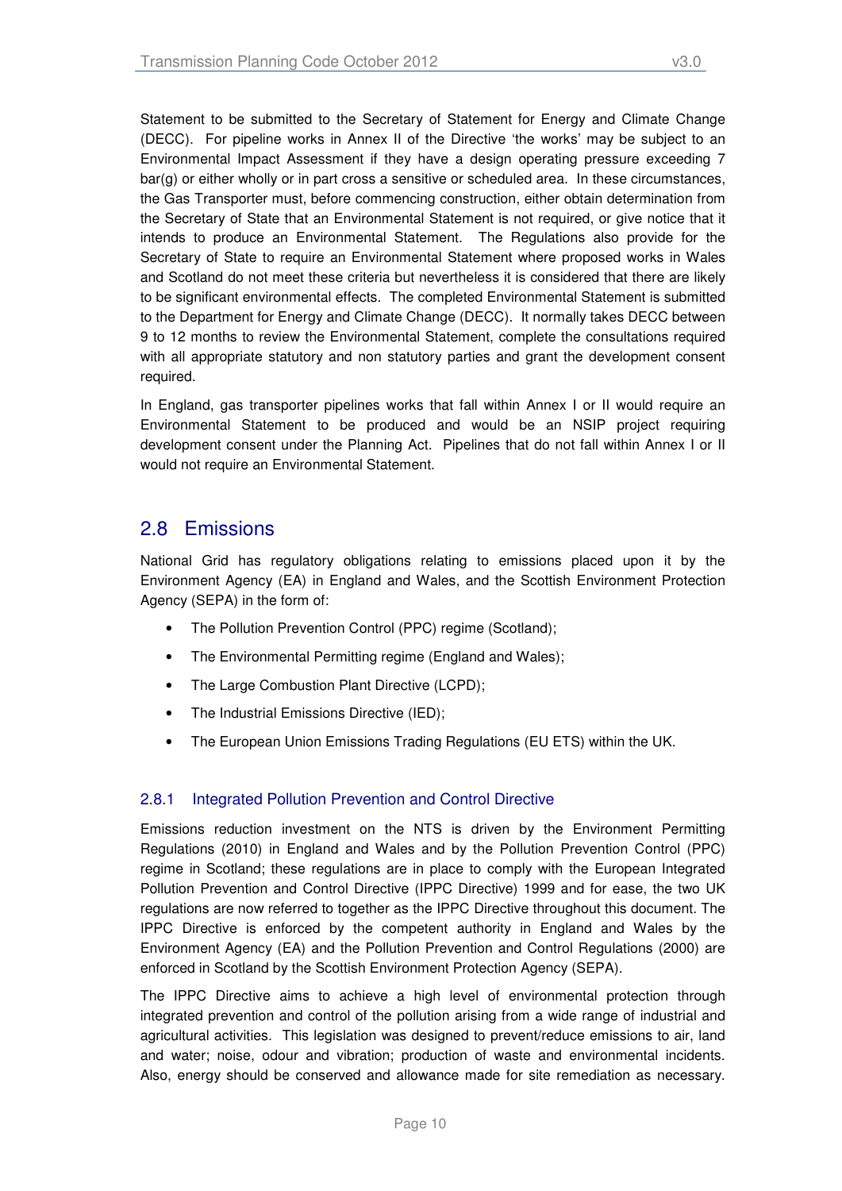Statement to be submitted to the Secretary of Statement for Energy and Climate Change (DECC). For pipeline works in Annex II of the Directive 'the works' may be subject to an Environmental Impact Assessment if they have a design operating pressure exceeding 7 bar(g) or either wholly or in part cross a sensitive or scheduled area. In these circumstances, the Gas Transporter must, before commencing construction, either obtain determination from the Secretary of State that an Environmental Statement is not required, or give notice that it intends to produce an Environmental Statement. The Regulations also provide for the Secretary of State to require an Environmental Statement where proposed works in Wales and Scotland do not meet these criteria but nevertheless it is considered that there are likely to be significant environmental effects. The completed Environmental Statement is submitted to the Department for Energy and Climate Change (DECC). It normally takes DECC between 9 to 12 months to review the Environmental Statement, complete the consultations required with all appropriate statutory and non statutory parties and grant the development consent required.

In England, gas transporter pipelines works that fall within Annex I or II would require an Environmental Statement to be produced and would be an NSIP project requiring development consent under the Planning Act. Pipelines that do not fall within Annex I or II would not require an Environmental Statement.

## 2.8 Emissions

National Grid has regulatory obligations relating to emissions placed upon it by the Environment Agency (EA) in England and Wales, and the Scottish Environment Protection Agency (SEPA) in the form of:

- The Pollution Prevention Control (PPC) regime (Scotland);
- The Environmental Permitting regime (England and Wales);
- The Large Combustion Plant Directive (LCPD);
- The Industrial Emissions Directive (IED);
- The European Union Emissions Trading Regulations (EU ETS) within the UK.

### 2.8.1 Integrated Pollution Prevention and Control Directive

Emissions reduction investment on the NTS is driven by the Environment Permitting Regulations (2010) in England and Wales and by the Pollution Prevention Control (PPC) regime in Scotland; these regulations are in place to comply with the European Integrated Pollution Prevention and Control Directive (IPPC Directive) 1999 and for ease, the two UK regulations are now referred to together as the IPPC Directive throughout this document. The IPPC Directive is enforced by the competent authority in England and Wales by the Environment Agency (EA) and the Pollution Prevention and Control Regulations (2000) are enforced in Scotland by the Scottish Environment Protection Agency (SEPA).

The IPPC Directive aims to achieve a high level of environmental protection through integrated prevention and control of the pollution arising from a wide range of industrial and agricultural activities. This legislation was designed to prevent/reduce emissions to air, land and water; noise, odour and vibration; production of waste and environmental incidents. Also, energy should be conserved and allowance made for site remediation as necessary.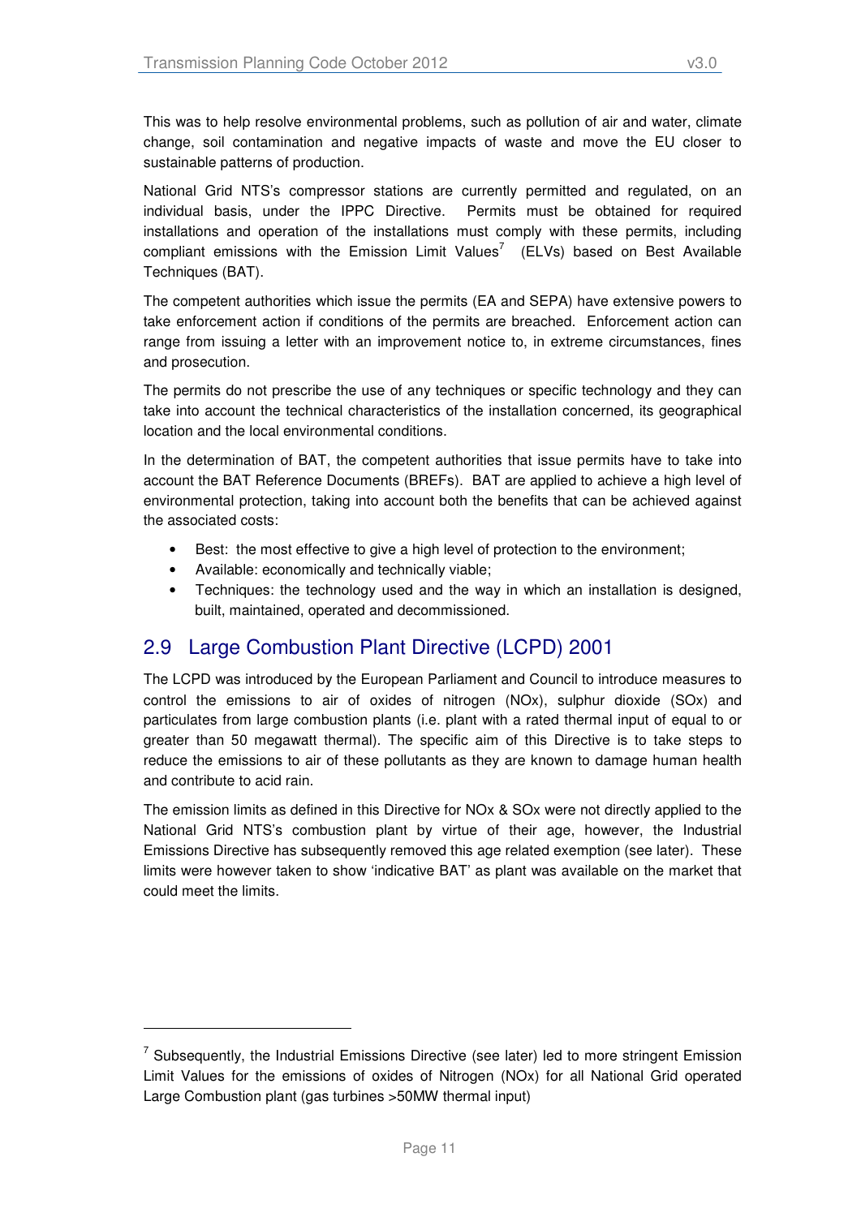This was to help resolve environmental problems, such as pollution of air and water, climate change, soil contamination and negative impacts of waste and move the EU closer to sustainable patterns of production.

National Grid NTS's compressor stations are currently permitted and regulated, on an individual basis, under the IPPC Directive. Permits must be obtained for required installations and operation of the installations must comply with these permits, including compliant emissions with the Emission Limit Values[7] (ELVs) based on Best Available Techniques (BAT).

The competent authorities which issue the permits (EA and SEPA) have extensive powers to take enforcement action if conditions of the permits are breached. Enforcement action can range from issuing a letter with an improvement notice to, in extreme circumstances, fines and prosecution.

The permits do not prescribe the use of any techniques or specific technology and they can take into account the technical characteristics of the installation concerned, its geographical location and the local environmental conditions.

In the determination of BAT, the competent authorities that issue permits have to take into account the BAT Reference Documents (BREFs). BAT are applied to achieve a high level of environmental protection, taking into account both the benefits that can be achieved against the associated costs:

- Best: the most effective to give a high level of protection to the environment;
- Available: economically and technically viable;
- Techniques: the technology used and the way in which an installation is designed, built, maintained, operated and decommissioned.

## 2.9 Large Combustion Plant Directive (LCPD) 2001

The LCPD was introduced by the European Parliament and Council to introduce measures to control the emissions to air of oxides of nitrogen (NOx), sulphur dioxide (SOx) and particulates from large combustion plants (i.e. plant with a rated thermal input of equal to or greater than 50 megawatt thermal). The specific aim of this Directive is to take steps to reduce the emissions to air of these pollutants as they are known to damage human health and contribute to acid rain.

The emission limits as defined in this Directive for NOx & SOx were not directly applied to the National Grid NTS's combustion plant by virtue of their age, however, the Industrial Emissions Directive has subsequently removed this age related exemption (see later). These limits were however taken to show 'indicative BAT' as plant was available on the market that could meet the limits.

---

[7] Subsequently, the Industrial Emissions Directive (see later) led to more stringent Emission Limit Values for the emissions of oxides of Nitrogen (NOx) for all National Grid operated Large Combustion plant (gas turbines >50MW thermal input)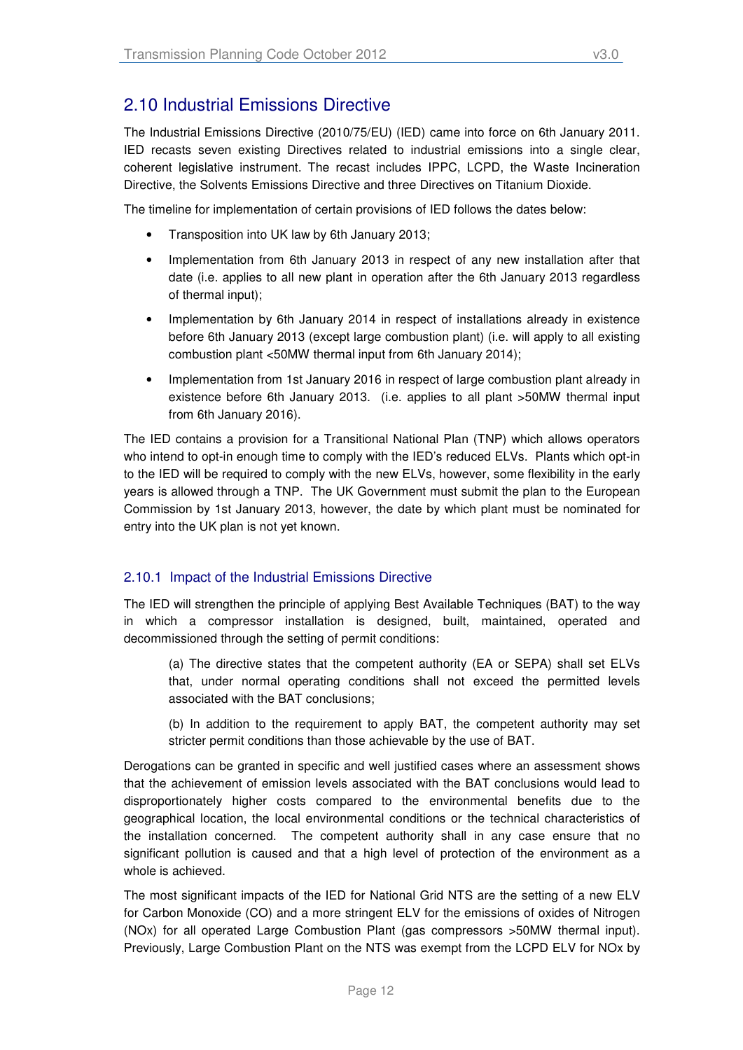## 2.10 Industrial Emissions Directive

The Industrial Emissions Directive (2010/75/EU) (IED) came into force on 6th January 2011. IED recasts seven existing Directives related to industrial emissions into a single clear, coherent legislative instrument. The recast includes IPPC, LCPD, the Waste Incineration Directive, the Solvents Emissions Directive and three Directives on Titanium Dioxide.

The timeline for implementation of certain provisions of IED follows the dates below:

- Transposition into UK law by 6th January 2013;
- Implementation from 6th January 2013 in respect of any new installation after that date (i.e. applies to all new plant in operation after the 6th January 2013 regardless of thermal input);
- Implementation by 6th January 2014 in respect of installations already in existence before 6th January 2013 (except large combustion plant) (i.e. will apply to all existing combustion plant <50MW thermal input from 6th January 2014);
- Implementation from 1st January 2016 in respect of large combustion plant already in existence before 6th January 2013. (i.e. applies to all plant >50MW thermal input from 6th January 2016).

The IED contains a provision for a Transitional National Plan (TNP) which allows operators who intend to opt-in enough time to comply with the IED's reduced ELVs. Plants which opt-in to the IED will be required to comply with the new ELVs, however, some flexibility in the early years is allowed through a TNP. The UK Government must submit the plan to the European Commission by 1st January 2013, however, the date by which plant must be nominated for entry into the UK plan is not yet known.

### 2.10.1 Impact of the Industrial Emissions Directive

The IED will strengthen the principle of applying Best Available Techniques (BAT) to the way in which a compressor installation is designed, built, maintained, operated and decommissioned through the setting of permit conditions:

(a) The directive states that the competent authority (EA or SEPA) shall set ELVs that, under normal operating conditions shall not exceed the permitted levels associated with the BAT conclusions;

(b) In addition to the requirement to apply BAT, the competent authority may set stricter permit conditions than those achievable by the use of BAT.

Derogations can be granted in specific and well justified cases where an assessment shows that the achievement of emission levels associated with the BAT conclusions would lead to disproportionately higher costs compared to the environmental benefits due to the geographical location, the local environmental conditions or the technical characteristics of the installation concerned. The competent authority shall in any case ensure that no significant pollution is caused and that a high level of protection of the environment as a whole is achieved.

The most significant impacts of the IED for National Grid NTS are the setting of a new ELV for Carbon Monoxide (CO) and a more stringent ELV for the emissions of oxides of Nitrogen (NOx) for all operated Large Combustion Plant (gas compressors >50MW thermal input). Previously, Large Combustion Plant on the NTS was exempt from the LCPD ELV for NOx by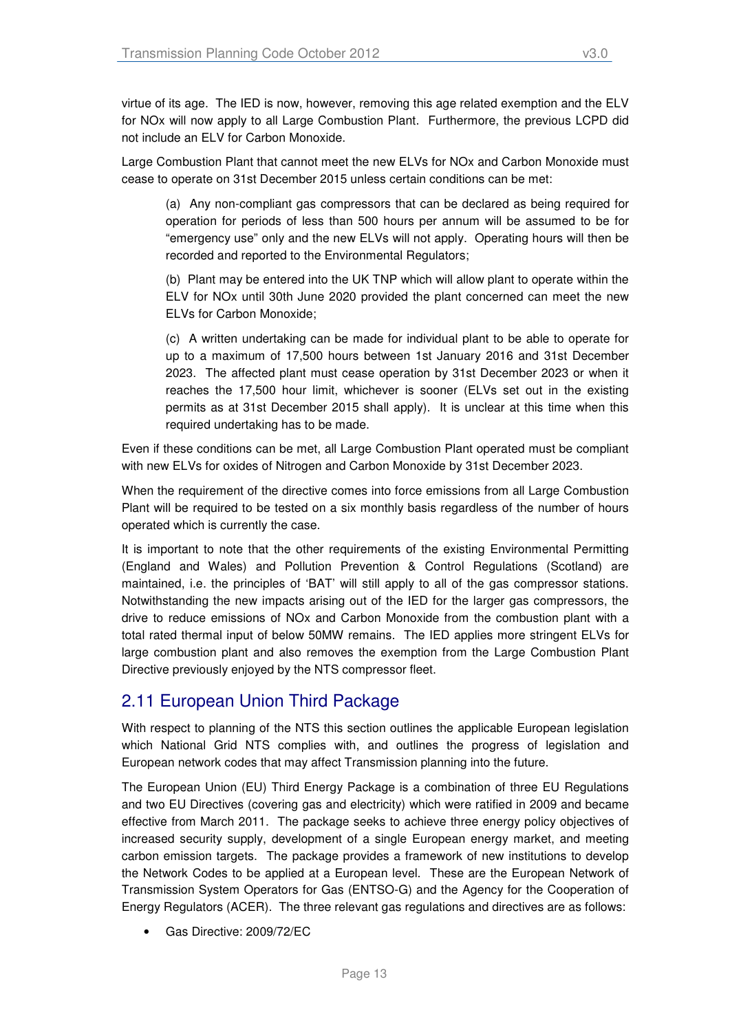virtue of its age. The IED is now, however, removing this age related exemption and the ELV for NOx will now apply to all Large Combustion Plant. Furthermore, the previous LCPD did not include an ELV for Carbon Monoxide.

Large Combustion Plant that cannot meet the new ELVs for NOx and Carbon Monoxide must cease to operate on 31st December 2015 unless certain conditions can be met:

> (a) Any non-compliant gas compressors that can be declared as being required for operation for periods of less than 500 hours per annum will be assumed to be for "emergency use" only and the new ELVs will not apply. Operating hours will then be recorded and reported to the Environmental Regulators;
>
> (b) Plant may be entered into the UK TNP which will allow plant to operate within the ELV for NOx until 30th June 2020 provided the plant concerned can meet the new ELVs for Carbon Monoxide;
>
> (c) A written undertaking can be made for individual plant to be able to operate for up to a maximum of 17,500 hours between 1st January 2016 and 31st December 2023. The affected plant must cease operation by 31st December 2023 or when it reaches the 17,500 hour limit, whichever is sooner (ELVs set out in the existing permits as at 31st December 2015 shall apply). It is unclear at this time when this required undertaking has to be made.

Even if these conditions can be met, all Large Combustion Plant operated must be compliant with new ELVs for oxides of Nitrogen and Carbon Monoxide by 31st December 2023.

When the requirement of the directive comes into force emissions from all Large Combustion Plant will be required to be tested on a six monthly basis regardless of the number of hours operated which is currently the case.

It is important to note that the other requirements of the existing Environmental Permitting (England and Wales) and Pollution Prevention & Control Regulations (Scotland) are maintained, i.e. the principles of 'BAT' will still apply to all of the gas compressor stations. Notwithstanding the new impacts arising out of the IED for the larger gas compressors, the drive to reduce emissions of NOx and Carbon Monoxide from the combustion plant with a total rated thermal input of below 50MW remains. The IED applies more stringent ELVs for large combustion plant and also removes the exemption from the Large Combustion Plant Directive previously enjoyed by the NTS compressor fleet.

## 2.11 European Union Third Package

With respect to planning of the NTS this section outlines the applicable European legislation which National Grid NTS complies with, and outlines the progress of legislation and European network codes that may affect Transmission planning into the future.

The European Union (EU) Third Energy Package is a combination of three EU Regulations and two EU Directives (covering gas and electricity) which were ratified in 2009 and became effective from March 2011. The package seeks to achieve three energy policy objectives of increased security supply, development of a single European energy market, and meeting carbon emission targets. The package provides a framework of new institutions to develop the Network Codes to be applied at a European level. These are the European Network of Transmission System Operators for Gas (ENTSO-G) and the Agency for the Cooperation of Energy Regulators (ACER). The three relevant gas regulations and directives are as follows:

- Gas Directive: 2009/72/EC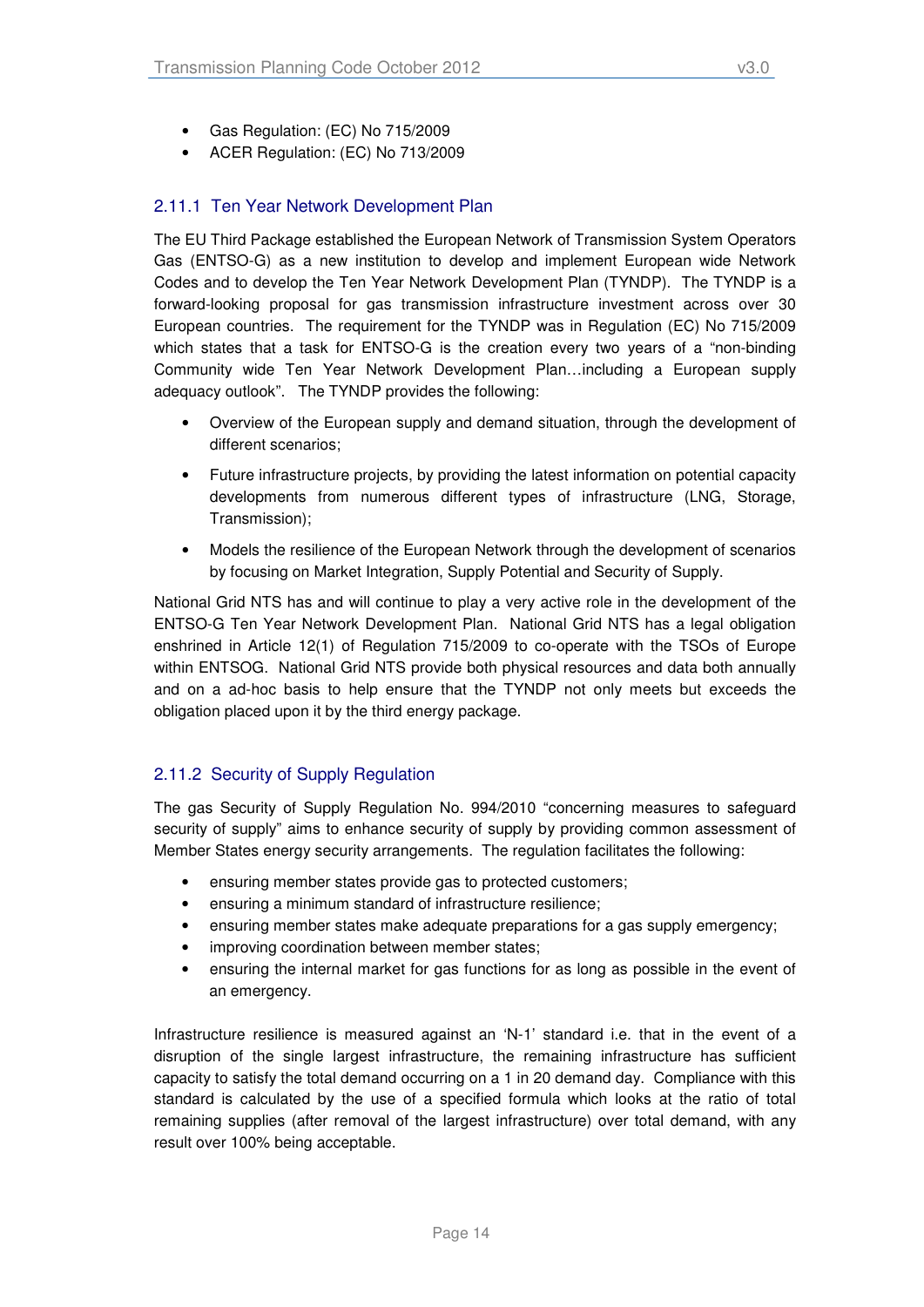- Gas Regulation: (EC) No 715/2009
- ACER Regulation: (EC) No 713/2009

### 2.11.1 Ten Year Network Development Plan

The EU Third Package established the European Network of Transmission System Operators Gas (ENTSO-G) as a new institution to develop and implement European wide Network Codes and to develop the Ten Year Network Development Plan (TYNDP). The TYNDP is a forward-looking proposal for gas transmission infrastructure investment across over 30 European countries. The requirement for the TYNDP was in Regulation (EC) No 715/2009 which states that a task for ENTSO-G is the creation every two years of a "non-binding Community wide Ten Year Network Development Plan…including a European supply adequacy outlook". The TYNDP provides the following:

- Overview of the European supply and demand situation, through the development of different scenarios;
- Future infrastructure projects, by providing the latest information on potential capacity developments from numerous different types of infrastructure (LNG, Storage, Transmission);
- Models the resilience of the European Network through the development of scenarios by focusing on Market Integration, Supply Potential and Security of Supply.

National Grid NTS has and will continue to play a very active role in the development of the ENTSO-G Ten Year Network Development Plan. National Grid NTS has a legal obligation enshrined in Article 12(1) of Regulation 715/2009 to co-operate with the TSOs of Europe within ENTSOG. National Grid NTS provide both physical resources and data both annually and on a ad-hoc basis to help ensure that the TYNDP not only meets but exceeds the obligation placed upon it by the third energy package.

### 2.11.2 Security of Supply Regulation

The gas Security of Supply Regulation No. 994/2010 "concerning measures to safeguard security of supply" aims to enhance security of supply by providing common assessment of Member States energy security arrangements. The regulation facilitates the following:

- ensuring member states provide gas to protected customers;
- ensuring a minimum standard of infrastructure resilience;
- ensuring member states make adequate preparations for a gas supply emergency;
- improving coordination between member states;
- ensuring the internal market for gas functions for as long as possible in the event of an emergency.

Infrastructure resilience is measured against an 'N-1' standard i.e. that in the event of a disruption of the single largest infrastructure, the remaining infrastructure has sufficient capacity to satisfy the total demand occurring on a 1 in 20 demand day. Compliance with this standard is calculated by the use of a specified formula which looks at the ratio of total remaining supplies (after removal of the largest infrastructure) over total demand, with any result over 100% being acceptable.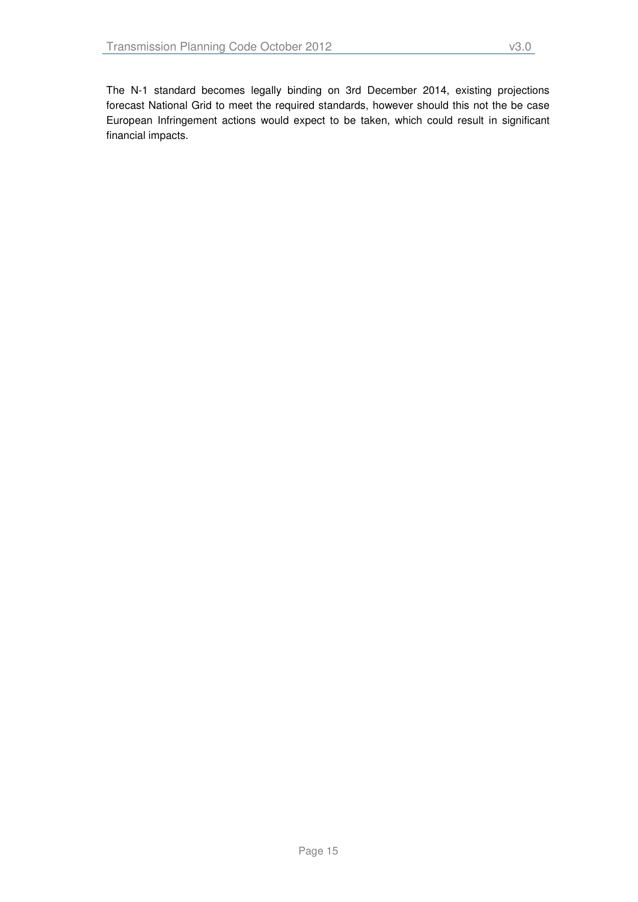The N-1 standard becomes legally binding on 3rd December 2014, existing projections forecast National Grid to meet the required standards, however should this not the be case European Infringement actions would expect to be taken, which could result in significant financial impacts.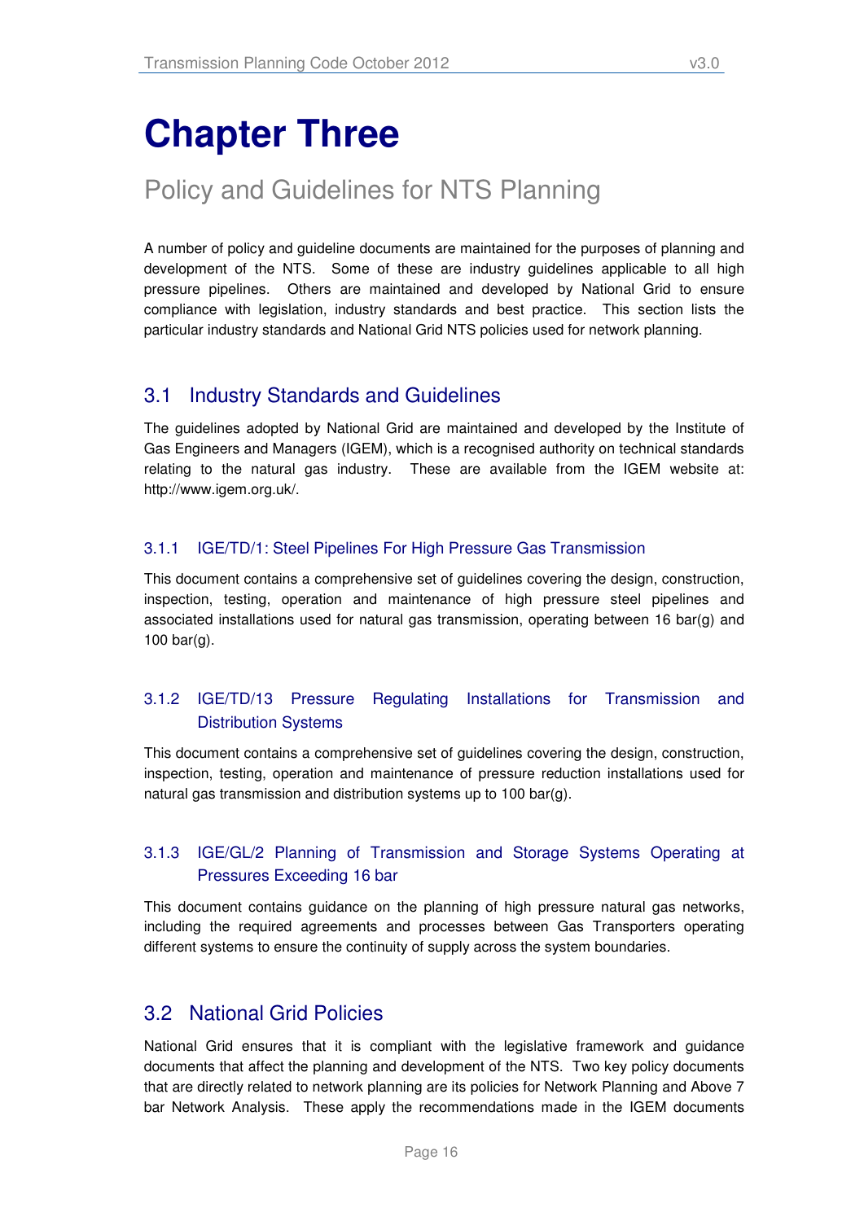# Chapter Three

## Policy and Guidelines for NTS Planning

A number of policy and guideline documents are maintained for the purposes of planning and development of the NTS. Some of these are industry guidelines applicable to all high pressure pipelines. Others are maintained and developed by National Grid to ensure compliance with legislation, industry standards and best practice. This section lists the particular industry standards and National Grid NTS policies used for network planning.

## 3.1 Industry Standards and Guidelines

The guidelines adopted by National Grid are maintained and developed by the Institute of Gas Engineers and Managers (IGEM), which is a recognised authority on technical standards relating to the natural gas industry. These are available from the IGEM website at: http://www.igem.org.uk/.

### 3.1.1 IGE/TD/1: Steel Pipelines For High Pressure Gas Transmission

This document contains a comprehensive set of guidelines covering the design, construction, inspection, testing, operation and maintenance of high pressure steel pipelines and associated installations used for natural gas transmission, operating between 16 bar(g) and 100 bar(g).

### 3.1.2 IGE/TD/13 Pressure Regulating Installations for Transmission and Distribution Systems

This document contains a comprehensive set of guidelines covering the design, construction, inspection, testing, operation and maintenance of pressure reduction installations used for natural gas transmission and distribution systems up to 100 bar(g).

### 3.1.3 IGE/GL/2 Planning of Transmission and Storage Systems Operating at Pressures Exceeding 16 bar

This document contains guidance on the planning of high pressure natural gas networks, including the required agreements and processes between Gas Transporters operating different systems to ensure the continuity of supply across the system boundaries.

## 3.2 National Grid Policies

National Grid ensures that it is compliant with the legislative framework and guidance documents that affect the planning and development of the NTS. Two key policy documents that are directly related to network planning are its policies for Network Planning and Above 7 bar Network Analysis. These apply the recommendations made in the IGEM documents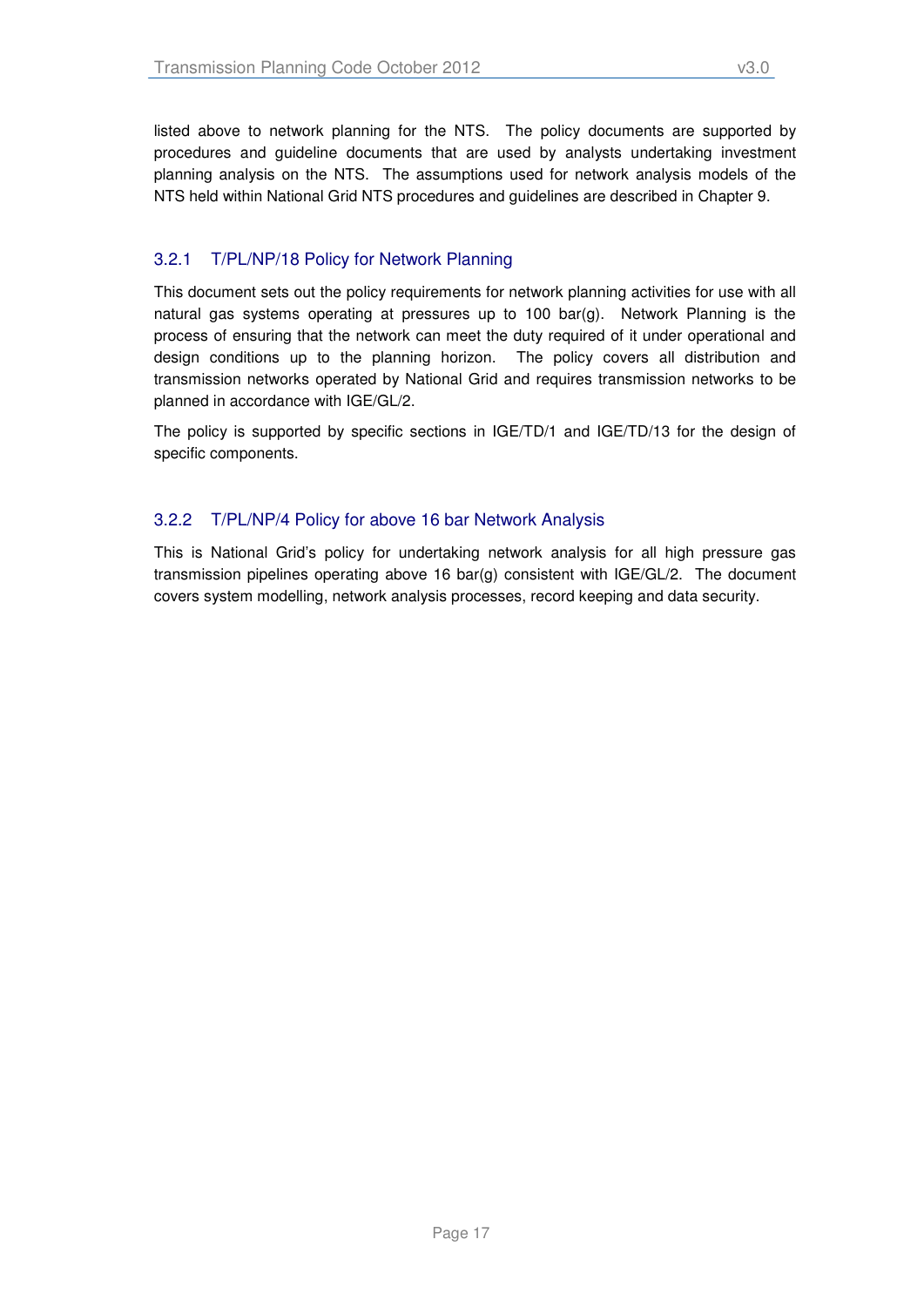listed above to network planning for the NTS. The policy documents are supported by procedures and guideline documents that are used by analysts undertaking investment planning analysis on the NTS. The assumptions used for network analysis models of the NTS held within National Grid NTS procedures and guidelines are described in Chapter 9.

### 3.2.1 T/PL/NP/18 Policy for Network Planning

This document sets out the policy requirements for network planning activities for use with all natural gas systems operating at pressures up to 100 bar(g). Network Planning is the process of ensuring that the network can meet the duty required of it under operational and design conditions up to the planning horizon. The policy covers all distribution and transmission networks operated by National Grid and requires transmission networks to be planned in accordance with IGE/GL/2.

The policy is supported by specific sections in IGE/TD/1 and IGE/TD/13 for the design of specific components.

### 3.2.2 T/PL/NP/4 Policy for above 16 bar Network Analysis

This is National Grid's policy for undertaking network analysis for all high pressure gas transmission pipelines operating above 16 bar(g) consistent with IGE/GL/2. The document covers system modelling, network analysis processes, record keeping and data security.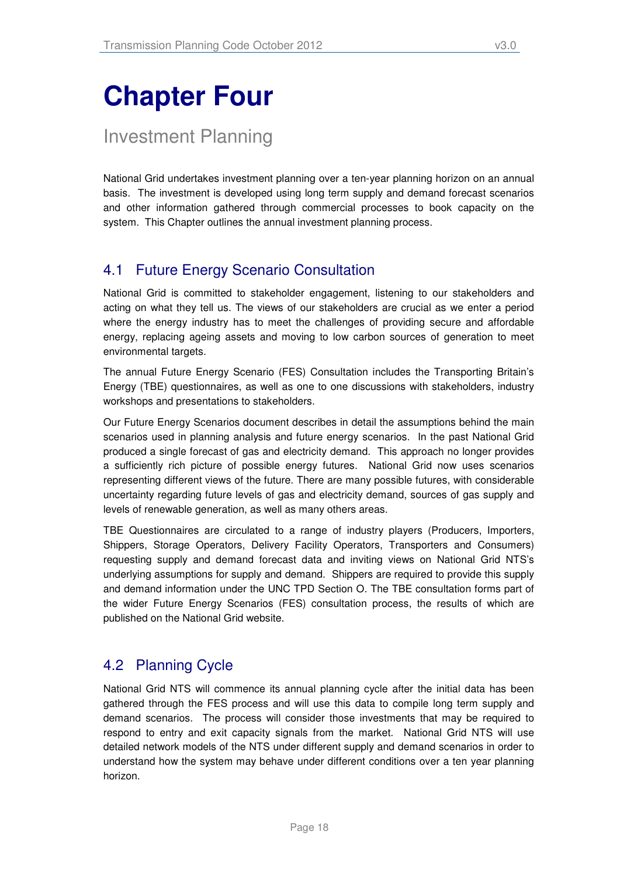# Chapter Four

## Investment Planning

National Grid undertakes investment planning over a ten-year planning horizon on an annual basis. The investment is developed using long term supply and demand forecast scenarios and other information gathered through commercial processes to book capacity on the system. This Chapter outlines the annual investment planning process.

### 4.1 Future Energy Scenario Consultation

National Grid is committed to stakeholder engagement, listening to our stakeholders and acting on what they tell us. The views of our stakeholders are crucial as we enter a period where the energy industry has to meet the challenges of providing secure and affordable energy, replacing ageing assets and moving to low carbon sources of generation to meet environmental targets.

The annual Future Energy Scenario (FES) Consultation includes the Transporting Britain's Energy (TBE) questionnaires, as well as one to one discussions with stakeholders, industry workshops and presentations to stakeholders.

Our Future Energy Scenarios document describes in detail the assumptions behind the main scenarios used in planning analysis and future energy scenarios. In the past National Grid produced a single forecast of gas and electricity demand. This approach no longer provides a sufficiently rich picture of possible energy futures. National Grid now uses scenarios representing different views of the future. There are many possible futures, with considerable uncertainty regarding future levels of gas and electricity demand, sources of gas supply and levels of renewable generation, as well as many others areas.

TBE Questionnaires are circulated to a range of industry players (Producers, Importers, Shippers, Storage Operators, Delivery Facility Operators, Transporters and Consumers) requesting supply and demand forecast data and inviting views on National Grid NTS's underlying assumptions for supply and demand. Shippers are required to provide this supply and demand information under the UNC TPD Section O. The TBE consultation forms part of the wider Future Energy Scenarios (FES) consultation process, the results of which are published on the National Grid website.

### 4.2 Planning Cycle

National Grid NTS will commence its annual planning cycle after the initial data has been gathered through the FES process and will use this data to compile long term supply and demand scenarios. The process will consider those investments that may be required to respond to entry and exit capacity signals from the market. National Grid NTS will use detailed network models of the NTS under different supply and demand scenarios in order to understand how the system may behave under different conditions over a ten year planning horizon.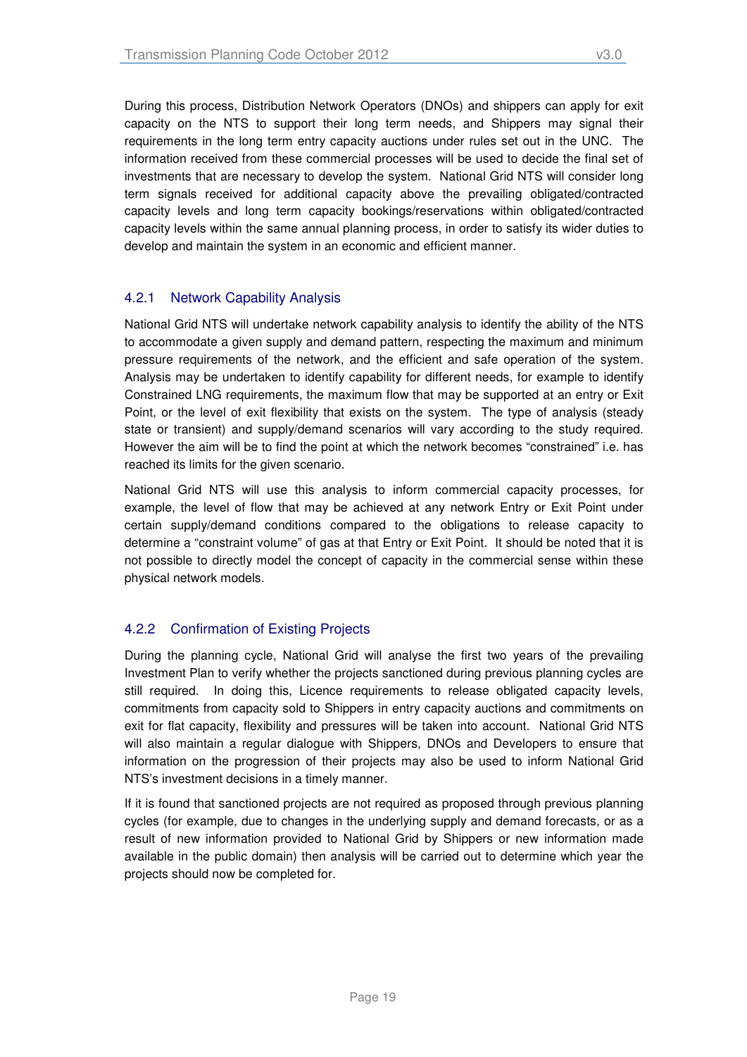During this process, Distribution Network Operators (DNOs) and shippers can apply for exit capacity on the NTS to support their long term needs, and Shippers may signal their requirements in the long term entry capacity auctions under rules set out in the UNC. The information received from these commercial processes will be used to decide the final set of investments that are necessary to develop the system. National Grid NTS will consider long term signals received for additional capacity above the prevailing obligated/contracted capacity levels and long term capacity bookings/reservations within obligated/contracted capacity levels within the same annual planning process, in order to satisfy its wider duties to develop and maintain the system in an economic and efficient manner.

### 4.2.1 Network Capability Analysis

National Grid NTS will undertake network capability analysis to identify the ability of the NTS to accommodate a given supply and demand pattern, respecting the maximum and minimum pressure requirements of the network, and the efficient and safe operation of the system. Analysis may be undertaken to identify capability for different needs, for example to identify Constrained LNG requirements, the maximum flow that may be supported at an entry or Exit Point, or the level of exit flexibility that exists on the system. The type of analysis (steady state or transient) and supply/demand scenarios will vary according to the study required. However the aim will be to find the point at which the network becomes "constrained" i.e. has reached its limits for the given scenario.

National Grid NTS will use this analysis to inform commercial capacity processes, for example, the level of flow that may be achieved at any network Entry or Exit Point under certain supply/demand conditions compared to the obligations to release capacity to determine a "constraint volume" of gas at that Entry or Exit Point. It should be noted that it is not possible to directly model the concept of capacity in the commercial sense within these physical network models.

### 4.2.2 Confirmation of Existing Projects

During the planning cycle, National Grid will analyse the first two years of the prevailing Investment Plan to verify whether the projects sanctioned during previous planning cycles are still required. In doing this, Licence requirements to release obligated capacity levels, commitments from capacity sold to Shippers in entry capacity auctions and commitments on exit for flat capacity, flexibility and pressures will be taken into account. National Grid NTS will also maintain a regular dialogue with Shippers, DNOs and Developers to ensure that information on the progression of their projects may also be used to inform National Grid NTS's investment decisions in a timely manner.

If it is found that sanctioned projects are not required as proposed through previous planning cycles (for example, due to changes in the underlying supply and demand forecasts, or as a result of new information provided to National Grid by Shippers or new information made available in the public domain) then analysis will be carried out to determine which year the projects should now be completed for.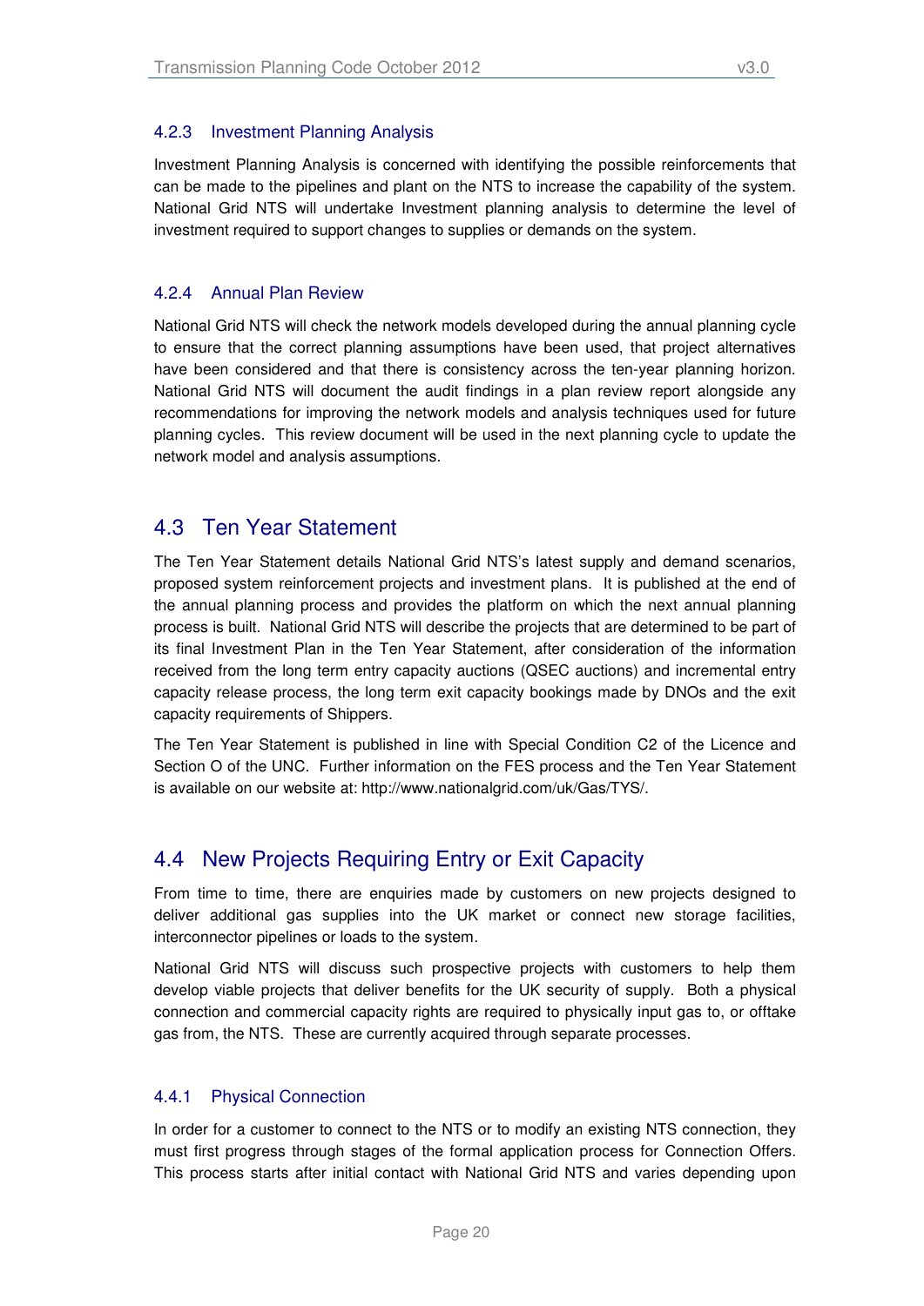### 4.2.3 Investment Planning Analysis

Investment Planning Analysis is concerned with identifying the possible reinforcements that can be made to the pipelines and plant on the NTS to increase the capability of the system. National Grid NTS will undertake Investment planning analysis to determine the level of investment required to support changes to supplies or demands on the system.

### 4.2.4 Annual Plan Review

National Grid NTS will check the network models developed during the annual planning cycle to ensure that the correct planning assumptions have been used, that project alternatives have been considered and that there is consistency across the ten-year planning horizon. National Grid NTS will document the audit findings in a plan review report alongside any recommendations for improving the network models and analysis techniques used for future planning cycles. This review document will be used in the next planning cycle to update the network model and analysis assumptions.

## 4.3 Ten Year Statement

The Ten Year Statement details National Grid NTS's latest supply and demand scenarios, proposed system reinforcement projects and investment plans. It is published at the end of the annual planning process and provides the platform on which the next annual planning process is built. National Grid NTS will describe the projects that are determined to be part of its final Investment Plan in the Ten Year Statement, after consideration of the information received from the long term entry capacity auctions (QSEC auctions) and incremental entry capacity release process, the long term exit capacity bookings made by DNOs and the exit capacity requirements of Shippers.

The Ten Year Statement is published in line with Special Condition C2 of the Licence and Section O of the UNC. Further information on the FES process and the Ten Year Statement is available on our website at: http://www.nationalgrid.com/uk/Gas/TYS/.

## 4.4 New Projects Requiring Entry or Exit Capacity

From time to time, there are enquiries made by customers on new projects designed to deliver additional gas supplies into the UK market or connect new storage facilities, interconnector pipelines or loads to the system.

National Grid NTS will discuss such prospective projects with customers to help them develop viable projects that deliver benefits for the UK security of supply. Both a physical connection and commercial capacity rights are required to physically input gas to, or offtake gas from, the NTS. These are currently acquired through separate processes.

### 4.4.1 Physical Connection

In order for a customer to connect to the NTS or to modify an existing NTS connection, they must first progress through stages of the formal application process for Connection Offers. This process starts after initial contact with National Grid NTS and varies depending upon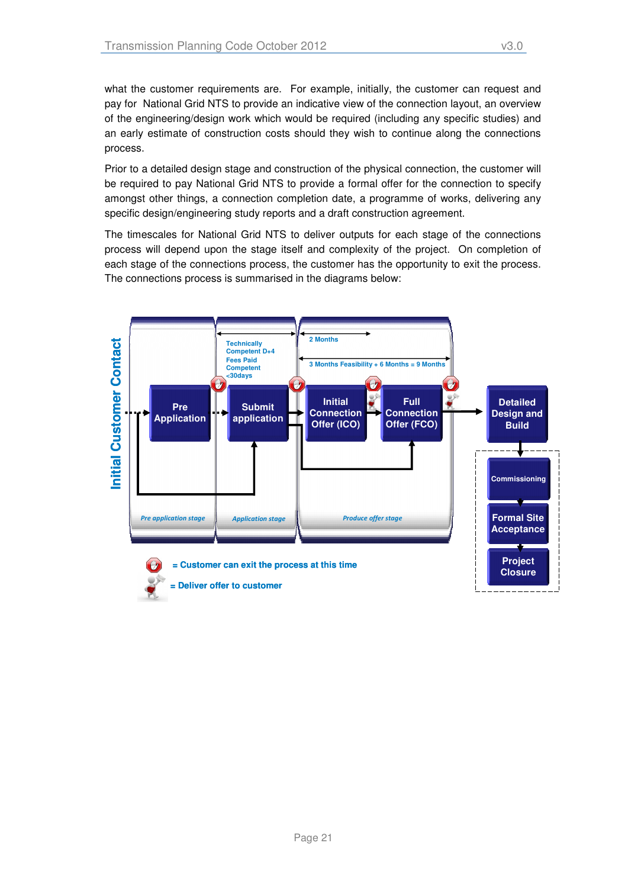what the customer requirements are. For example, initially, the customer can request and pay for National Grid NTS to provide an indicative view of the connection layout, an overview of the engineering/design work which would be required (including any specific studies) and an early estimate of construction costs should they wish to continue along the connections process.

Prior to a detailed design stage and construction of the physical connection, the customer will be required to pay National Grid NTS to provide a formal offer for the connection to specify amongst other things, a connection completion date, a programme of works, delivering any specific design/engineering study reports and a draft construction agreement.

The timescales for National Grid NTS to deliver outputs for each stage of the connections process will depend upon the stage itself and complexity of the project. On completion of each stage of the connections process, the customer has the opportunity to exit the process. The connections process is summarised in the diagrams below:

Initial Customer Contact

Technically Competent D+4
Fees Paid
Competent <30days

2 Months

3 Months Feasibility + 6 Months = 9 Months

Pre Application → Submit application → Initial Connection Offer (ICO) → Full Connection Offer (FCO) → Detailed Design and Build → Commissioning → Formal Site Acceptance → Project Closure

*Pre application stage* | *Application stage* | *Produce offer stage*

= Customer can exit the process at this time

= Deliver offer to customer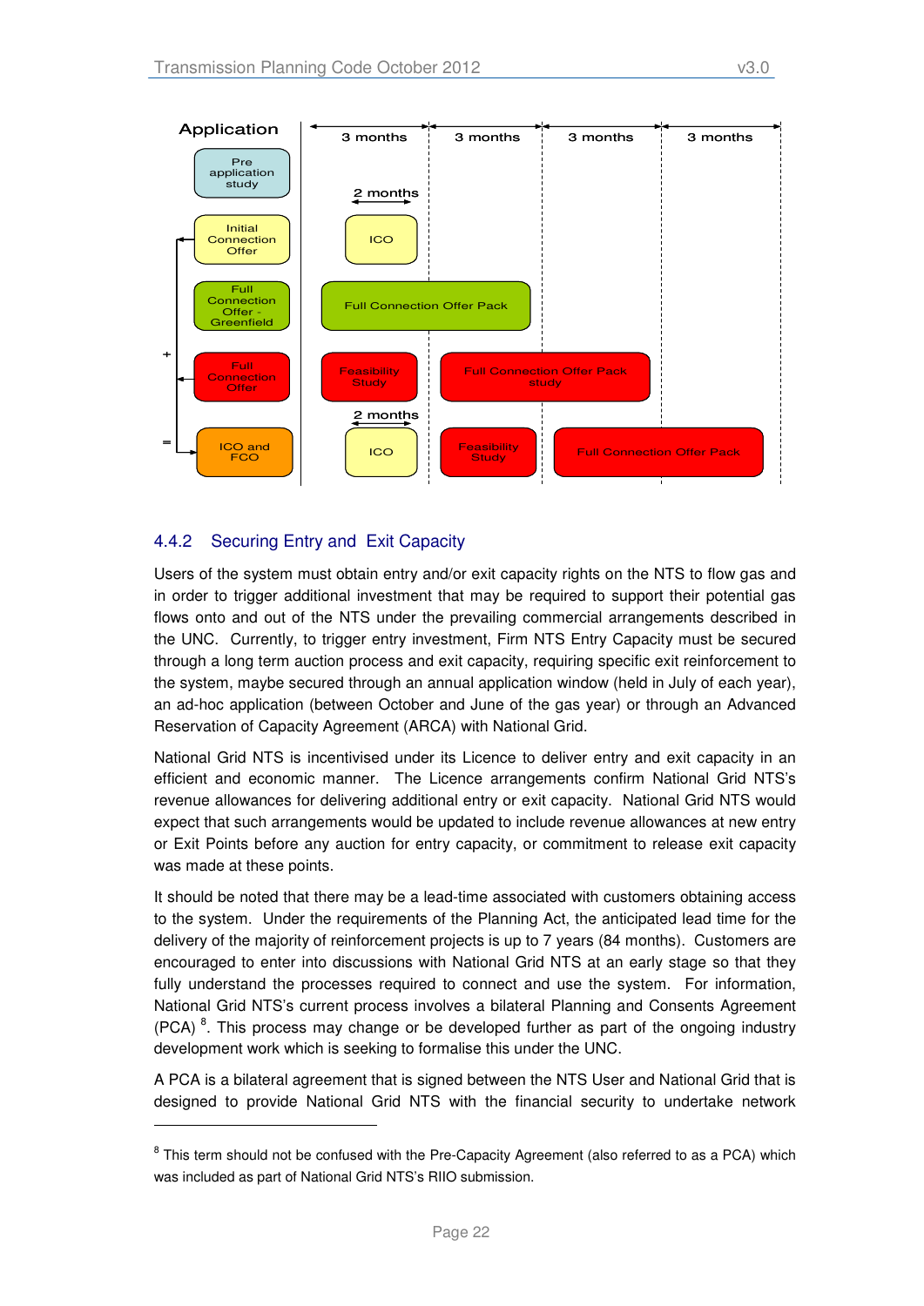| Application | 3 months | 3 months | 3 months | 3 months |
|---|---|---|---|---|
| Pre application study | | | | |
| Initial Connection Offer | ICO (2 months) | | | |
| Full Connection Offer - Greenfield | Full Connection Offer Pack | | | |
| + Full Connection Offer | Feasibility Study | Full Connection Offer Pack study | | |
| = ICO and FCO | ICO (2 months) | Feasibility Study | Full Connection Offer Pack | |

### 4.4.2 Securing Entry and Exit Capacity

Users of the system must obtain entry and/or exit capacity rights on the NTS to flow gas and in order to trigger additional investment that may be required to support their potential gas flows onto and out of the NTS under the prevailing commercial arrangements described in the UNC. Currently, to trigger entry investment, Firm NTS Entry Capacity must be secured through a long term auction process and exit capacity, requiring specific exit reinforcement to the system, maybe secured through an annual application window (held in July of each year), an ad-hoc application (between October and June of the gas year) or through an Advanced Reservation of Capacity Agreement (ARCA) with National Grid.

National Grid NTS is incentivised under its Licence to deliver entry and exit capacity in an efficient and economic manner. The Licence arrangements confirm National Grid NTS's revenue allowances for delivering additional entry or exit capacity. National Grid NTS would expect that such arrangements would be updated to include revenue allowances at new entry or Exit Points before any auction for entry capacity, or commitment to release exit capacity was made at these points.

It should be noted that there may be a lead-time associated with customers obtaining access to the system. Under the requirements of the Planning Act, the anticipated lead time for the delivery of the majority of reinforcement projects is up to 7 years (84 months). Customers are encouraged to enter into discussions with National Grid NTS at an early stage so that they fully understand the processes required to connect and use the system. For information, National Grid NTS's current process involves a bilateral Planning and Consents Agreement (PCA) [8]. This process may change or be developed further as part of the ongoing industry development work which is seeking to formalise this under the UNC.

A PCA is a bilateral agreement that is signed between the NTS User and National Grid that is designed to provide National Grid NTS with the financial security to undertake network

[8] This term should not be confused with the Pre-Capacity Agreement (also referred to as a PCA) which was included as part of National Grid NTS's RIIO submission.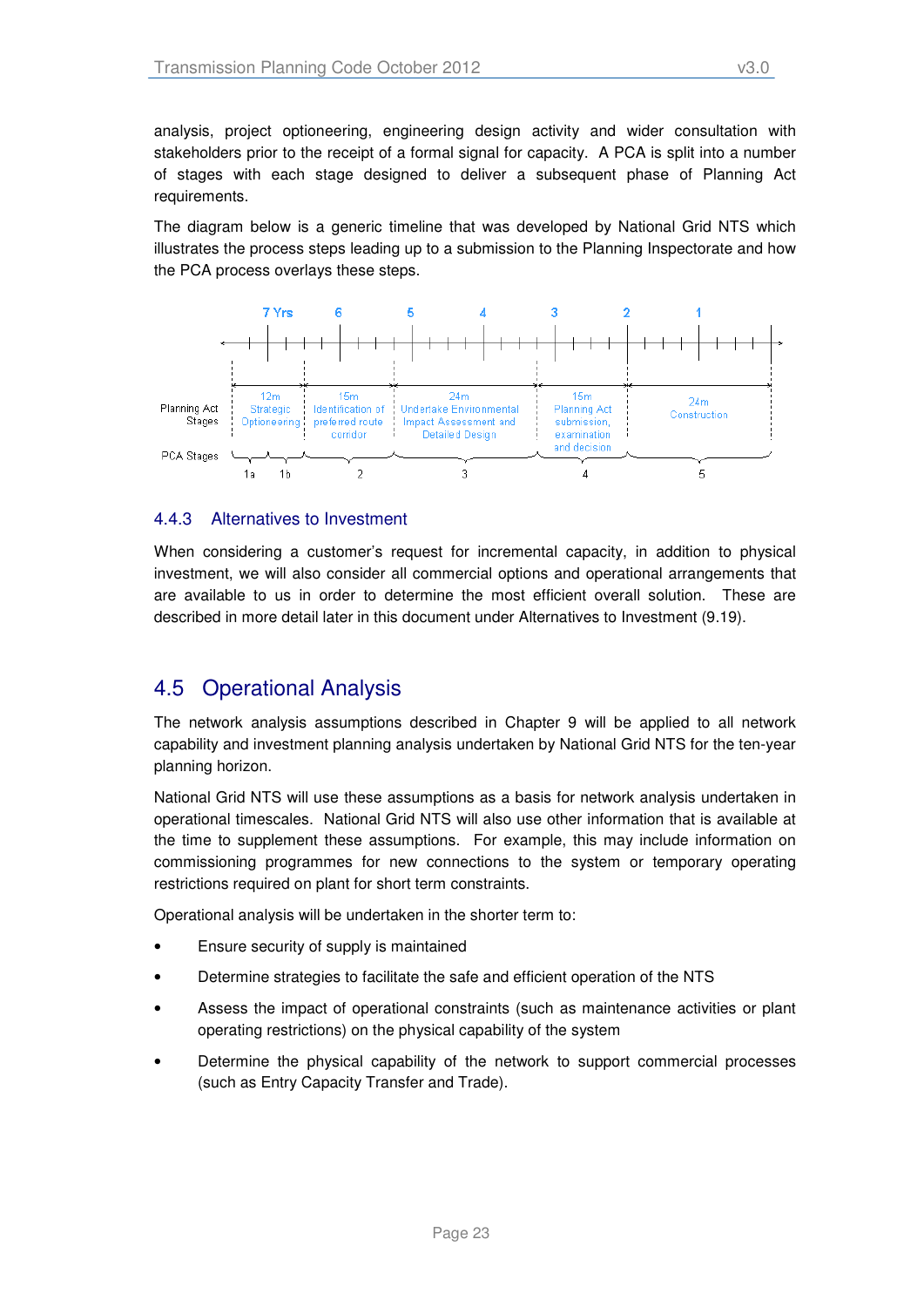analysis, project optioneering, engineering design activity and wider consultation with stakeholders prior to the receipt of a formal signal for capacity. A PCA is split into a number of stages with each stage designed to deliver a subsequent phase of Planning Act requirements.

The diagram below is a generic timeline that was developed by National Grid NTS which illustrates the process steps leading up to a submission to the Planning Inspectorate and how the PCA process overlays these steps.

| | 7 Yrs | 6 | 5 | 4 | 3 | 2 | 1 |
|---|---|---|---|---|---|---|---|
| **Planning Act Stages** | 12m Strategic Optioneering | 15m Identification of preferred route corridor | 24m Undertake Environmental Impact Assessment and Detailed Design | | 15m Planning Act submission, examination and decision | 24m Construction | |
| **PCA Stages** | 1a, 1b | 2 | 3 | | 4 | 5 | |

### 4.4.3 Alternatives to Investment

When considering a customer's request for incremental capacity, in addition to physical investment, we will also consider all commercial options and operational arrangements that are available to us in order to determine the most efficient overall solution. These are described in more detail later in this document under Alternatives to Investment (9.19).

## 4.5 Operational Analysis

The network analysis assumptions described in Chapter 9 will be applied to all network capability and investment planning analysis undertaken by National Grid NTS for the ten-year planning horizon.

National Grid NTS will use these assumptions as a basis for network analysis undertaken in operational timescales. National Grid NTS will also use other information that is available at the time to supplement these assumptions. For example, this may include information on commissioning programmes for new connections to the system or temporary operating restrictions required on plant for short term constraints.

Operational analysis will be undertaken in the shorter term to:

- Ensure security of supply is maintained
- Determine strategies to facilitate the safe and efficient operation of the NTS
- Assess the impact of operational constraints (such as maintenance activities or plant operating restrictions) on the physical capability of the system
- Determine the physical capability of the network to support commercial processes (such as Entry Capacity Transfer and Trade).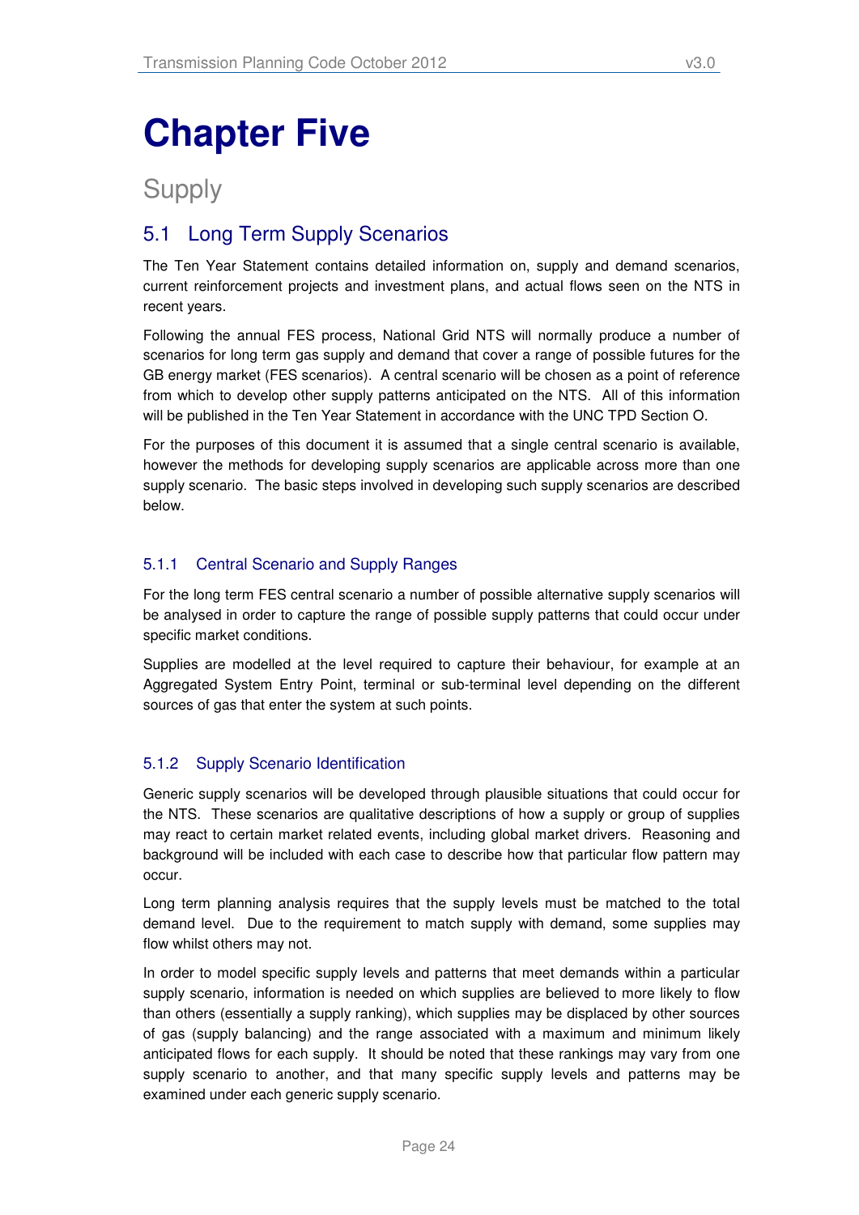# Chapter Five

## Supply

## 5.1 Long Term Supply Scenarios

The Ten Year Statement contains detailed information on, supply and demand scenarios, current reinforcement projects and investment plans, and actual flows seen on the NTS in recent years.

Following the annual FES process, National Grid NTS will normally produce a number of scenarios for long term gas supply and demand that cover a range of possible futures for the GB energy market (FES scenarios). A central scenario will be chosen as a point of reference from which to develop other supply patterns anticipated on the NTS. All of this information will be published in the Ten Year Statement in accordance with the UNC TPD Section O.

For the purposes of this document it is assumed that a single central scenario is available, however the methods for developing supply scenarios are applicable across more than one supply scenario. The basic steps involved in developing such supply scenarios are described below.

### 5.1.1 Central Scenario and Supply Ranges

For the long term FES central scenario a number of possible alternative supply scenarios will be analysed in order to capture the range of possible supply patterns that could occur under specific market conditions.

Supplies are modelled at the level required to capture their behaviour, for example at an Aggregated System Entry Point, terminal or sub-terminal level depending on the different sources of gas that enter the system at such points.

### 5.1.2 Supply Scenario Identification

Generic supply scenarios will be developed through plausible situations that could occur for the NTS. These scenarios are qualitative descriptions of how a supply or group of supplies may react to certain market related events, including global market drivers. Reasoning and background will be included with each case to describe how that particular flow pattern may occur.

Long term planning analysis requires that the supply levels must be matched to the total demand level. Due to the requirement to match supply with demand, some supplies may flow whilst others may not.

In order to model specific supply levels and patterns that meet demands within a particular supply scenario, information is needed on which supplies are believed to more likely to flow than others (essentially a supply ranking), which supplies may be displaced by other sources of gas (supply balancing) and the range associated with a maximum and minimum likely anticipated flows for each supply. It should be noted that these rankings may vary from one supply scenario to another, and that many specific supply levels and patterns may be examined under each generic supply scenario.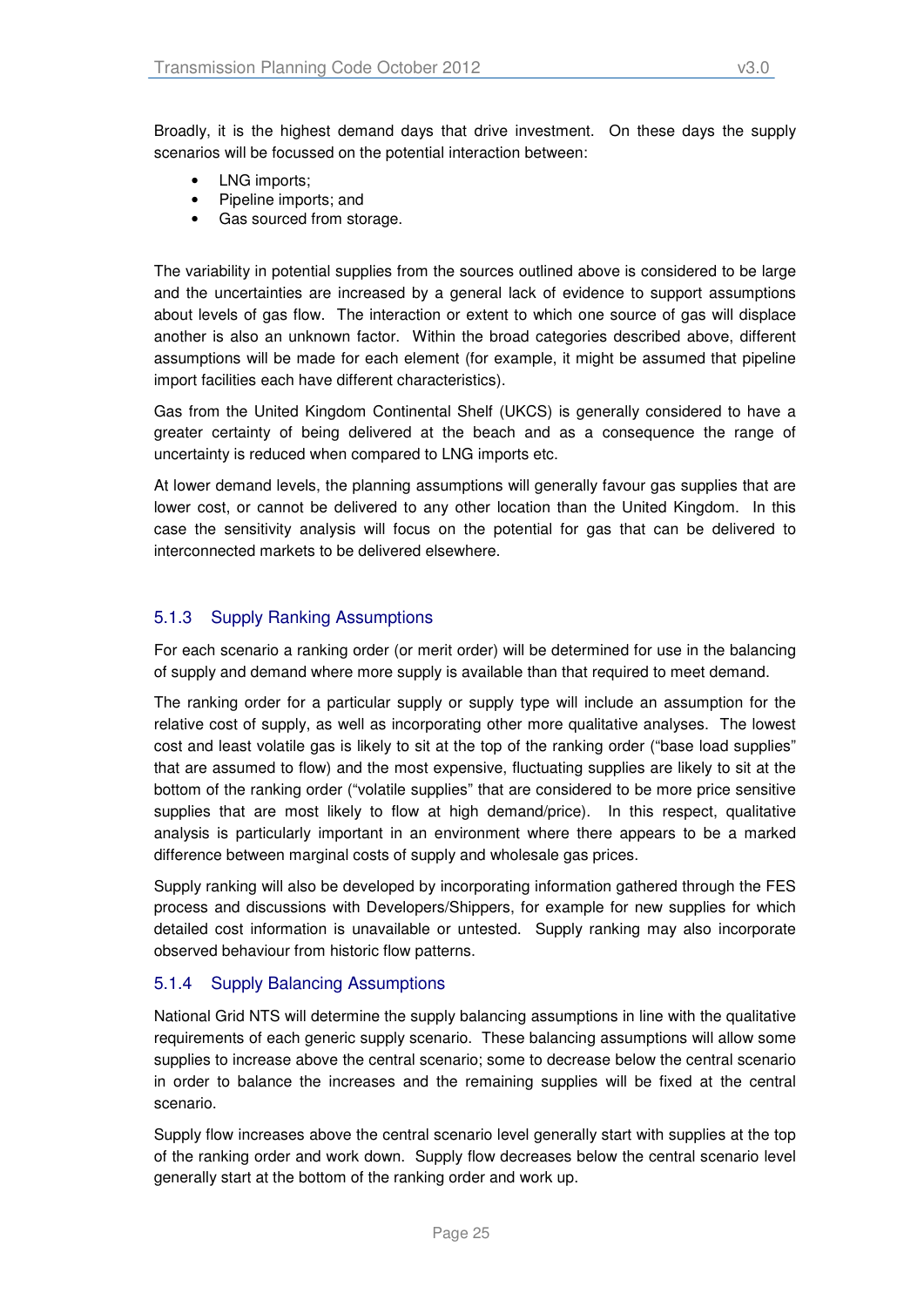Broadly, it is the highest demand days that drive investment. On these days the supply scenarios will be focussed on the potential interaction between:

- LNG imports;
- Pipeline imports; and
- Gas sourced from storage.

The variability in potential supplies from the sources outlined above is considered to be large and the uncertainties are increased by a general lack of evidence to support assumptions about levels of gas flow. The interaction or extent to which one source of gas will displace another is also an unknown factor. Within the broad categories described above, different assumptions will be made for each element (for example, it might be assumed that pipeline import facilities each have different characteristics).

Gas from the United Kingdom Continental Shelf (UKCS) is generally considered to have a greater certainty of being delivered at the beach and as a consequence the range of uncertainty is reduced when compared to LNG imports etc.

At lower demand levels, the planning assumptions will generally favour gas supplies that are lower cost, or cannot be delivered to any other location than the United Kingdom. In this case the sensitivity analysis will focus on the potential for gas that can be delivered to interconnected markets to be delivered elsewhere.

### 5.1.3 Supply Ranking Assumptions

For each scenario a ranking order (or merit order) will be determined for use in the balancing of supply and demand where more supply is available than that required to meet demand.

The ranking order for a particular supply or supply type will include an assumption for the relative cost of supply, as well as incorporating other more qualitative analyses. The lowest cost and least volatile gas is likely to sit at the top of the ranking order ("base load supplies" that are assumed to flow) and the most expensive, fluctuating supplies are likely to sit at the bottom of the ranking order ("volatile supplies" that are considered to be more price sensitive supplies that are most likely to flow at high demand/price). In this respect, qualitative analysis is particularly important in an environment where there appears to be a marked difference between marginal costs of supply and wholesale gas prices.

Supply ranking will also be developed by incorporating information gathered through the FES process and discussions with Developers/Shippers, for example for new supplies for which detailed cost information is unavailable or untested. Supply ranking may also incorporate observed behaviour from historic flow patterns.

### 5.1.4 Supply Balancing Assumptions

National Grid NTS will determine the supply balancing assumptions in line with the qualitative requirements of each generic supply scenario. These balancing assumptions will allow some supplies to increase above the central scenario; some to decrease below the central scenario in order to balance the increases and the remaining supplies will be fixed at the central scenario.

Supply flow increases above the central scenario level generally start with supplies at the top of the ranking order and work down. Supply flow decreases below the central scenario level generally start at the bottom of the ranking order and work up.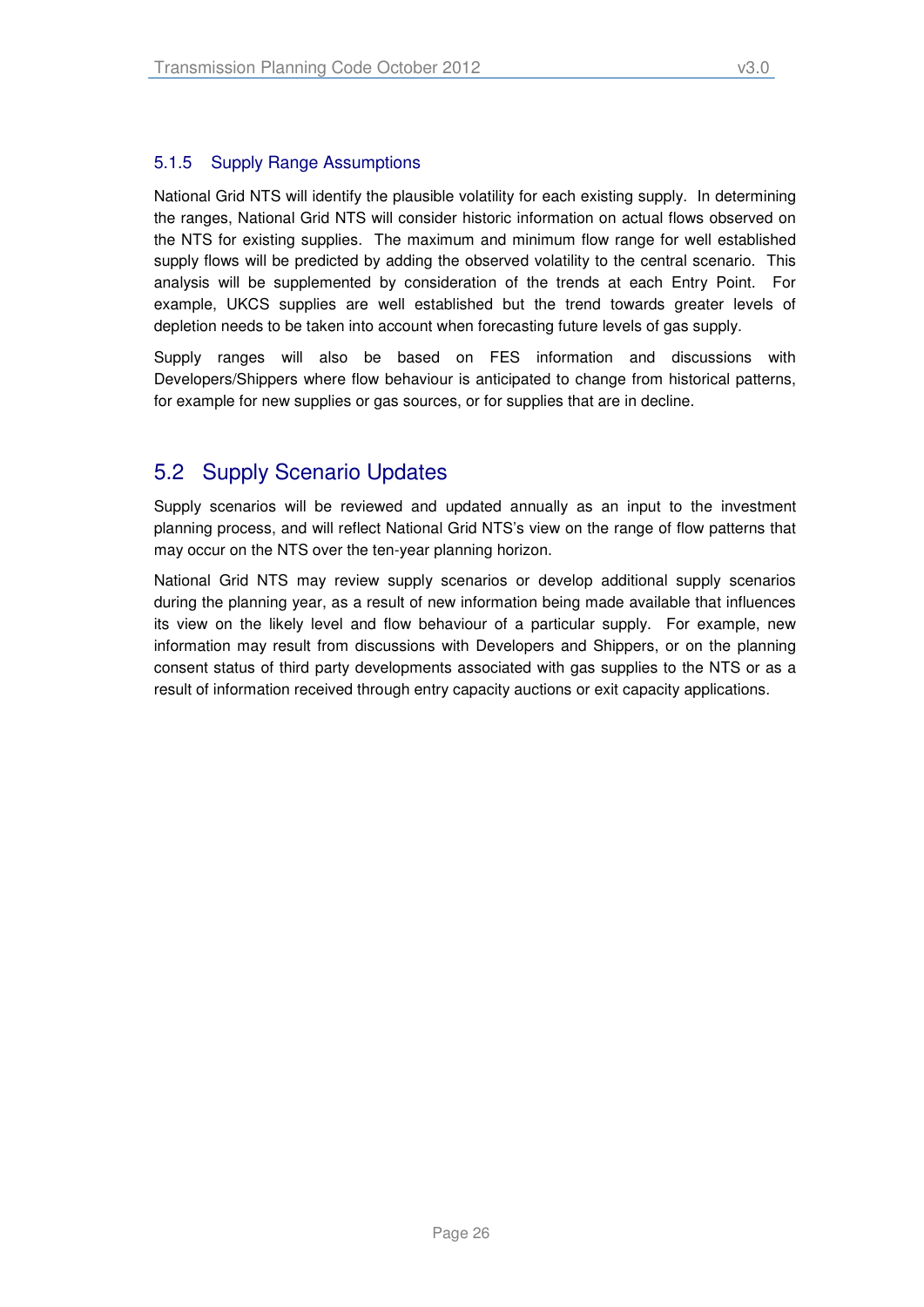### 5.1.5 Supply Range Assumptions

National Grid NTS will identify the plausible volatility for each existing supply. In determining the ranges, National Grid NTS will consider historic information on actual flows observed on the NTS for existing supplies. The maximum and minimum flow range for well established supply flows will be predicted by adding the observed volatility to the central scenario. This analysis will be supplemented by consideration of the trends at each Entry Point. For example, UKCS supplies are well established but the trend towards greater levels of depletion needs to be taken into account when forecasting future levels of gas supply.

Supply ranges will also be based on FES information and discussions with Developers/Shippers where flow behaviour is anticipated to change from historical patterns, for example for new supplies or gas sources, or for supplies that are in decline.

## 5.2 Supply Scenario Updates

Supply scenarios will be reviewed and updated annually as an input to the investment planning process, and will reflect National Grid NTS's view on the range of flow patterns that may occur on the NTS over the ten-year planning horizon.

National Grid NTS may review supply scenarios or develop additional supply scenarios during the planning year, as a result of new information being made available that influences its view on the likely level and flow behaviour of a particular supply. For example, new information may result from discussions with Developers and Shippers, or on the planning consent status of third party developments associated with gas supplies to the NTS or as a result of information received through entry capacity auctions or exit capacity applications.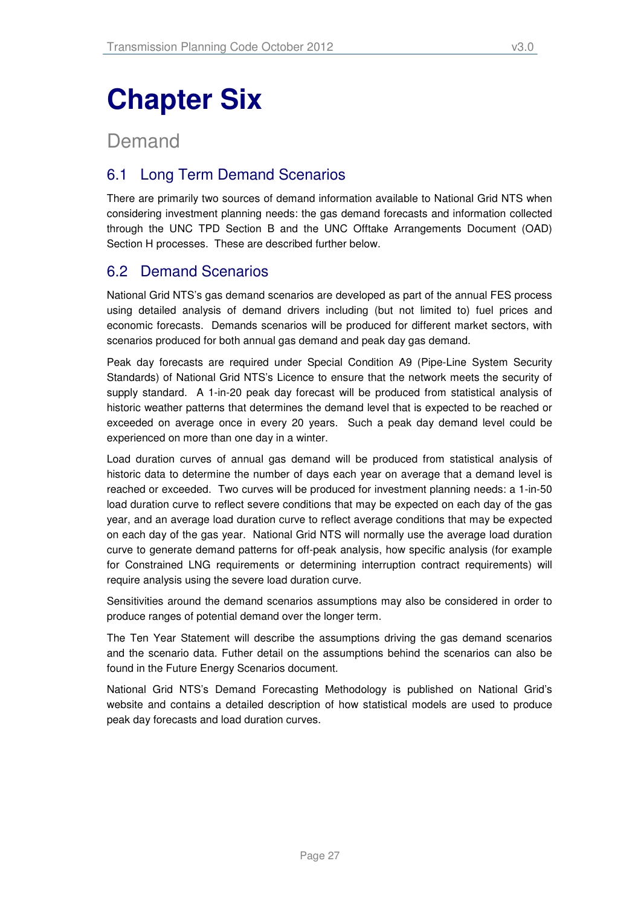# Chapter Six

## Demand

### 6.1 Long Term Demand Scenarios

There are primarily two sources of demand information available to National Grid NTS when considering investment planning needs: the gas demand forecasts and information collected through the UNC TPD Section B and the UNC Offtake Arrangements Document (OAD) Section H processes. These are described further below.

### 6.2 Demand Scenarios

National Grid NTS's gas demand scenarios are developed as part of the annual FES process using detailed analysis of demand drivers including (but not limited to) fuel prices and economic forecasts. Demands scenarios will be produced for different market sectors, with scenarios produced for both annual gas demand and peak day gas demand.

Peak day forecasts are required under Special Condition A9 (Pipe-Line System Security Standards) of National Grid NTS's Licence to ensure that the network meets the security of supply standard. A 1-in-20 peak day forecast will be produced from statistical analysis of historic weather patterns that determines the demand level that is expected to be reached or exceeded on average once in every 20 years. Such a peak day demand level could be experienced on more than one day in a winter.

Load duration curves of annual gas demand will be produced from statistical analysis of historic data to determine the number of days each year on average that a demand level is reached or exceeded. Two curves will be produced for investment planning needs: a 1-in-50 load duration curve to reflect severe conditions that may be expected on each day of the gas year, and an average load duration curve to reflect average conditions that may be expected on each day of the gas year. National Grid NTS will normally use the average load duration curve to generate demand patterns for off-peak analysis, how specific analysis (for example for Constrained LNG requirements or determining interruption contract requirements) will require analysis using the severe load duration curve.

Sensitivities around the demand scenarios assumptions may also be considered in order to produce ranges of potential demand over the longer term.

The Ten Year Statement will describe the assumptions driving the gas demand scenarios and the scenario data. Futher detail on the assumptions behind the scenarios can also be found in the Future Energy Scenarios document.

National Grid NTS's Demand Forecasting Methodology is published on National Grid's website and contains a detailed description of how statistical models are used to produce peak day forecasts and load duration curves.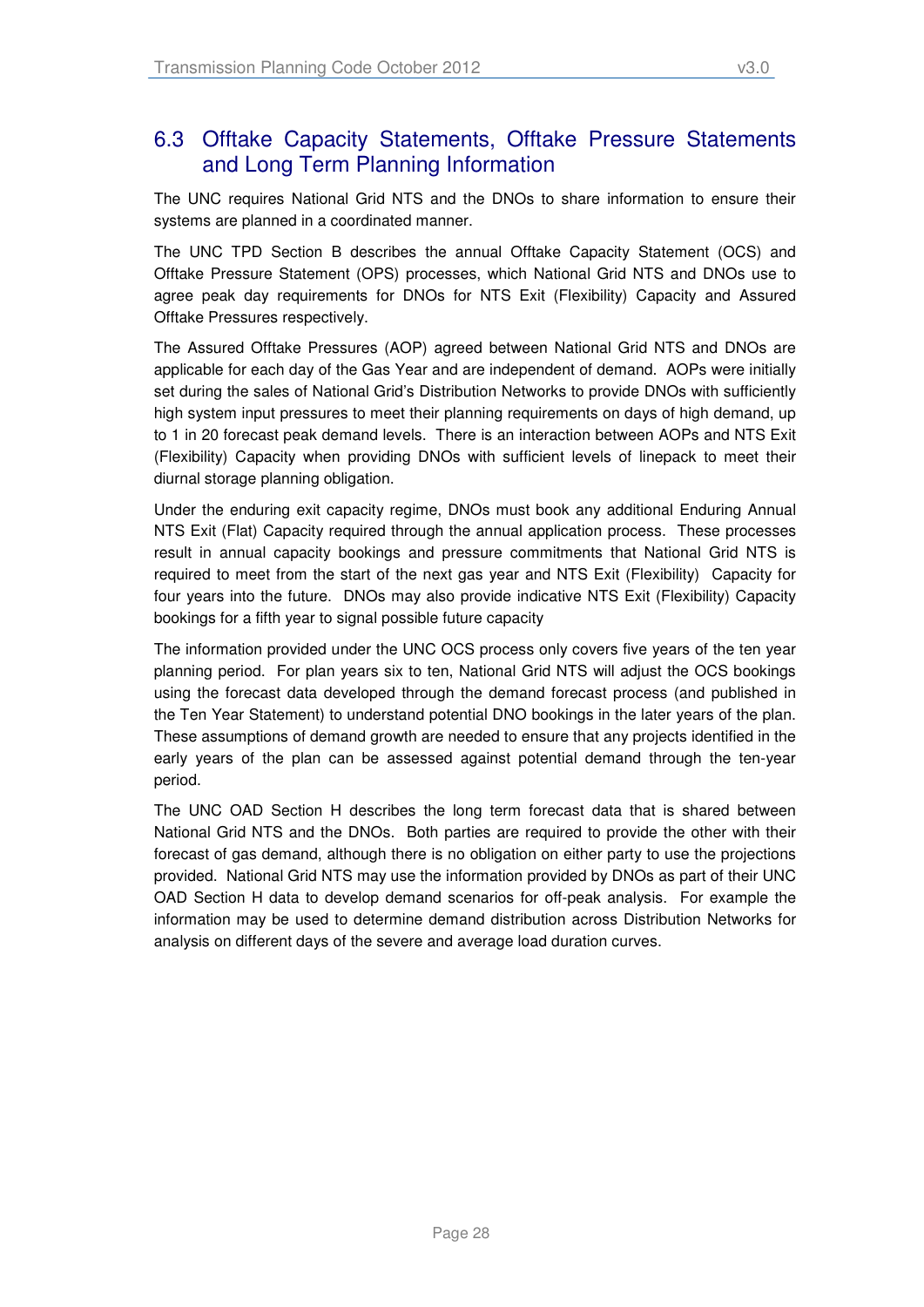## 6.3 Offtake Capacity Statements, Offtake Pressure Statements and Long Term Planning Information

The UNC requires National Grid NTS and the DNOs to share information to ensure their systems are planned in a coordinated manner.

The UNC TPD Section B describes the annual Offtake Capacity Statement (OCS) and Offtake Pressure Statement (OPS) processes, which National Grid NTS and DNOs use to agree peak day requirements for DNOs for NTS Exit (Flexibility) Capacity and Assured Offtake Pressures respectively.

The Assured Offtake Pressures (AOP) agreed between National Grid NTS and DNOs are applicable for each day of the Gas Year and are independent of demand. AOPs were initially set during the sales of National Grid's Distribution Networks to provide DNOs with sufficiently high system input pressures to meet their planning requirements on days of high demand, up to 1 in 20 forecast peak demand levels. There is an interaction between AOPs and NTS Exit (Flexibility) Capacity when providing DNOs with sufficient levels of linepack to meet their diurnal storage planning obligation.

Under the enduring exit capacity regime, DNOs must book any additional Enduring Annual NTS Exit (Flat) Capacity required through the annual application process. These processes result in annual capacity bookings and pressure commitments that National Grid NTS is required to meet from the start of the next gas year and NTS Exit (Flexibility) Capacity for four years into the future. DNOs may also provide indicative NTS Exit (Flexibility) Capacity bookings for a fifth year to signal possible future capacity

The information provided under the UNC OCS process only covers five years of the ten year planning period. For plan years six to ten, National Grid NTS will adjust the OCS bookings using the forecast data developed through the demand forecast process (and published in the Ten Year Statement) to understand potential DNO bookings in the later years of the plan. These assumptions of demand growth are needed to ensure that any projects identified in the early years of the plan can be assessed against potential demand through the ten-year period.

The UNC OAD Section H describes the long term forecast data that is shared between National Grid NTS and the DNOs. Both parties are required to provide the other with their forecast of gas demand, although there is no obligation on either party to use the projections provided. National Grid NTS may use the information provided by DNOs as part of their UNC OAD Section H data to develop demand scenarios for off-peak analysis. For example the information may be used to determine demand distribution across Distribution Networks for analysis on different days of the severe and average load duration curves.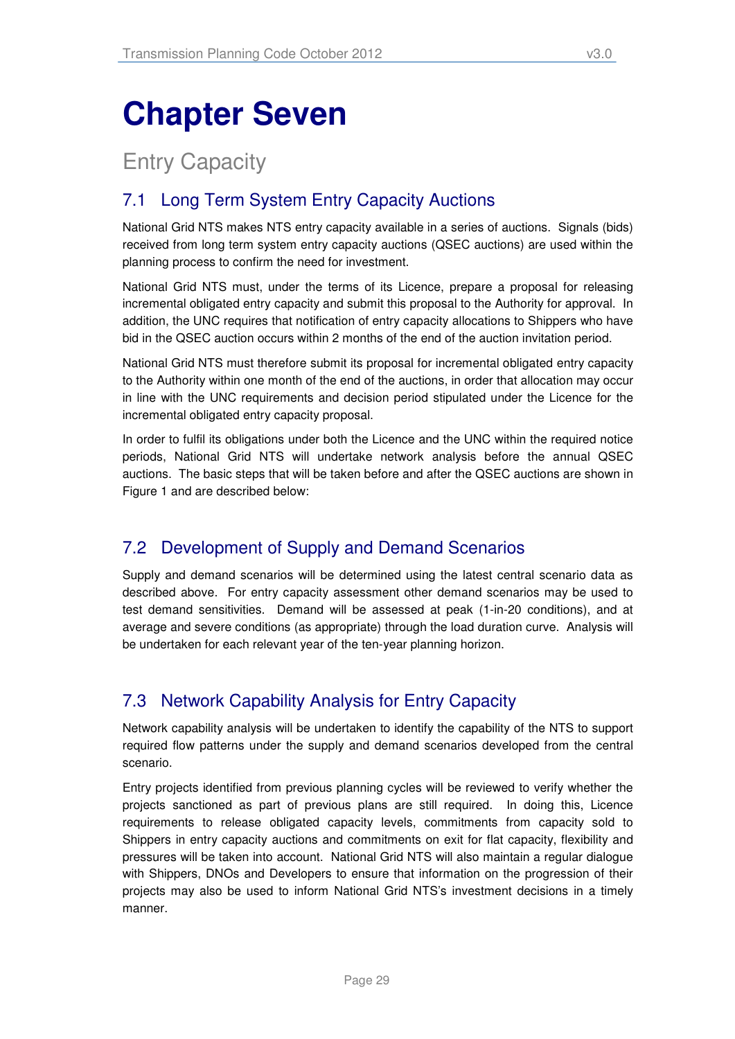# Chapter Seven

## Entry Capacity

### 7.1 Long Term System Entry Capacity Auctions

National Grid NTS makes NTS entry capacity available in a series of auctions. Signals (bids) received from long term system entry capacity auctions (QSEC auctions) are used within the planning process to confirm the need for investment.

National Grid NTS must, under the terms of its Licence, prepare a proposal for releasing incremental obligated entry capacity and submit this proposal to the Authority for approval. In addition, the UNC requires that notification of entry capacity allocations to Shippers who have bid in the QSEC auction occurs within 2 months of the end of the auction invitation period.

National Grid NTS must therefore submit its proposal for incremental obligated entry capacity to the Authority within one month of the end of the auctions, in order that allocation may occur in line with the UNC requirements and decision period stipulated under the Licence for the incremental obligated entry capacity proposal.

In order to fulfil its obligations under both the Licence and the UNC within the required notice periods, National Grid NTS will undertake network analysis before the annual QSEC auctions. The basic steps that will be taken before and after the QSEC auctions are shown in Figure 1 and are described below:

### 7.2 Development of Supply and Demand Scenarios

Supply and demand scenarios will be determined using the latest central scenario data as described above. For entry capacity assessment other demand scenarios may be used to test demand sensitivities. Demand will be assessed at peak (1-in-20 conditions), and at average and severe conditions (as appropriate) through the load duration curve. Analysis will be undertaken for each relevant year of the ten-year planning horizon.

### 7.3 Network Capability Analysis for Entry Capacity

Network capability analysis will be undertaken to identify the capability of the NTS to support required flow patterns under the supply and demand scenarios developed from the central scenario.

Entry projects identified from previous planning cycles will be reviewed to verify whether the projects sanctioned as part of previous plans are still required. In doing this, Licence requirements to release obligated capacity levels, commitments from capacity sold to Shippers in entry capacity auctions and commitments on exit for flat capacity, flexibility and pressures will be taken into account. National Grid NTS will also maintain a regular dialogue with Shippers, DNOs and Developers to ensure that information on the progression of their projects may also be used to inform National Grid NTS's investment decisions in a timely manner.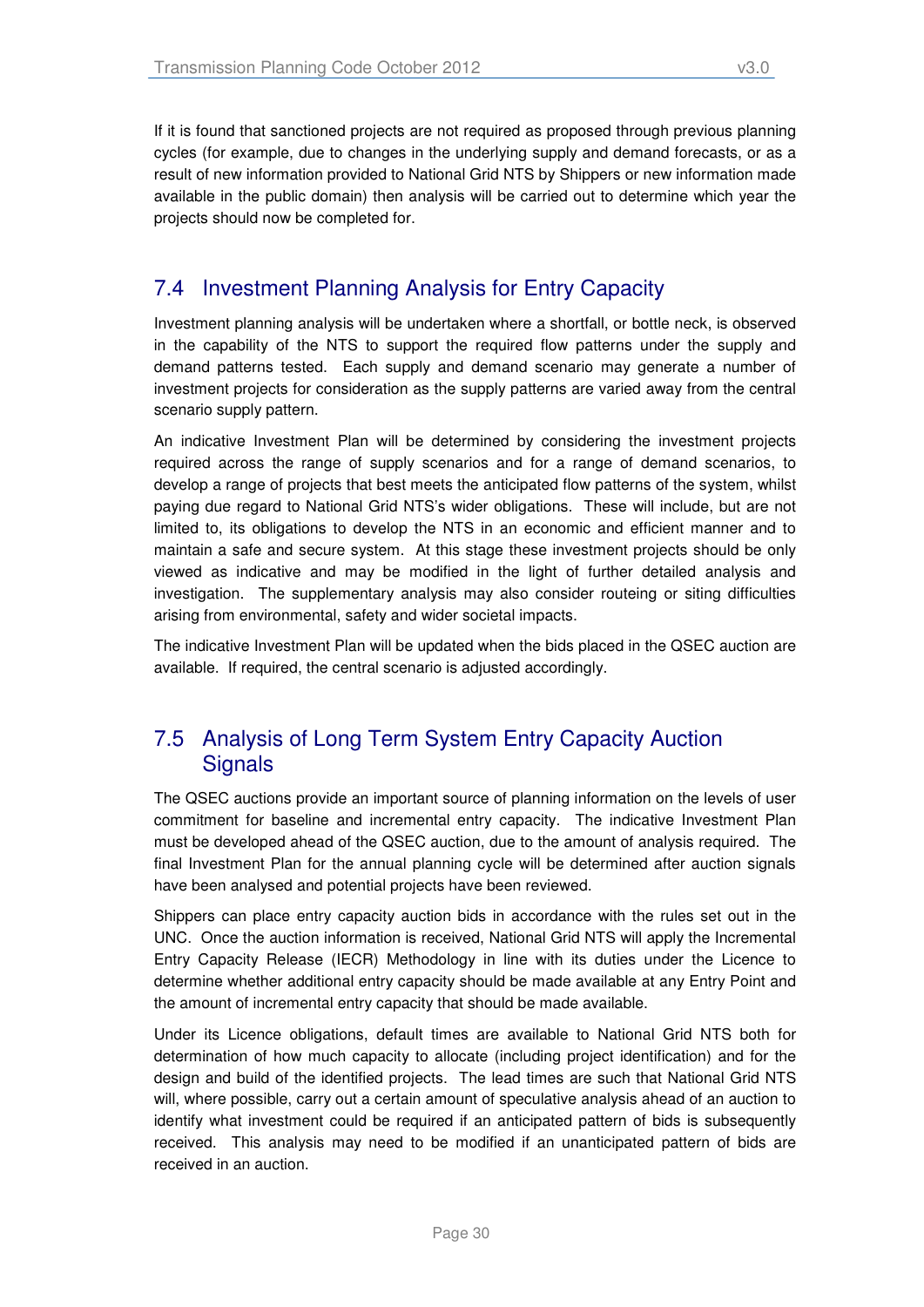If it is found that sanctioned projects are not required as proposed through previous planning cycles (for example, due to changes in the underlying supply and demand forecasts, or as a result of new information provided to National Grid NTS by Shippers or new information made available in the public domain) then analysis will be carried out to determine which year the projects should now be completed for.

## 7.4 Investment Planning Analysis for Entry Capacity

Investment planning analysis will be undertaken where a shortfall, or bottle neck, is observed in the capability of the NTS to support the required flow patterns under the supply and demand patterns tested. Each supply and demand scenario may generate a number of investment projects for consideration as the supply patterns are varied away from the central scenario supply pattern.

An indicative Investment Plan will be determined by considering the investment projects required across the range of supply scenarios and for a range of demand scenarios, to develop a range of projects that best meets the anticipated flow patterns of the system, whilst paying due regard to National Grid NTS's wider obligations. These will include, but are not limited to, its obligations to develop the NTS in an economic and efficient manner and to maintain a safe and secure system. At this stage these investment projects should be only viewed as indicative and may be modified in the light of further detailed analysis and investigation. The supplementary analysis may also consider routeing or siting difficulties arising from environmental, safety and wider societal impacts.

The indicative Investment Plan will be updated when the bids placed in the QSEC auction are available. If required, the central scenario is adjusted accordingly.

## 7.5 Analysis of Long Term System Entry Capacity Auction Signals

The QSEC auctions provide an important source of planning information on the levels of user commitment for baseline and incremental entry capacity. The indicative Investment Plan must be developed ahead of the QSEC auction, due to the amount of analysis required. The final Investment Plan for the annual planning cycle will be determined after auction signals have been analysed and potential projects have been reviewed.

Shippers can place entry capacity auction bids in accordance with the rules set out in the UNC. Once the auction information is received, National Grid NTS will apply the Incremental Entry Capacity Release (IECR) Methodology in line with its duties under the Licence to determine whether additional entry capacity should be made available at any Entry Point and the amount of incremental entry capacity that should be made available.

Under its Licence obligations, default times are available to National Grid NTS both for determination of how much capacity to allocate (including project identification) and for the design and build of the identified projects. The lead times are such that National Grid NTS will, where possible, carry out a certain amount of speculative analysis ahead of an auction to identify what investment could be required if an anticipated pattern of bids is subsequently received. This analysis may need to be modified if an unanticipated pattern of bids are received in an auction.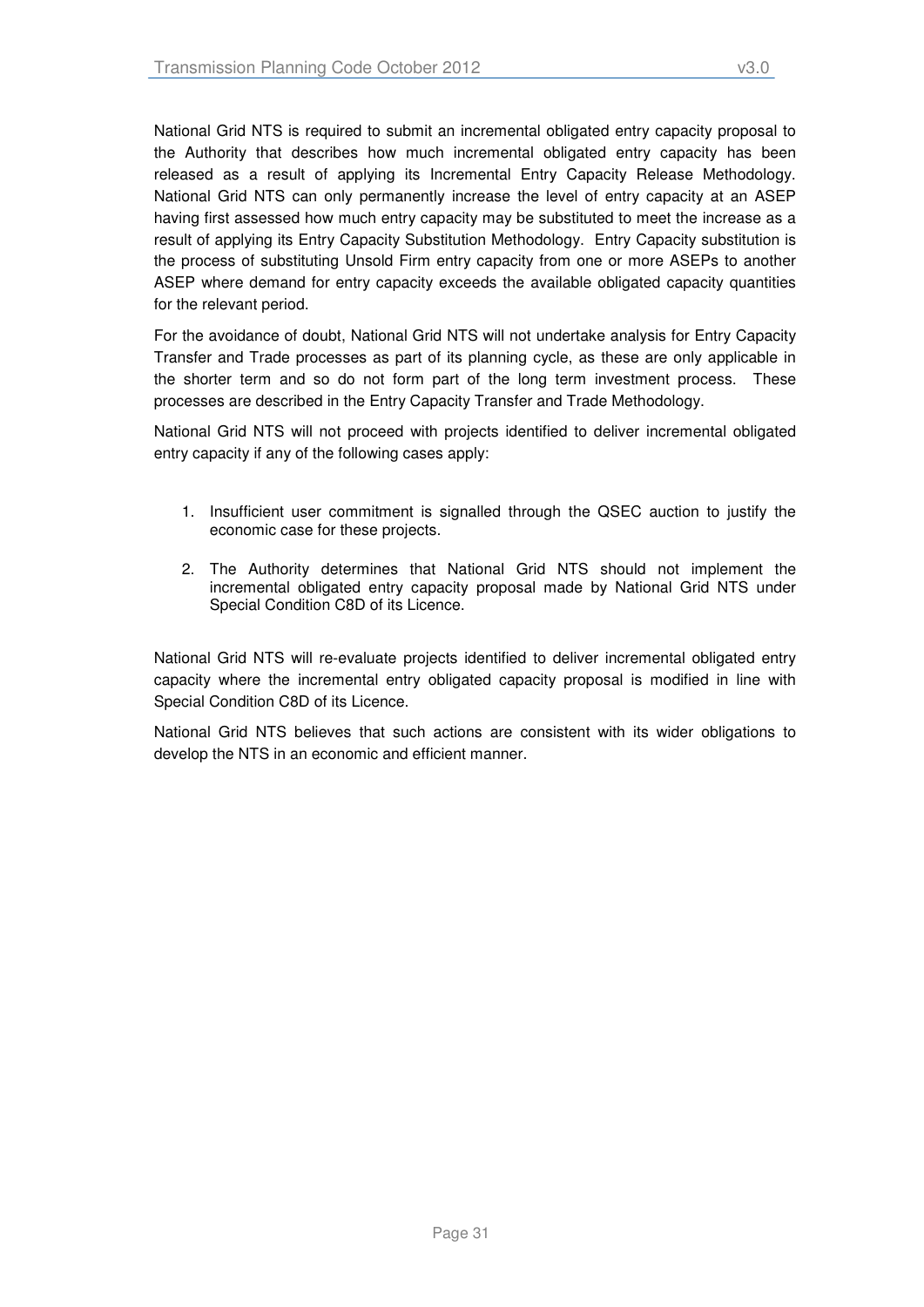National Grid NTS is required to submit an incremental obligated entry capacity proposal to the Authority that describes how much incremental obligated entry capacity has been released as a result of applying its Incremental Entry Capacity Release Methodology. National Grid NTS can only permanently increase the level of entry capacity at an ASEP having first assessed how much entry capacity may be substituted to meet the increase as a result of applying its Entry Capacity Substitution Methodology. Entry Capacity substitution is the process of substituting Unsold Firm entry capacity from one or more ASEPs to another ASEP where demand for entry capacity exceeds the available obligated capacity quantities for the relevant period.

For the avoidance of doubt, National Grid NTS will not undertake analysis for Entry Capacity Transfer and Trade processes as part of its planning cycle, as these are only applicable in the shorter term and so do not form part of the long term investment process. These processes are described in the Entry Capacity Transfer and Trade Methodology.

National Grid NTS will not proceed with projects identified to deliver incremental obligated entry capacity if any of the following cases apply:

1. Insufficient user commitment is signalled through the QSEC auction to justify the economic case for these projects.
2. The Authority determines that National Grid NTS should not implement the incremental obligated entry capacity proposal made by National Grid NTS under Special Condition C8D of its Licence.

National Grid NTS will re-evaluate projects identified to deliver incremental obligated entry capacity where the incremental entry obligated capacity proposal is modified in line with Special Condition C8D of its Licence.

National Grid NTS believes that such actions are consistent with its wider obligations to develop the NTS in an economic and efficient manner.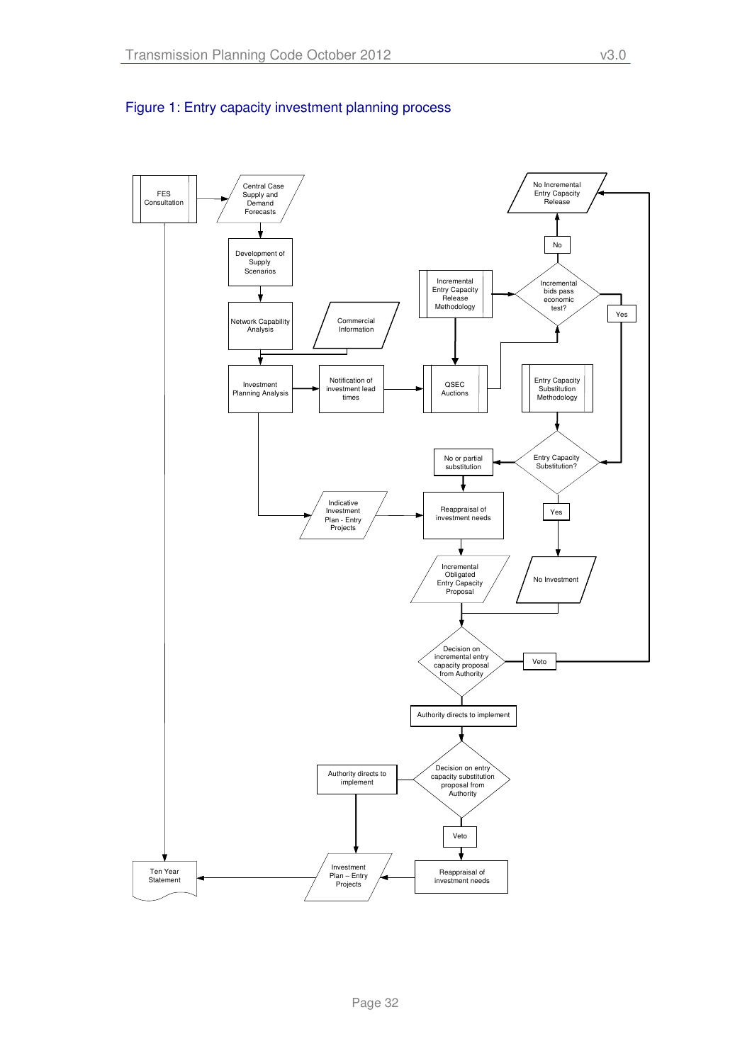# Figure 1: Entry capacity investment planning process

FES Consultation

Central Case Supply and Demand Forecasts

Development of Supply Scenarios

Network Capability Analysis

Commercial Information

Investment Planning Analysis

Notification of investment lead times

QSEC Auctions

Incremental Entry Capacity Release Methodology

Incremental bids pass economic test?

No

No Incremental Entry Capacity Release

Yes

Entry Capacity Substitution Methodology

Entry Capacity Substitution?

No or partial substitution

Yes

Indicative Investment Plan - Entry Projects

Reappraisal of investment needs

Incremental Obligated Entry Capacity Proposal

No Investment

Decision on incremental entry capacity proposal from Authority

Veto

Authority directs to implement

Decision on entry capacity substitution proposal from Authority

Authority directs to implement

Veto

Investment Plan – Entry Projects

Reappraisal of investment needs

Ten Year Statement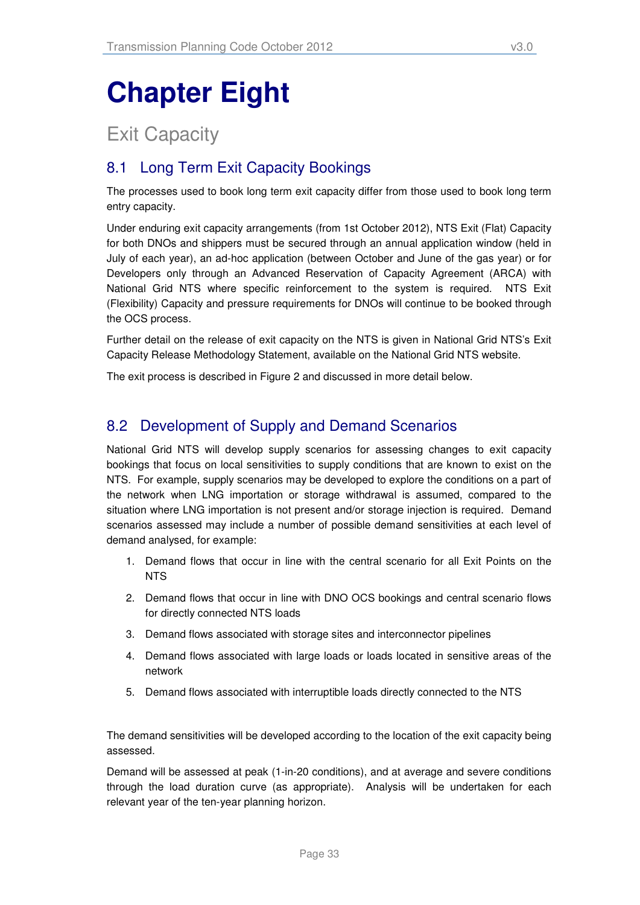# Chapter Eight

## Exit Capacity

### 8.1 Long Term Exit Capacity Bookings

The processes used to book long term exit capacity differ from those used to book long term entry capacity.

Under enduring exit capacity arrangements (from 1st October 2012), NTS Exit (Flat) Capacity for both DNOs and shippers must be secured through an annual application window (held in July of each year), an ad-hoc application (between October and June of the gas year) or for Developers only through an Advanced Reservation of Capacity Agreement (ARCA) with National Grid NTS where specific reinforcement to the system is required. NTS Exit (Flexibility) Capacity and pressure requirements for DNOs will continue to be booked through the OCS process.

Further detail on the release of exit capacity on the NTS is given in National Grid NTS's Exit Capacity Release Methodology Statement, available on the National Grid NTS website.

The exit process is described in Figure 2 and discussed in more detail below.

### 8.2 Development of Supply and Demand Scenarios

National Grid NTS will develop supply scenarios for assessing changes to exit capacity bookings that focus on local sensitivities to supply conditions that are known to exist on the NTS. For example, supply scenarios may be developed to explore the conditions on a part of the network when LNG importation or storage withdrawal is assumed, compared to the situation where LNG importation is not present and/or storage injection is required. Demand scenarios assessed may include a number of possible demand sensitivities at each level of demand analysed, for example:

1. Demand flows that occur in line with the central scenario for all Exit Points on the NTS
2. Demand flows that occur in line with DNO OCS bookings and central scenario flows for directly connected NTS loads
3. Demand flows associated with storage sites and interconnector pipelines
4. Demand flows associated with large loads or loads located in sensitive areas of the network
5. Demand flows associated with interruptible loads directly connected to the NTS

The demand sensitivities will be developed according to the location of the exit capacity being assessed.

Demand will be assessed at peak (1-in-20 conditions), and at average and severe conditions through the load duration curve (as appropriate). Analysis will be undertaken for each relevant year of the ten-year planning horizon.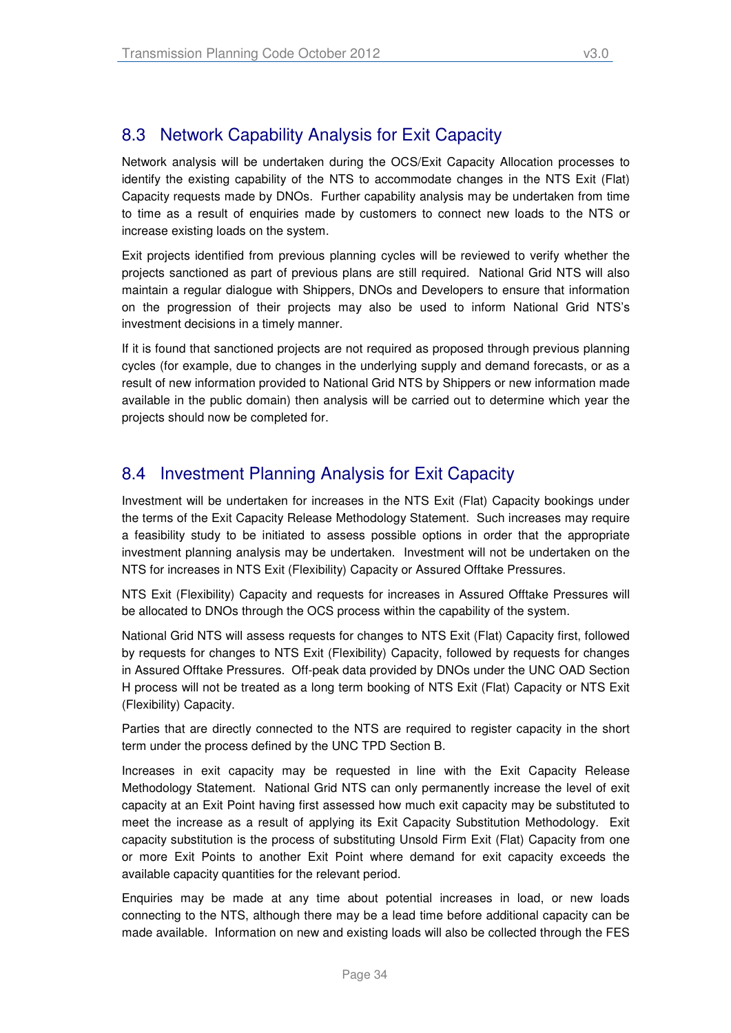## 8.3 Network Capability Analysis for Exit Capacity

Network analysis will be undertaken during the OCS/Exit Capacity Allocation processes to identify the existing capability of the NTS to accommodate changes in the NTS Exit (Flat) Capacity requests made by DNOs. Further capability analysis may be undertaken from time to time as a result of enquiries made by customers to connect new loads to the NTS or increase existing loads on the system.

Exit projects identified from previous planning cycles will be reviewed to verify whether the projects sanctioned as part of previous plans are still required. National Grid NTS will also maintain a regular dialogue with Shippers, DNOs and Developers to ensure that information on the progression of their projects may also be used to inform National Grid NTS's investment decisions in a timely manner.

If it is found that sanctioned projects are not required as proposed through previous planning cycles (for example, due to changes in the underlying supply and demand forecasts, or as a result of new information provided to National Grid NTS by Shippers or new information made available in the public domain) then analysis will be carried out to determine which year the projects should now be completed for.

## 8.4 Investment Planning Analysis for Exit Capacity

Investment will be undertaken for increases in the NTS Exit (Flat) Capacity bookings under the terms of the Exit Capacity Release Methodology Statement. Such increases may require a feasibility study to be initiated to assess possible options in order that the appropriate investment planning analysis may be undertaken. Investment will not be undertaken on the NTS for increases in NTS Exit (Flexibility) Capacity or Assured Offtake Pressures.

NTS Exit (Flexibility) Capacity and requests for increases in Assured Offtake Pressures will be allocated to DNOs through the OCS process within the capability of the system.

National Grid NTS will assess requests for changes to NTS Exit (Flat) Capacity first, followed by requests for changes to NTS Exit (Flexibility) Capacity, followed by requests for changes in Assured Offtake Pressures. Off-peak data provided by DNOs under the UNC OAD Section H process will not be treated as a long term booking of NTS Exit (Flat) Capacity or NTS Exit (Flexibility) Capacity.

Parties that are directly connected to the NTS are required to register capacity in the short term under the process defined by the UNC TPD Section B.

Increases in exit capacity may be requested in line with the Exit Capacity Release Methodology Statement. National Grid NTS can only permanently increase the level of exit capacity at an Exit Point having first assessed how much exit capacity may be substituted to meet the increase as a result of applying its Exit Capacity Substitution Methodology. Exit capacity substitution is the process of substituting Unsold Firm Exit (Flat) Capacity from one or more Exit Points to another Exit Point where demand for exit capacity exceeds the available capacity quantities for the relevant period.

Enquiries may be made at any time about potential increases in load, or new loads connecting to the NTS, although there may be a lead time before additional capacity can be made available. Information on new and existing loads will also be collected through the FES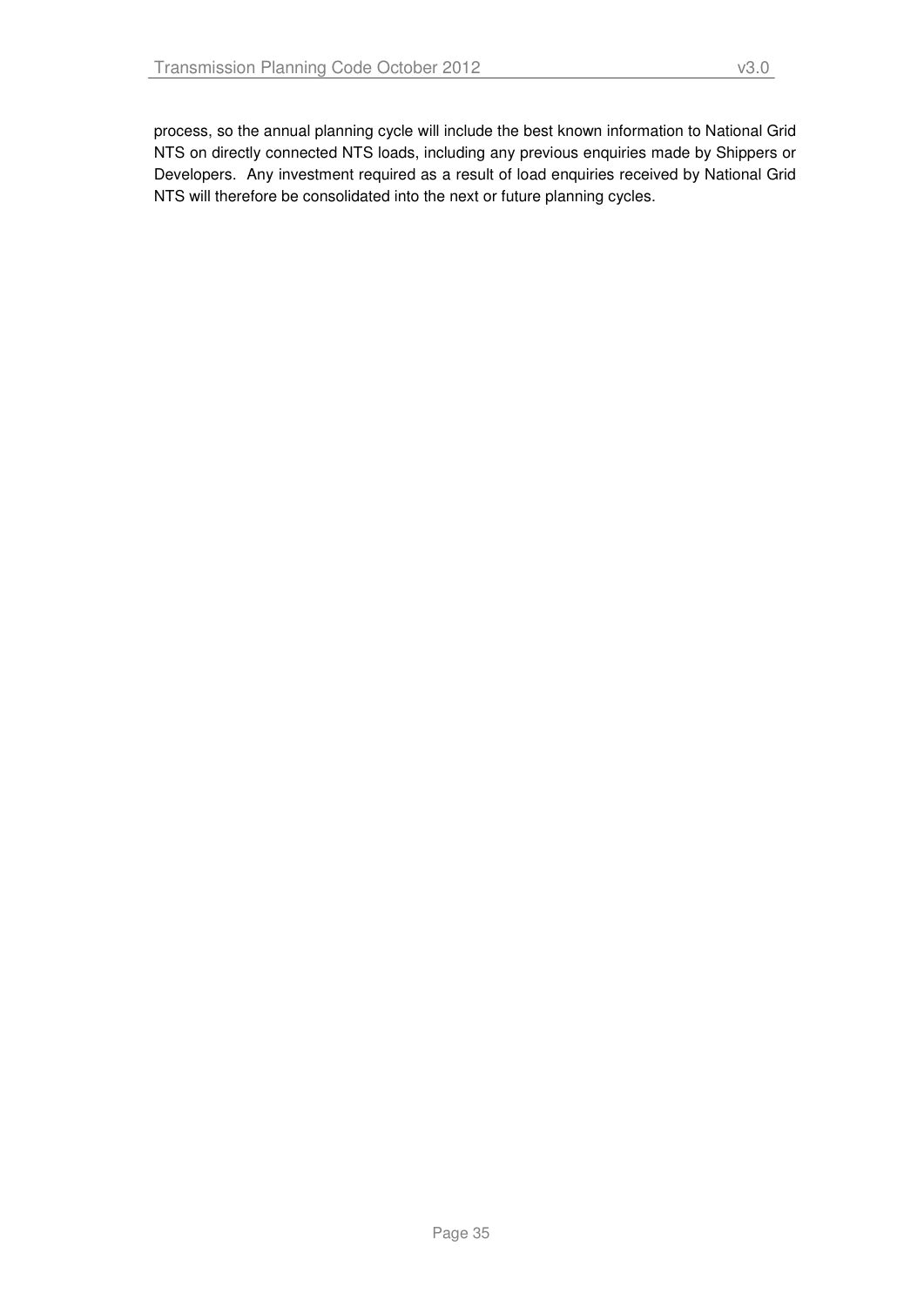process, so the annual planning cycle will include the best known information to National Grid NTS on directly connected NTS loads, including any previous enquiries made by Shippers or Developers. Any investment required as a result of load enquiries received by National Grid NTS will therefore be consolidated into the next or future planning cycles.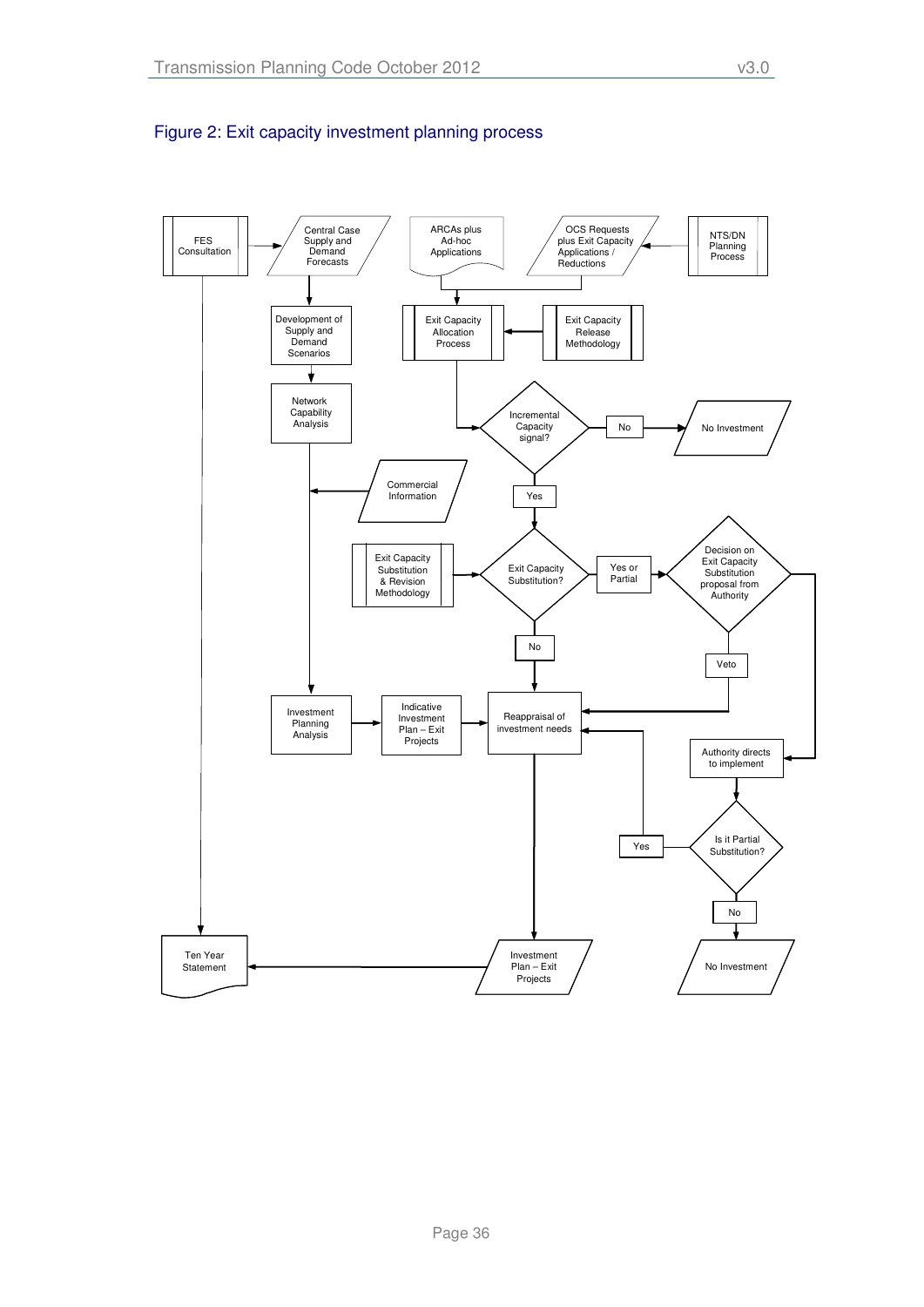## Figure 2: Exit capacity investment planning process

FES Consultation

Central Case Supply and Demand Forecasts

ARCAs plus Ad-hoc Applications

OCS Requests plus Exit Capacity Applications / Reductions

NTS/DN Planning Process

Development of Supply and Demand Scenarios

Exit Capacity Allocation Process

Exit Capacity Release Methodology

Network Capability Analysis

Incremental Capacity signal?

No

No Investment

Commercial Information

Yes

Exit Capacity Substitution & Revision Methodology

Exit Capacity Substitution?

Yes or Partial

Decision on Exit Capacity Substitution proposal from Authority

No

Veto

Investment Planning Analysis

Indicative Investment Plan – Exit Projects

Reappraisal of investment needs

Authority directs to implement

Yes

Is it Partial Substitution?

No

Ten Year Statement

Investment Plan – Exit Projects

No Investment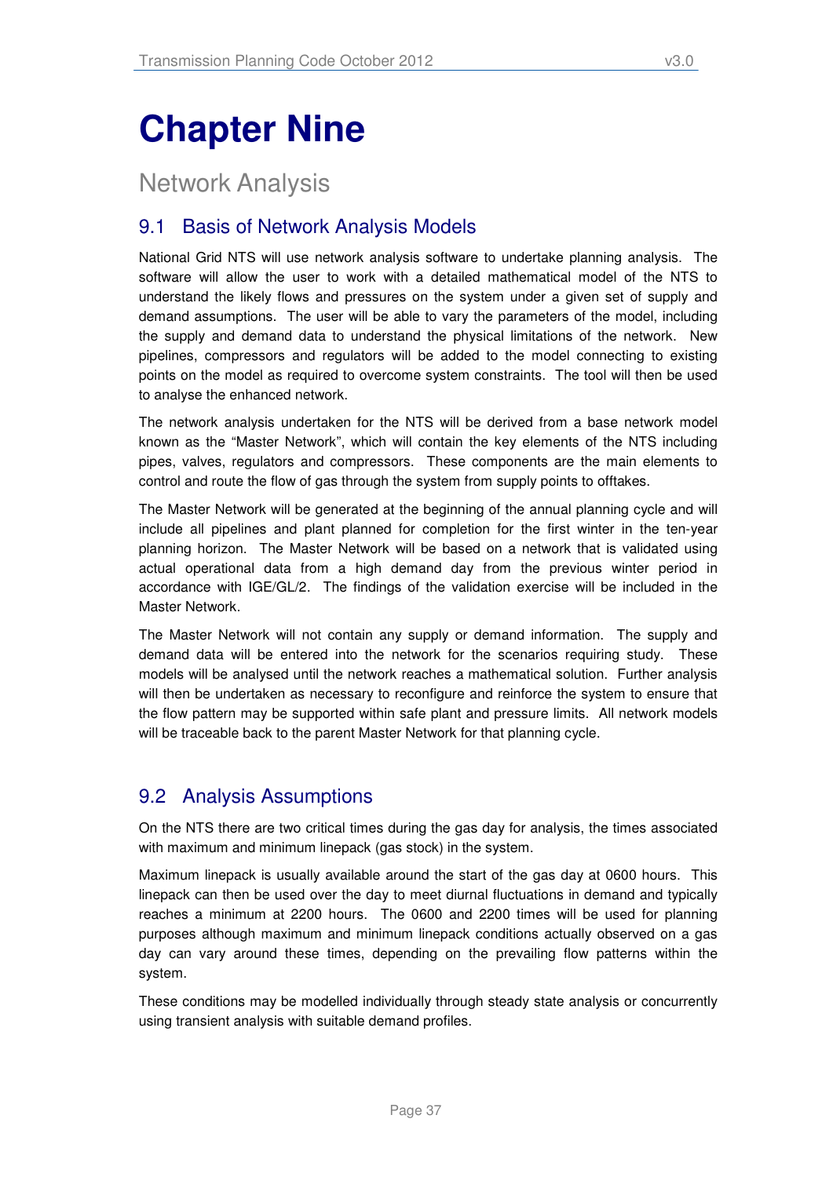# Chapter Nine

## Network Analysis

### 9.1 Basis of Network Analysis Models

National Grid NTS will use network analysis software to undertake planning analysis. The software will allow the user to work with a detailed mathematical model of the NTS to understand the likely flows and pressures on the system under a given set of supply and demand assumptions. The user will be able to vary the parameters of the model, including the supply and demand data to understand the physical limitations of the network. New pipelines, compressors and regulators will be added to the model connecting to existing points on the model as required to overcome system constraints. The tool will then be used to analyse the enhanced network.

The network analysis undertaken for the NTS will be derived from a base network model known as the "Master Network", which will contain the key elements of the NTS including pipes, valves, regulators and compressors. These components are the main elements to control and route the flow of gas through the system from supply points to offtakes.

The Master Network will be generated at the beginning of the annual planning cycle and will include all pipelines and plant planned for completion for the first winter in the ten-year planning horizon. The Master Network will be based on a network that is validated using actual operational data from a high demand day from the previous winter period in accordance with IGE/GL/2. The findings of the validation exercise will be included in the Master Network.

The Master Network will not contain any supply or demand information. The supply and demand data will be entered into the network for the scenarios requiring study. These models will be analysed until the network reaches a mathematical solution. Further analysis will then be undertaken as necessary to reconfigure and reinforce the system to ensure that the flow pattern may be supported within safe plant and pressure limits. All network models will be traceable back to the parent Master Network for that planning cycle.

### 9.2 Analysis Assumptions

On the NTS there are two critical times during the gas day for analysis, the times associated with maximum and minimum linepack (gas stock) in the system.

Maximum linepack is usually available around the start of the gas day at 0600 hours. This linepack can then be used over the day to meet diurnal fluctuations in demand and typically reaches a minimum at 2200 hours. The 0600 and 2200 times will be used for planning purposes although maximum and minimum linepack conditions actually observed on a gas day can vary around these times, depending on the prevailing flow patterns within the system.

These conditions may be modelled individually through steady state analysis or concurrently using transient analysis with suitable demand profiles.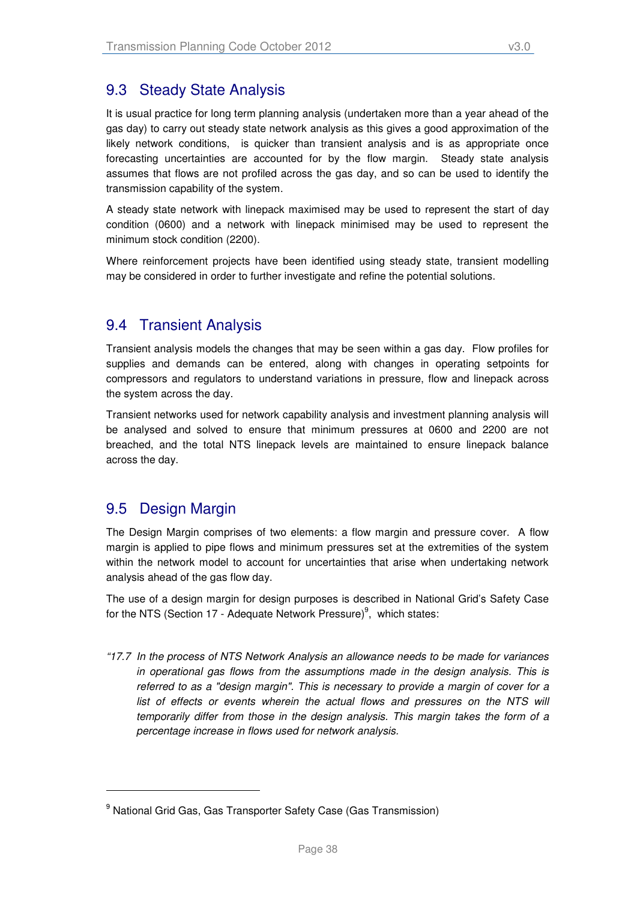## 9.3 Steady State Analysis

It is usual practice for long term planning analysis (undertaken more than a year ahead of the gas day) to carry out steady state network analysis as this gives a good approximation of the likely network conditions, is quicker than transient analysis and is as appropriate once forecasting uncertainties are accounted for by the flow margin. Steady state analysis assumes that flows are not profiled across the gas day, and so can be used to identify the transmission capability of the system.

A steady state network with linepack maximised may be used to represent the start of day condition (0600) and a network with linepack minimised may be used to represent the minimum stock condition (2200).

Where reinforcement projects have been identified using steady state, transient modelling may be considered in order to further investigate and refine the potential solutions.

## 9.4 Transient Analysis

Transient analysis models the changes that may be seen within a gas day. Flow profiles for supplies and demands can be entered, along with changes in operating setpoints for compressors and regulators to understand variations in pressure, flow and linepack across the system across the day.

Transient networks used for network capability analysis and investment planning analysis will be analysed and solved to ensure that minimum pressures at 0600 and 2200 are not breached, and the total NTS linepack levels are maintained to ensure linepack balance across the day.

## 9.5 Design Margin

The Design Margin comprises of two elements: a flow margin and pressure cover. A flow margin is applied to pipe flows and minimum pressures set at the extremities of the system within the network model to account for uncertainties that arise when undertaking network analysis ahead of the gas flow day.

The use of a design margin for design purposes is described in National Grid's Safety Case for the NTS (Section 17 - Adequate Network Pressure)[9], which states:

*"17.7 In the process of NTS Network Analysis an allowance needs to be made for variances in operational gas flows from the assumptions made in the design analysis. This is referred to as a "design margin". This is necessary to provide a margin of cover for a list of effects or events wherein the actual flows and pressures on the NTS will temporarily differ from those in the design analysis. This margin takes the form of a percentage increase in flows used for network analysis.*

---

[9] National Grid Gas, Gas Transporter Safety Case (Gas Transmission)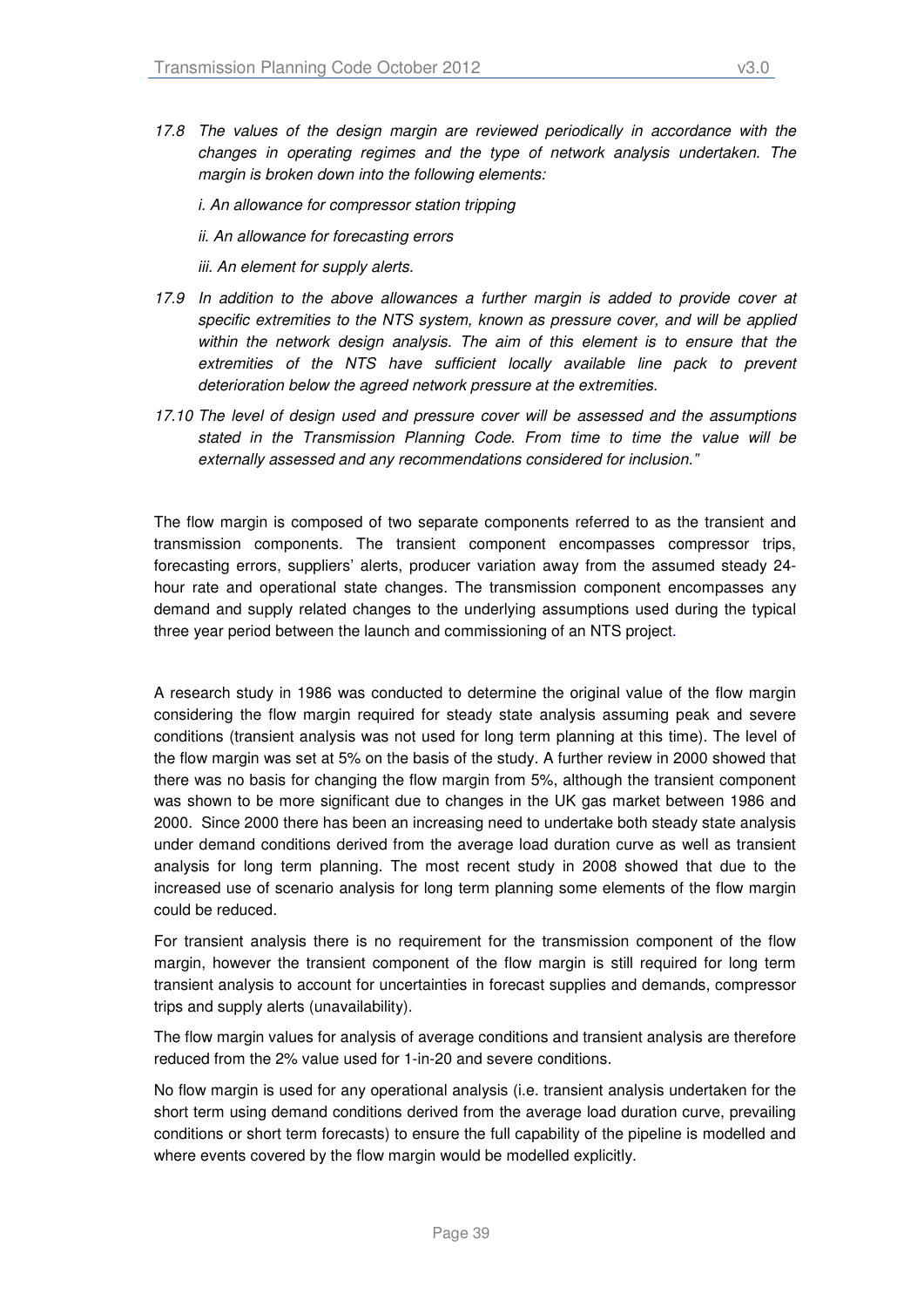*17.8 The values of the design margin are reviewed periodically in accordance with the changes in operating regimes and the type of network analysis undertaken. The margin is broken down into the following elements:*

*i. An allowance for compressor station tripping*

*ii. An allowance for forecasting errors*

*iii. An element for supply alerts.*

*17.9 In addition to the above allowances a further margin is added to provide cover at specific extremities to the NTS system, known as pressure cover, and will be applied within the network design analysis. The aim of this element is to ensure that the extremities of the NTS have sufficient locally available line pack to prevent deterioration below the agreed network pressure at the extremities.*

*17.10 The level of design used and pressure cover will be assessed and the assumptions stated in the Transmission Planning Code. From time to time the value will be externally assessed and any recommendations considered for inclusion."*

The flow margin is composed of two separate components referred to as the transient and transmission components. The transient component encompasses compressor trips, forecasting errors, suppliers' alerts, producer variation away from the assumed steady 24-hour rate and operational state changes. The transmission component encompasses any demand and supply related changes to the underlying assumptions used during the typical three year period between the launch and commissioning of an NTS project.

A research study in 1986 was conducted to determine the original value of the flow margin considering the flow margin required for steady state analysis assuming peak and severe conditions (transient analysis was not used for long term planning at this time). The level of the flow margin was set at 5% on the basis of the study. A further review in 2000 showed that there was no basis for changing the flow margin from 5%, although the transient component was shown to be more significant due to changes in the UK gas market between 1986 and 2000. Since 2000 there has been an increasing need to undertake both steady state analysis under demand conditions derived from the average load duration curve as well as transient analysis for long term planning. The most recent study in 2008 showed that due to the increased use of scenario analysis for long term planning some elements of the flow margin could be reduced.

For transient analysis there is no requirement for the transmission component of the flow margin, however the transient component of the flow margin is still required for long term transient analysis to account for uncertainties in forecast supplies and demands, compressor trips and supply alerts (unavailability).

The flow margin values for analysis of average conditions and transient analysis are therefore reduced from the 2% value used for 1-in-20 and severe conditions.

No flow margin is used for any operational analysis (i.e. transient analysis undertaken for the short term using demand conditions derived from the average load duration curve, prevailing conditions or short term forecasts) to ensure the full capability of the pipeline is modelled and where events covered by the flow margin would be modelled explicitly.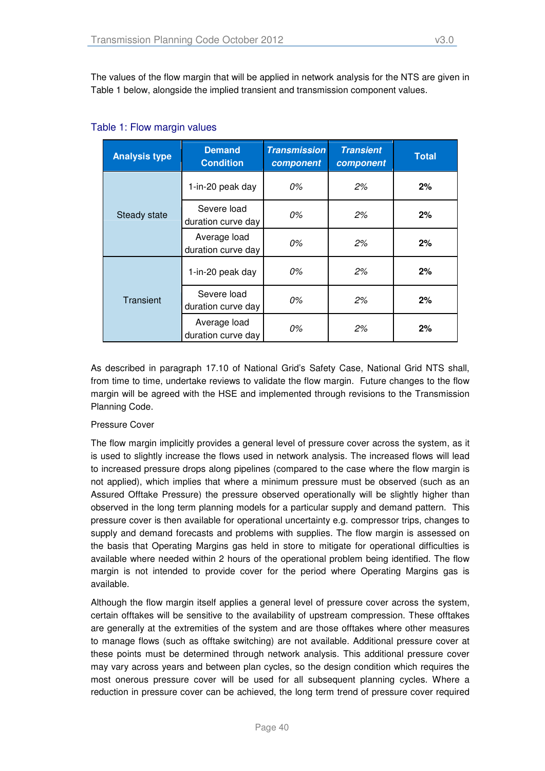The values of the flow margin that will be applied in network analysis for the NTS are given in Table 1 below, alongside the implied transient and transmission component values.

Table 1: Flow margin values

| Analysis type | Demand Condition | *Transmission component* | *Transient component* | Total |
|---|---|---|---|---|
| Steady state | 1-in-20 peak day | *0%* | *2%* | **2%** |
| | Severe load duration curve day | *0%* | *2%* | **2%** |
| | Average load duration curve day | *0%* | *2%* | **2%** |
| Transient | 1-in-20 peak day | *0%* | *2%* | **2%** |
| | Severe load duration curve day | *0%* | *2%* | **2%** |
| | Average load duration curve day | *0%* | *2%* | **2%** |

As described in paragraph 17.10 of National Grid's Safety Case, National Grid NTS shall, from time to time, undertake reviews to validate the flow margin. Future changes to the flow margin will be agreed with the HSE and implemented through revisions to the Transmission Planning Code.

Pressure Cover

The flow margin implicitly provides a general level of pressure cover across the system, as it is used to slightly increase the flows used in network analysis. The increased flows will lead to increased pressure drops along pipelines (compared to the case where the flow margin is not applied), which implies that where a minimum pressure must be observed (such as an Assured Offtake Pressure) the pressure observed operationally will be slightly higher than observed in the long term planning models for a particular supply and demand pattern. This pressure cover is then available for operational uncertainty e.g. compressor trips, changes to supply and demand forecasts and problems with supplies. The flow margin is assessed on the basis that Operating Margins gas held in store to mitigate for operational difficulties is available where needed within 2 hours of the operational problem being identified. The flow margin is not intended to provide cover for the period where Operating Margins gas is available.

Although the flow margin itself applies a general level of pressure cover across the system, certain offtakes will be sensitive to the availability of upstream compression. These offtakes are generally at the extremities of the system and are those offtakes where other measures to manage flows (such as offtake switching) are not available. Additional pressure cover at these points must be determined through network analysis. This additional pressure cover may vary across years and between plan cycles, so the design condition which requires the most onerous pressure cover will be used for all subsequent planning cycles. Where a reduction in pressure cover can be achieved, the long term trend of pressure cover required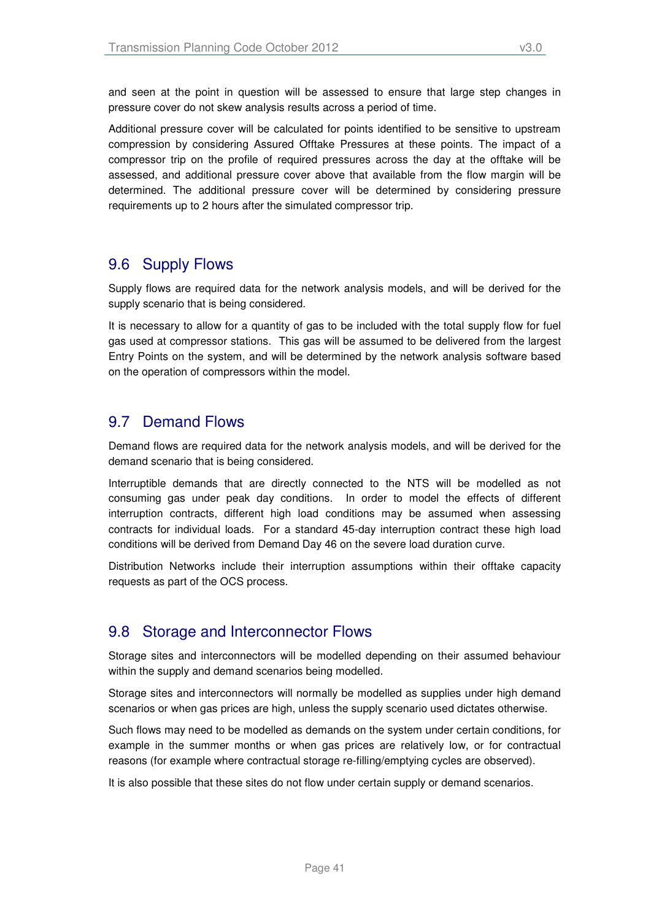and seen at the point in question will be assessed to ensure that large step changes in pressure cover do not skew analysis results across a period of time.

Additional pressure cover will be calculated for points identified to be sensitive to upstream compression by considering Assured Offtake Pressures at these points. The impact of a compressor trip on the profile of required pressures across the day at the offtake will be assessed, and additional pressure cover above that available from the flow margin will be determined. The additional pressure cover will be determined by considering pressure requirements up to 2 hours after the simulated compressor trip.

## 9.6 Supply Flows

Supply flows are required data for the network analysis models, and will be derived for the supply scenario that is being considered.

It is necessary to allow for a quantity of gas to be included with the total supply flow for fuel gas used at compressor stations. This gas will be assumed to be delivered from the largest Entry Points on the system, and will be determined by the network analysis software based on the operation of compressors within the model.

## 9.7 Demand Flows

Demand flows are required data for the network analysis models, and will be derived for the demand scenario that is being considered.

Interruptible demands that are directly connected to the NTS will be modelled as not consuming gas under peak day conditions. In order to model the effects of different interruption contracts, different high load conditions may be assumed when assessing contracts for individual loads. For a standard 45-day interruption contract these high load conditions will be derived from Demand Day 46 on the severe load duration curve.

Distribution Networks include their interruption assumptions within their offtake capacity requests as part of the OCS process.

## 9.8 Storage and Interconnector Flows

Storage sites and interconnectors will be modelled depending on their assumed behaviour within the supply and demand scenarios being modelled.

Storage sites and interconnectors will normally be modelled as supplies under high demand scenarios or when gas prices are high, unless the supply scenario used dictates otherwise.

Such flows may need to be modelled as demands on the system under certain conditions, for example in the summer months or when gas prices are relatively low, or for contractual reasons (for example where contractual storage re-filling/emptying cycles are observed).

It is also possible that these sites do not flow under certain supply or demand scenarios.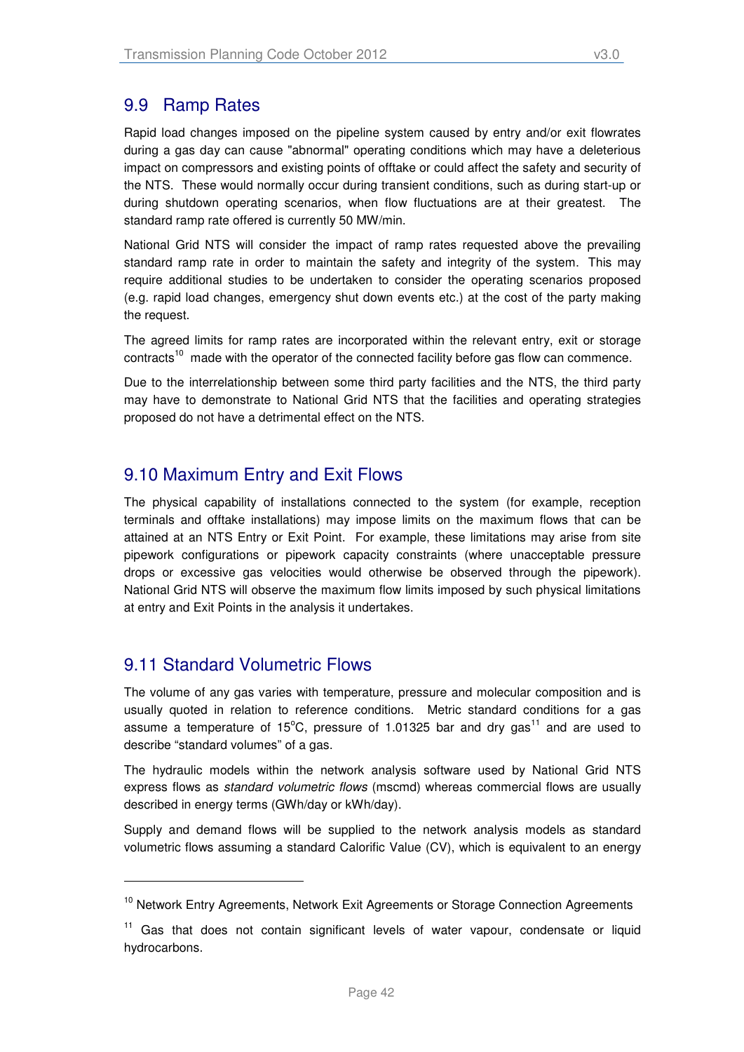## 9.9 Ramp Rates

Rapid load changes imposed on the pipeline system caused by entry and/or exit flowrates during a gas day can cause "abnormal" operating conditions which may have a deleterious impact on compressors and existing points of offtake or could affect the safety and security of the NTS. These would normally occur during transient conditions, such as during start-up or during shutdown operating scenarios, when flow fluctuations are at their greatest. The standard ramp rate offered is currently 50 MW/min.

National Grid NTS will consider the impact of ramp rates requested above the prevailing standard ramp rate in order to maintain the safety and integrity of the system. This may require additional studies to be undertaken to consider the operating scenarios proposed (e.g. rapid load changes, emergency shut down events etc.) at the cost of the party making the request.

The agreed limits for ramp rates are incorporated within the relevant entry, exit or storage contracts[10] made with the operator of the connected facility before gas flow can commence.

Due to the interrelationship between some third party facilities and the NTS, the third party may have to demonstrate to National Grid NTS that the facilities and operating strategies proposed do not have a detrimental effect on the NTS.

## 9.10 Maximum Entry and Exit Flows

The physical capability of installations connected to the system (for example, reception terminals and offtake installations) may impose limits on the maximum flows that can be attained at an NTS Entry or Exit Point. For example, these limitations may arise from site pipework configurations or pipework capacity constraints (where unacceptable pressure drops or excessive gas velocities would otherwise be observed through the pipework). National Grid NTS will observe the maximum flow limits imposed by such physical limitations at entry and Exit Points in the analysis it undertakes.

## 9.11 Standard Volumetric Flows

The volume of any gas varies with temperature, pressure and molecular composition and is usually quoted in relation to reference conditions. Metric standard conditions for a gas assume a temperature of 15°C, pressure of 1.01325 bar and dry gas[11] and are used to describe "standard volumes" of a gas.

The hydraulic models within the network analysis software used by National Grid NTS express flows as *standard volumetric flows* (mscmd) whereas commercial flows are usually described in energy terms (GWh/day or kWh/day).

Supply and demand flows will be supplied to the network analysis models as standard volumetric flows assuming a standard Calorific Value (CV), which is equivalent to an energy

---

[10] Network Entry Agreements, Network Exit Agreements or Storage Connection Agreements

[11] Gas that does not contain significant levels of water vapour, condensate or liquid hydrocarbons.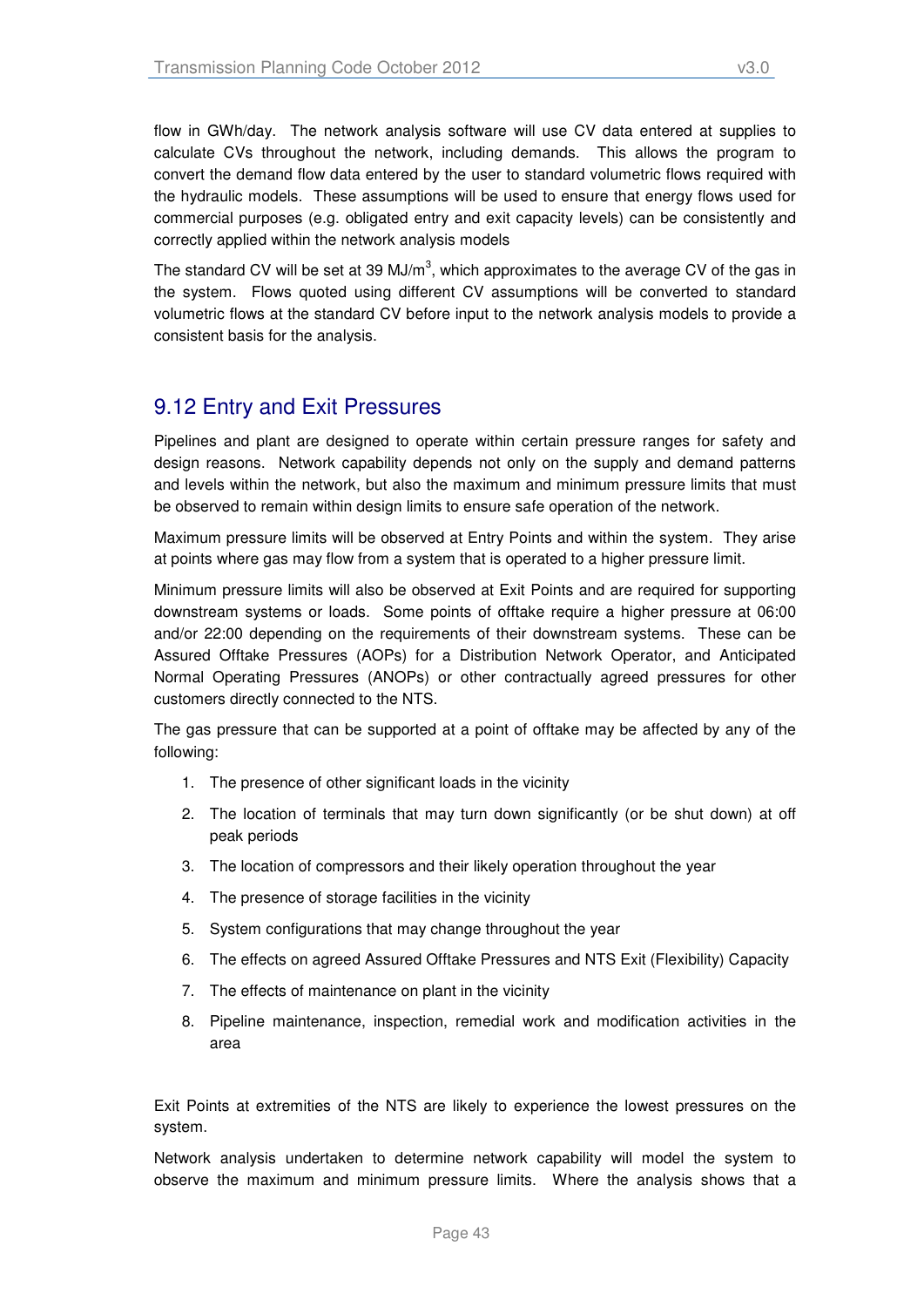flow in GWh/day. The network analysis software will use CV data entered at supplies to calculate CVs throughout the network, including demands. This allows the program to convert the demand flow data entered by the user to standard volumetric flows required with the hydraulic models. These assumptions will be used to ensure that energy flows used for commercial purposes (e.g. obligated entry and exit capacity levels) can be consistently and correctly applied within the network analysis models

The standard CV will be set at 39 MJ/m$^3$, which approximates to the average CV of the gas in the system. Flows quoted using different CV assumptions will be converted to standard volumetric flows at the standard CV before input to the network analysis models to provide a consistent basis for the analysis.

## 9.12 Entry and Exit Pressures

Pipelines and plant are designed to operate within certain pressure ranges for safety and design reasons. Network capability depends not only on the supply and demand patterns and levels within the network, but also the maximum and minimum pressure limits that must be observed to remain within design limits to ensure safe operation of the network.

Maximum pressure limits will be observed at Entry Points and within the system. They arise at points where gas may flow from a system that is operated to a higher pressure limit.

Minimum pressure limits will also be observed at Exit Points and are required for supporting downstream systems or loads. Some points of offtake require a higher pressure at 06:00 and/or 22:00 depending on the requirements of their downstream systems. These can be Assured Offtake Pressures (AOPs) for a Distribution Network Operator, and Anticipated Normal Operating Pressures (ANOPs) or other contractually agreed pressures for other customers directly connected to the NTS.

The gas pressure that can be supported at a point of offtake may be affected by any of the following:

1. The presence of other significant loads in the vicinity
2. The location of terminals that may turn down significantly (or be shut down) at off peak periods
3. The location of compressors and their likely operation throughout the year
4. The presence of storage facilities in the vicinity
5. System configurations that may change throughout the year
6. The effects on agreed Assured Offtake Pressures and NTS Exit (Flexibility) Capacity
7. The effects of maintenance on plant in the vicinity
8. Pipeline maintenance, inspection, remedial work and modification activities in the area

Exit Points at extremities of the NTS are likely to experience the lowest pressures on the system.

Network analysis undertaken to determine network capability will model the system to observe the maximum and minimum pressure limits. Where the analysis shows that a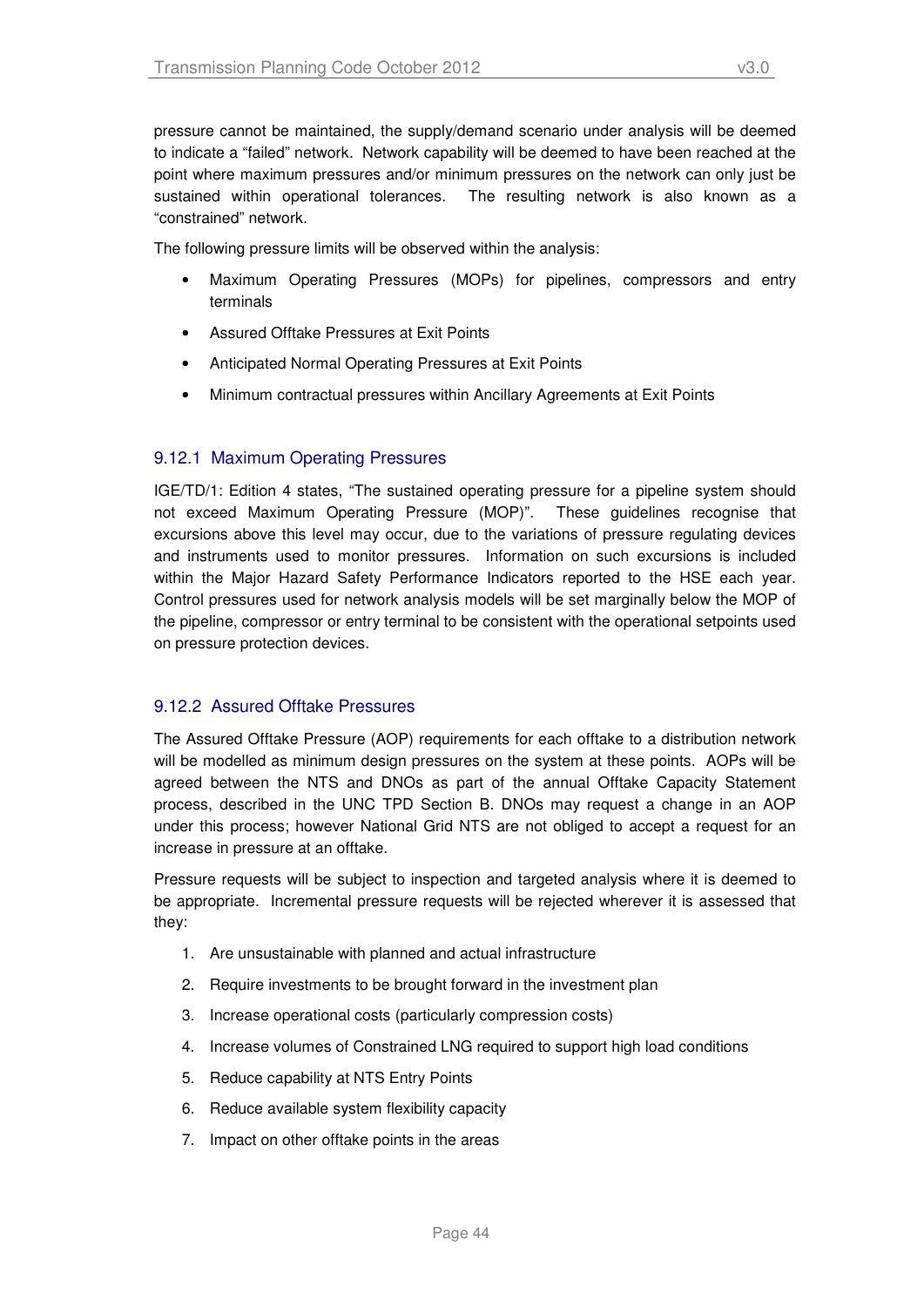pressure cannot be maintained, the supply/demand scenario under analysis will be deemed to indicate a "failed" network. Network capability will be deemed to have been reached at the point where maximum pressures and/or minimum pressures on the network can only just be sustained within operational tolerances. The resulting network is also known as a "constrained" network.

The following pressure limits will be observed within the analysis:

- Maximum Operating Pressures (MOPs) for pipelines, compressors and entry terminals
- Assured Offtake Pressures at Exit Points
- Anticipated Normal Operating Pressures at Exit Points
- Minimum contractual pressures within Ancillary Agreements at Exit Points

### 9.12.1 Maximum Operating Pressures

IGE/TD/1: Edition 4 states, "The sustained operating pressure for a pipeline system should not exceed Maximum Operating Pressure (MOP)". These guidelines recognise that excursions above this level may occur, due to the variations of pressure regulating devices and instruments used to monitor pressures. Information on such excursions is included within the Major Hazard Safety Performance Indicators reported to the HSE each year. Control pressures used for network analysis models will be set marginally below the MOP of the pipeline, compressor or entry terminal to be consistent with the operational setpoints used on pressure protection devices.

### 9.12.2 Assured Offtake Pressures

The Assured Offtake Pressure (AOP) requirements for each offtake to a distribution network will be modelled as minimum design pressures on the system at these points. AOPs will be agreed between the NTS and DNOs as part of the annual Offtake Capacity Statement process, described in the UNC TPD Section B. DNOs may request a change in an AOP under this process; however National Grid NTS are not obliged to accept a request for an increase in pressure at an offtake.

Pressure requests will be subject to inspection and targeted analysis where it is deemed to be appropriate. Incremental pressure requests will be rejected wherever it is assessed that they:

1. Are unsustainable with planned and actual infrastructure
2. Require investments to be brought forward in the investment plan
3. Increase operational costs (particularly compression costs)
4. Increase volumes of Constrained LNG required to support high load conditions
5. Reduce capability at NTS Entry Points
6. Reduce available system flexibility capacity
7. Impact on other offtake points in the areas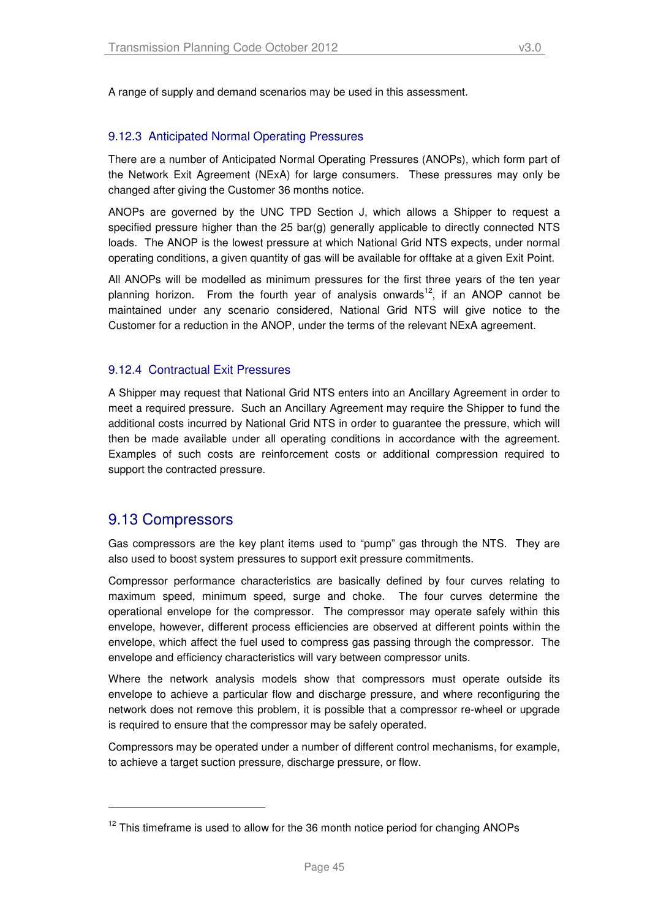A range of supply and demand scenarios may be used in this assessment.

### 9.12.3 Anticipated Normal Operating Pressures

There are a number of Anticipated Normal Operating Pressures (ANOPs), which form part of the Network Exit Agreement (NExA) for large consumers. These pressures may only be changed after giving the Customer 36 months notice.

ANOPs are governed by the UNC TPD Section J, which allows a Shipper to request a specified pressure higher than the 25 bar(g) generally applicable to directly connected NTS loads. The ANOP is the lowest pressure at which National Grid NTS expects, under normal operating conditions, a given quantity of gas will be available for offtake at a given Exit Point.

All ANOPs will be modelled as minimum pressures for the first three years of the ten year planning horizon. From the fourth year of analysis onwards[12], if an ANOP cannot be maintained under any scenario considered, National Grid NTS will give notice to the Customer for a reduction in the ANOP, under the terms of the relevant NExA agreement.

### 9.12.4 Contractual Exit Pressures

A Shipper may request that National Grid NTS enters into an Ancillary Agreement in order to meet a required pressure. Such an Ancillary Agreement may require the Shipper to fund the additional costs incurred by National Grid NTS in order to guarantee the pressure, which will then be made available under all operating conditions in accordance with the agreement. Examples of such costs are reinforcement costs or additional compression required to support the contracted pressure.

## 9.13 Compressors

Gas compressors are the key plant items used to "pump" gas through the NTS. They are also used to boost system pressures to support exit pressure commitments.

Compressor performance characteristics are basically defined by four curves relating to maximum speed, minimum speed, surge and choke. The four curves determine the operational envelope for the compressor. The compressor may operate safely within this envelope, however, different process efficiencies are observed at different points within the envelope, which affect the fuel used to compress gas passing through the compressor. The envelope and efficiency characteristics will vary between compressor units.

Where the network analysis models show that compressors must operate outside its envelope to achieve a particular flow and discharge pressure, and where reconfiguring the network does not remove this problem, it is possible that a compressor re-wheel or upgrade is required to ensure that the compressor may be safely operated.

Compressors may be operated under a number of different control mechanisms, for example, to achieve a target suction pressure, discharge pressure, or flow.

---

[12] This timeframe is used to allow for the 36 month notice period for changing ANOPs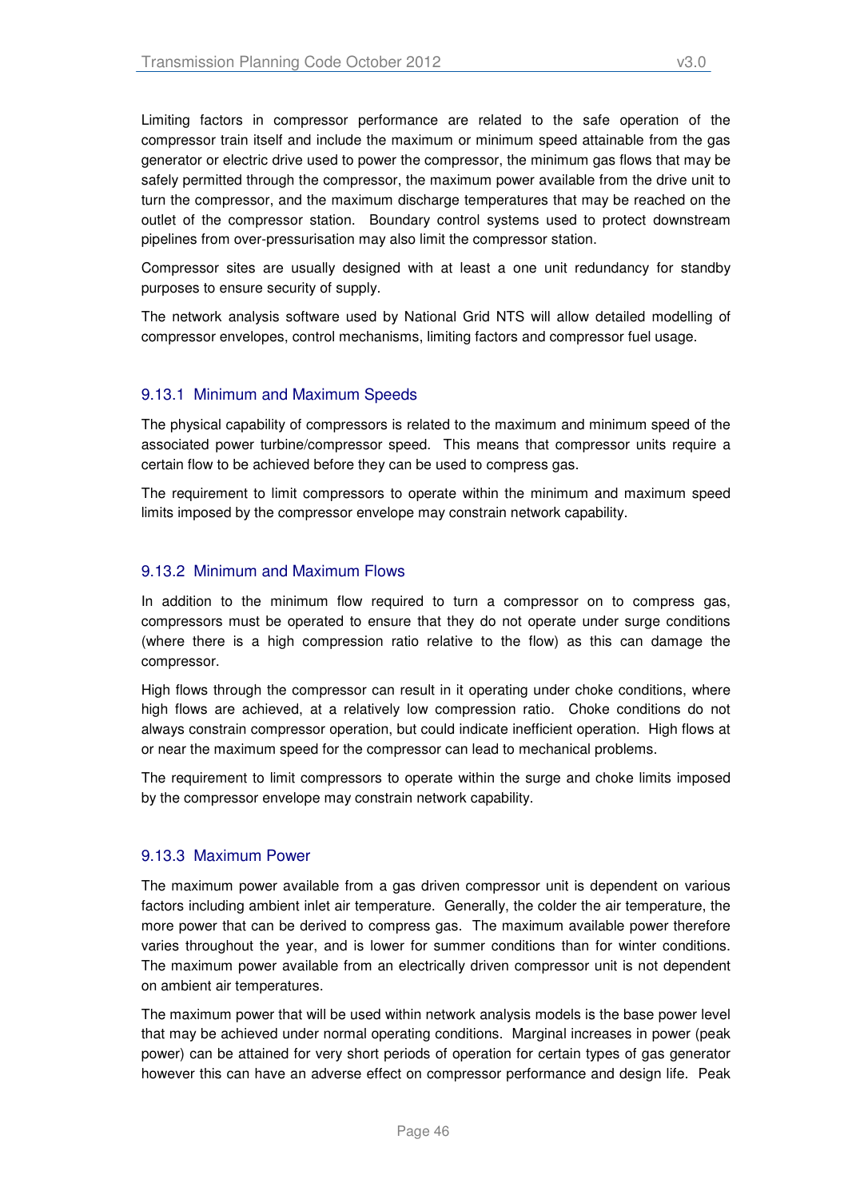Limiting factors in compressor performance are related to the safe operation of the compressor train itself and include the maximum or minimum speed attainable from the gas generator or electric drive used to power the compressor, the minimum gas flows that may be safely permitted through the compressor, the maximum power available from the drive unit to turn the compressor, and the maximum discharge temperatures that may be reached on the outlet of the compressor station. Boundary control systems used to protect downstream pipelines from over-pressurisation may also limit the compressor station.

Compressor sites are usually designed with at least a one unit redundancy for standby purposes to ensure security of supply.

The network analysis software used by National Grid NTS will allow detailed modelling of compressor envelopes, control mechanisms, limiting factors and compressor fuel usage.

### 9.13.1 Minimum and Maximum Speeds

The physical capability of compressors is related to the maximum and minimum speed of the associated power turbine/compressor speed. This means that compressor units require a certain flow to be achieved before they can be used to compress gas.

The requirement to limit compressors to operate within the minimum and maximum speed limits imposed by the compressor envelope may constrain network capability.

### 9.13.2 Minimum and Maximum Flows

In addition to the minimum flow required to turn a compressor on to compress gas, compressors must be operated to ensure that they do not operate under surge conditions (where there is a high compression ratio relative to the flow) as this can damage the compressor.

High flows through the compressor can result in it operating under choke conditions, where high flows are achieved, at a relatively low compression ratio. Choke conditions do not always constrain compressor operation, but could indicate inefficient operation. High flows at or near the maximum speed for the compressor can lead to mechanical problems.

The requirement to limit compressors to operate within the surge and choke limits imposed by the compressor envelope may constrain network capability.

### 9.13.3 Maximum Power

The maximum power available from a gas driven compressor unit is dependent on various factors including ambient inlet air temperature. Generally, the colder the air temperature, the more power that can be derived to compress gas. The maximum available power therefore varies throughout the year, and is lower for summer conditions than for winter conditions. The maximum power available from an electrically driven compressor unit is not dependent on ambient air temperatures.

The maximum power that will be used within network analysis models is the base power level that may be achieved under normal operating conditions. Marginal increases in power (peak power) can be attained for very short periods of operation for certain types of gas generator however this can have an adverse effect on compressor performance and design life. Peak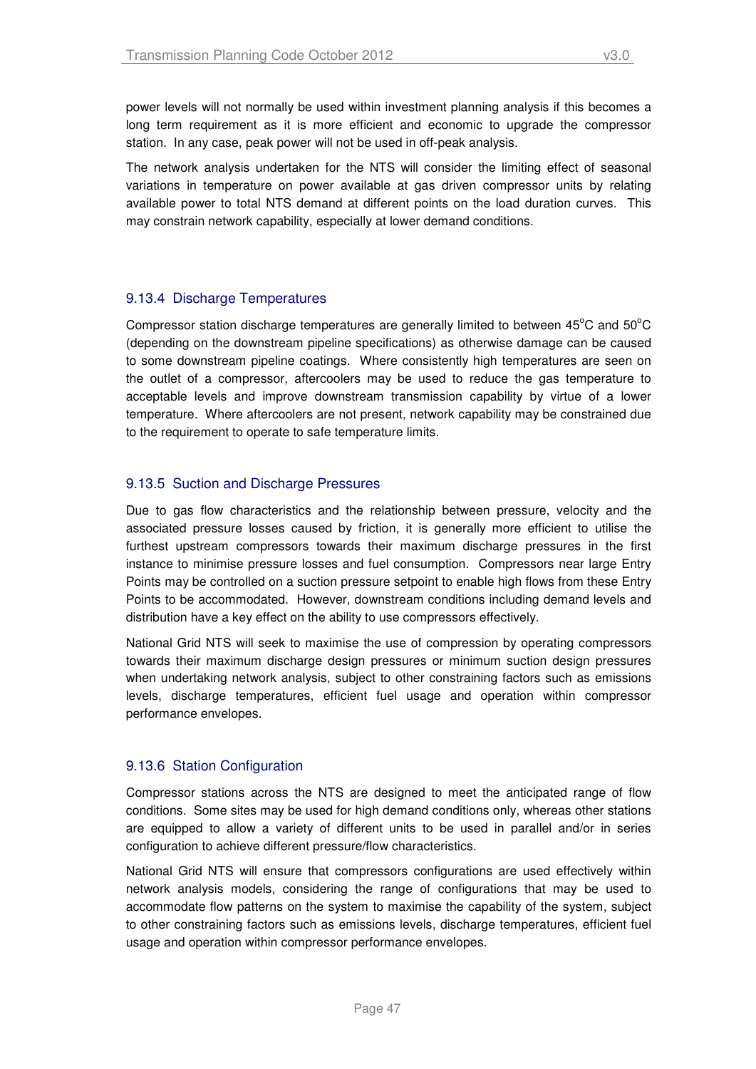power levels will not normally be used within investment planning analysis if this becomes a long term requirement as it is more efficient and economic to upgrade the compressor station. In any case, peak power will not be used in off-peak analysis.

The network analysis undertaken for the NTS will consider the limiting effect of seasonal variations in temperature on power available at gas driven compressor units by relating available power to total NTS demand at different points on the load duration curves. This may constrain network capability, especially at lower demand conditions.

### 9.13.4 Discharge Temperatures

Compressor station discharge temperatures are generally limited to between 45°C and 50°C (depending on the downstream pipeline specifications) as otherwise damage can be caused to some downstream pipeline coatings. Where consistently high temperatures are seen on the outlet of a compressor, aftercoolers may be used to reduce the gas temperature to acceptable levels and improve downstream transmission capability by virtue of a lower temperature. Where aftercoolers are not present, network capability may be constrained due to the requirement to operate to safe temperature limits.

### 9.13.5 Suction and Discharge Pressures

Due to gas flow characteristics and the relationship between pressure, velocity and the associated pressure losses caused by friction, it is generally more efficient to utilise the furthest upstream compressors towards their maximum discharge pressures in the first instance to minimise pressure losses and fuel consumption. Compressors near large Entry Points may be controlled on a suction pressure setpoint to enable high flows from these Entry Points to be accommodated. However, downstream conditions including demand levels and distribution have a key effect on the ability to use compressors effectively.

National Grid NTS will seek to maximise the use of compression by operating compressors towards their maximum discharge design pressures or minimum suction design pressures when undertaking network analysis, subject to other constraining factors such as emissions levels, discharge temperatures, efficient fuel usage and operation within compressor performance envelopes.

### 9.13.6 Station Configuration

Compressor stations across the NTS are designed to meet the anticipated range of flow conditions. Some sites may be used for high demand conditions only, whereas other stations are equipped to allow a variety of different units to be used in parallel and/or in series configuration to achieve different pressure/flow characteristics.

National Grid NTS will ensure that compressors configurations are used effectively within network analysis models, considering the range of configurations that may be used to accommodate flow patterns on the system to maximise the capability of the system, subject to other constraining factors such as emissions levels, discharge temperatures, efficient fuel usage and operation within compressor performance envelopes.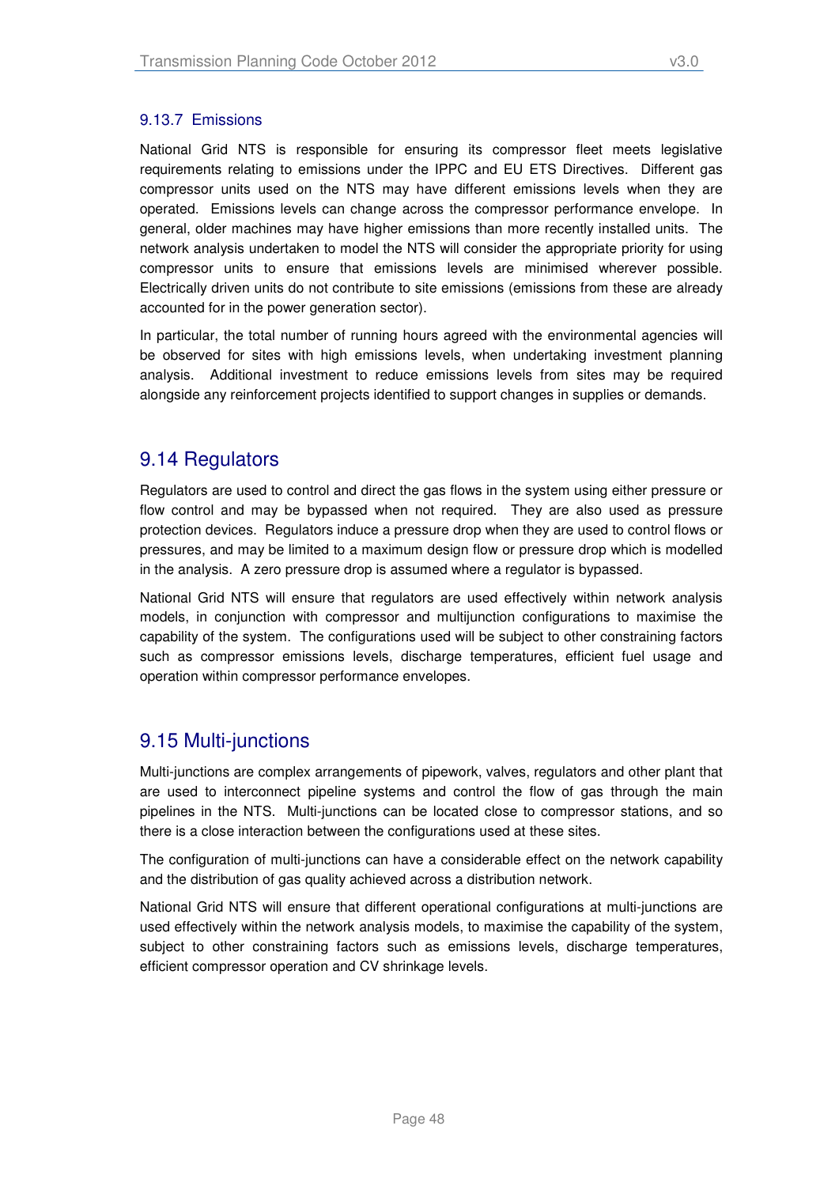### 9.13.7 Emissions

National Grid NTS is responsible for ensuring its compressor fleet meets legislative requirements relating to emissions under the IPPC and EU ETS Directives. Different gas compressor units used on the NTS may have different emissions levels when they are operated. Emissions levels can change across the compressor performance envelope. In general, older machines may have higher emissions than more recently installed units. The network analysis undertaken to model the NTS will consider the appropriate priority for using compressor units to ensure that emissions levels are minimised wherever possible. Electrically driven units do not contribute to site emissions (emissions from these are already accounted for in the power generation sector).

In particular, the total number of running hours agreed with the environmental agencies will be observed for sites with high emissions levels, when undertaking investment planning analysis. Additional investment to reduce emissions levels from sites may be required alongside any reinforcement projects identified to support changes in supplies or demands.

## 9.14 Regulators

Regulators are used to control and direct the gas flows in the system using either pressure or flow control and may be bypassed when not required. They are also used as pressure protection devices. Regulators induce a pressure drop when they are used to control flows or pressures, and may be limited to a maximum design flow or pressure drop which is modelled in the analysis. A zero pressure drop is assumed where a regulator is bypassed.

National Grid NTS will ensure that regulators are used effectively within network analysis models, in conjunction with compressor and multijunction configurations to maximise the capability of the system. The configurations used will be subject to other constraining factors such as compressor emissions levels, discharge temperatures, efficient fuel usage and operation within compressor performance envelopes.

## 9.15 Multi-junctions

Multi-junctions are complex arrangements of pipework, valves, regulators and other plant that are used to interconnect pipeline systems and control the flow of gas through the main pipelines in the NTS. Multi-junctions can be located close to compressor stations, and so there is a close interaction between the configurations used at these sites.

The configuration of multi-junctions can have a considerable effect on the network capability and the distribution of gas quality achieved across a distribution network.

National Grid NTS will ensure that different operational configurations at multi-junctions are used effectively within the network analysis models, to maximise the capability of the system, subject to other constraining factors such as emissions levels, discharge temperatures, efficient compressor operation and CV shrinkage levels.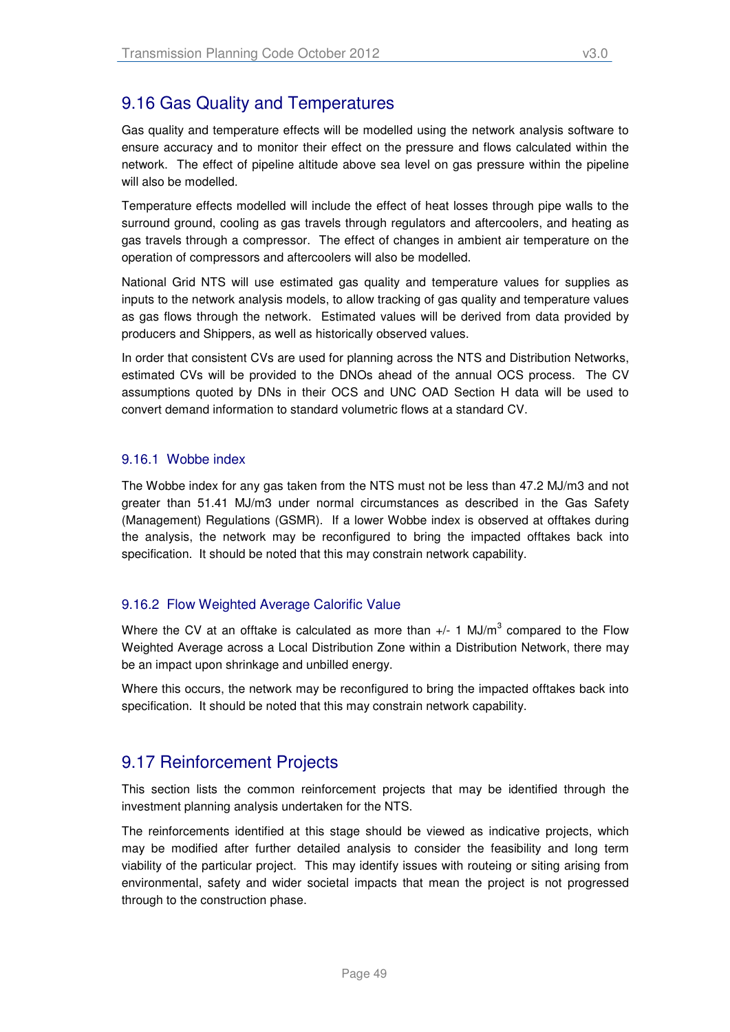## 9.16 Gas Quality and Temperatures

Gas quality and temperature effects will be modelled using the network analysis software to ensure accuracy and to monitor their effect on the pressure and flows calculated within the network. The effect of pipeline altitude above sea level on gas pressure within the pipeline will also be modelled.

Temperature effects modelled will include the effect of heat losses through pipe walls to the surround ground, cooling as gas travels through regulators and aftercoolers, and heating as gas travels through a compressor. The effect of changes in ambient air temperature on the operation of compressors and aftercoolers will also be modelled.

National Grid NTS will use estimated gas quality and temperature values for supplies as inputs to the network analysis models, to allow tracking of gas quality and temperature values as gas flows through the network. Estimated values will be derived from data provided by producers and Shippers, as well as historically observed values.

In order that consistent CVs are used for planning across the NTS and Distribution Networks, estimated CVs will be provided to the DNOs ahead of the annual OCS process. The CV assumptions quoted by DNs in their OCS and UNC OAD Section H data will be used to convert demand information to standard volumetric flows at a standard CV.

### 9.16.1 Wobbe index

The Wobbe index for any gas taken from the NTS must not be less than 47.2 MJ/m3 and not greater than 51.41 MJ/m3 under normal circumstances as described in the Gas Safety (Management) Regulations (GSMR). If a lower Wobbe index is observed at offtakes during the analysis, the network may be reconfigured to bring the impacted offtakes back into specification. It should be noted that this may constrain network capability.

### 9.16.2 Flow Weighted Average Calorific Value

Where the CV at an offtake is calculated as more than +/- 1 MJ/m$^3$ compared to the Flow Weighted Average across a Local Distribution Zone within a Distribution Network, there may be an impact upon shrinkage and unbilled energy.

Where this occurs, the network may be reconfigured to bring the impacted offtakes back into specification. It should be noted that this may constrain network capability.

## 9.17 Reinforcement Projects

This section lists the common reinforcement projects that may be identified through the investment planning analysis undertaken for the NTS.

The reinforcements identified at this stage should be viewed as indicative projects, which may be modified after further detailed analysis to consider the feasibility and long term viability of the particular project. This may identify issues with routeing or siting arising from environmental, safety and wider societal impacts that mean the project is not progressed through to the construction phase.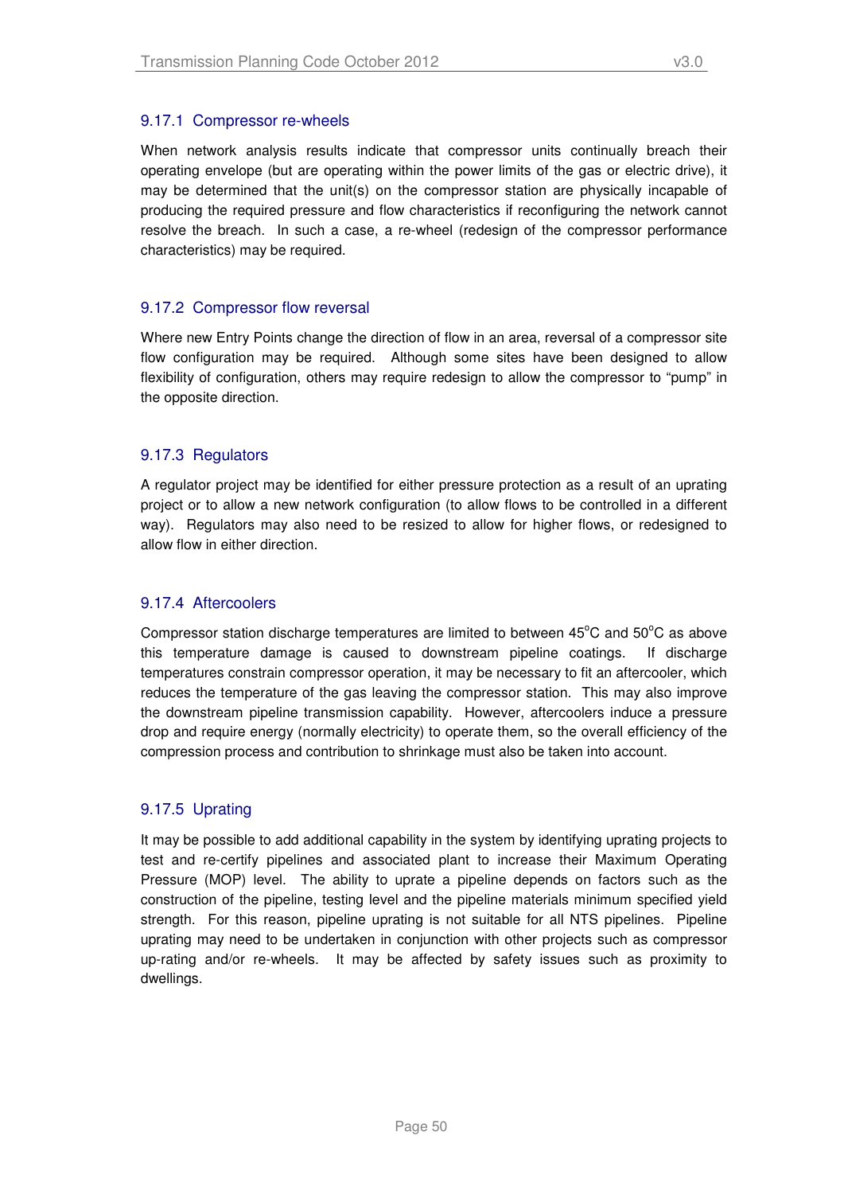### 9.17.1 Compressor re-wheels

When network analysis results indicate that compressor units continually breach their operating envelope (but are operating within the power limits of the gas or electric drive), it may be determined that the unit(s) on the compressor station are physically incapable of producing the required pressure and flow characteristics if reconfiguring the network cannot resolve the breach. In such a case, a re-wheel (redesign of the compressor performance characteristics) may be required.

### 9.17.2 Compressor flow reversal

Where new Entry Points change the direction of flow in an area, reversal of a compressor site flow configuration may be required. Although some sites have been designed to allow flexibility of configuration, others may require redesign to allow the compressor to "pump" in the opposite direction.

### 9.17.3 Regulators

A regulator project may be identified for either pressure protection as a result of an uprating project or to allow a new network configuration (to allow flows to be controlled in a different way). Regulators may also need to be resized to allow for higher flows, or redesigned to allow flow in either direction.

### 9.17.4 Aftercoolers

Compressor station discharge temperatures are limited to between 45°C and 50°C as above this temperature damage is caused to downstream pipeline coatings. If discharge temperatures constrain compressor operation, it may be necessary to fit an aftercooler, which reduces the temperature of the gas leaving the compressor station. This may also improve the downstream pipeline transmission capability. However, aftercoolers induce a pressure drop and require energy (normally electricity) to operate them, so the overall efficiency of the compression process and contribution to shrinkage must also be taken into account.

### 9.17.5 Uprating

It may be possible to add additional capability in the system by identifying uprating projects to test and re-certify pipelines and associated plant to increase their Maximum Operating Pressure (MOP) level. The ability to uprate a pipeline depends on factors such as the construction of the pipeline, testing level and the pipeline materials minimum specified yield strength. For this reason, pipeline uprating is not suitable for all NTS pipelines. Pipeline uprating may need to be undertaken in conjunction with other projects such as compressor up-rating and/or re-wheels. It may be affected by safety issues such as proximity to dwellings.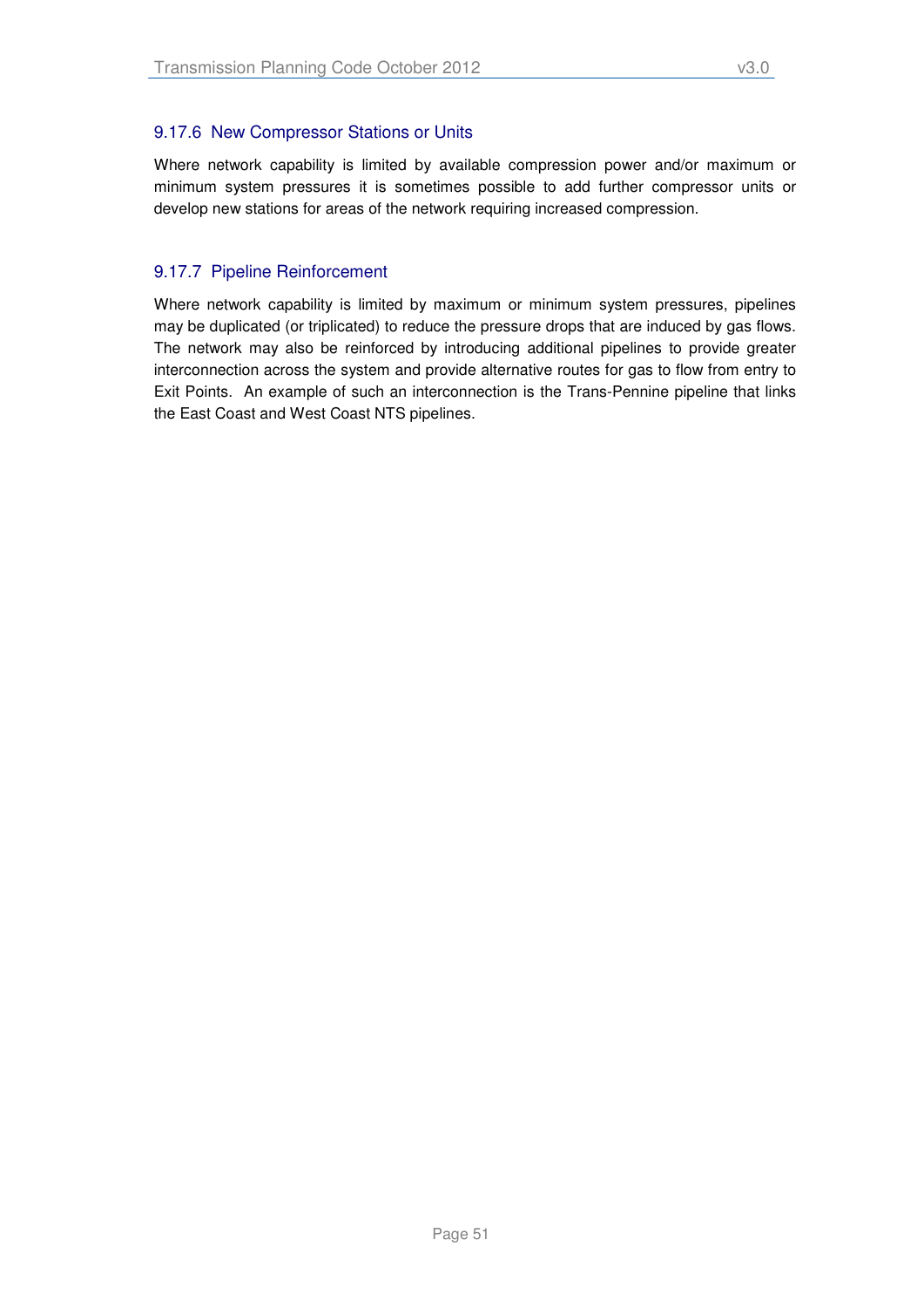### 9.17.6 New Compressor Stations or Units

Where network capability is limited by available compression power and/or maximum or minimum system pressures it is sometimes possible to add further compressor units or develop new stations for areas of the network requiring increased compression.

### 9.17.7 Pipeline Reinforcement

Where network capability is limited by maximum or minimum system pressures, pipelines may be duplicated (or triplicated) to reduce the pressure drops that are induced by gas flows. The network may also be reinforced by introducing additional pipelines to provide greater interconnection across the system and provide alternative routes for gas to flow from entry to Exit Points. An example of such an interconnection is the Trans-Pennine pipeline that links the East Coast and West Coast NTS pipelines.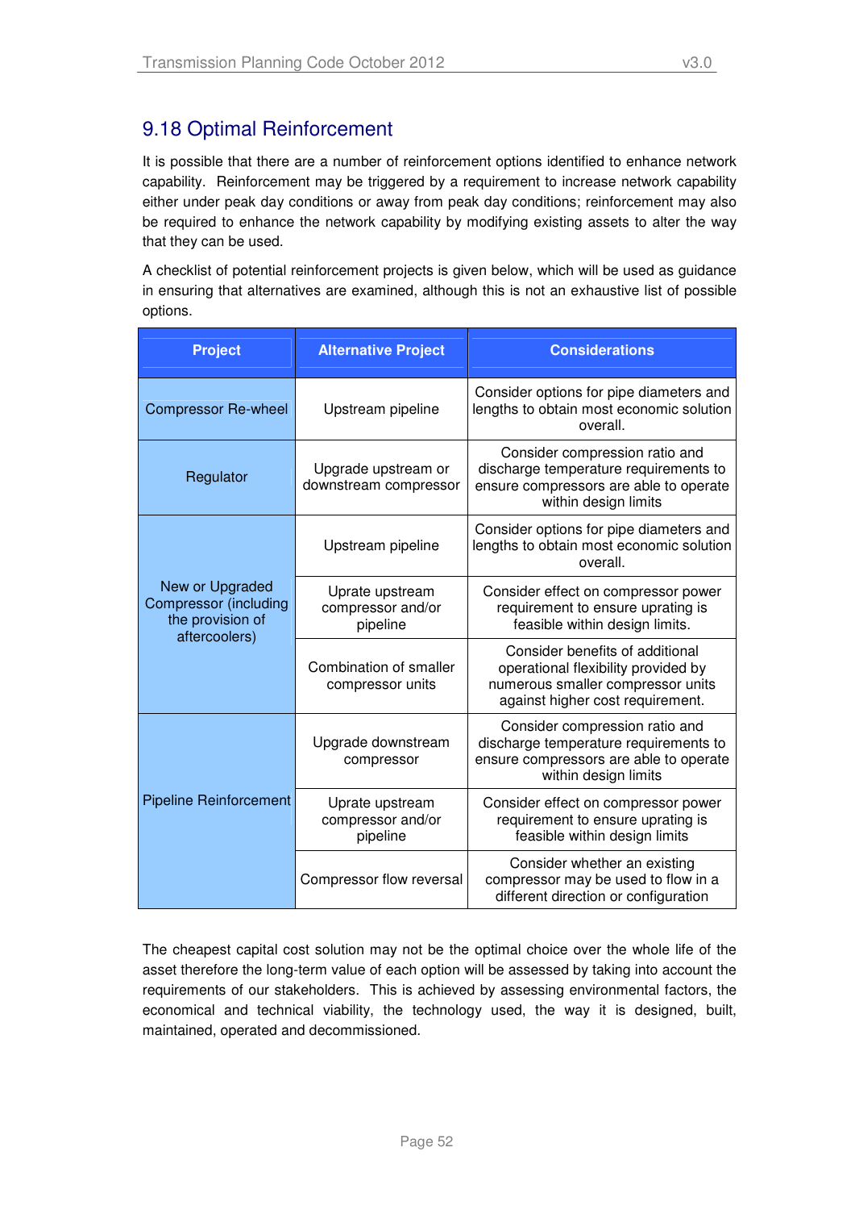## 9.18 Optimal Reinforcement

It is possible that there are a number of reinforcement options identified to enhance network capability. Reinforcement may be triggered by a requirement to increase network capability either under peak day conditions or away from peak day conditions; reinforcement may also be required to enhance the network capability by modifying existing assets to alter the way that they can be used.

A checklist of potential reinforcement projects is given below, which will be used as guidance in ensuring that alternatives are examined, although this is not an exhaustive list of possible options.

| Project | Alternative Project | Considerations |
|---|---|---|
| Compressor Re-wheel | Upstream pipeline | Consider options for pipe diameters and lengths to obtain most economic solution overall. |
| Regulator | Upgrade upstream or downstream compressor | Consider compression ratio and discharge temperature requirements to ensure compressors are able to operate within design limits |
| New or Upgraded Compressor (including the provision of aftercoolers) | Upstream pipeline | Consider options for pipe diameters and lengths to obtain most economic solution overall. |
| | Uprate upstream compressor and/or pipeline | Consider effect on compressor power requirement to ensure uprating is feasible within design limits. |
| | Combination of smaller compressor units | Consider benefits of additional operational flexibility provided by numerous smaller compressor units against higher cost requirement. |
| Pipeline Reinforcement | Upgrade downstream compressor | Consider compression ratio and discharge temperature requirements to ensure compressors are able to operate within design limits |
| | Uprate upstream compressor and/or pipeline | Consider effect on compressor power requirement to ensure uprating is feasible within design limits |
| | Compressor flow reversal | Consider whether an existing compressor may be used to flow in a different direction or configuration |

The cheapest capital cost solution may not be the optimal choice over the whole life of the asset therefore the long-term value of each option will be assessed by taking into account the requirements of our stakeholders. This is achieved by assessing environmental factors, the economical and technical viability, the technology used, the way it is designed, built, maintained, operated and decommissioned.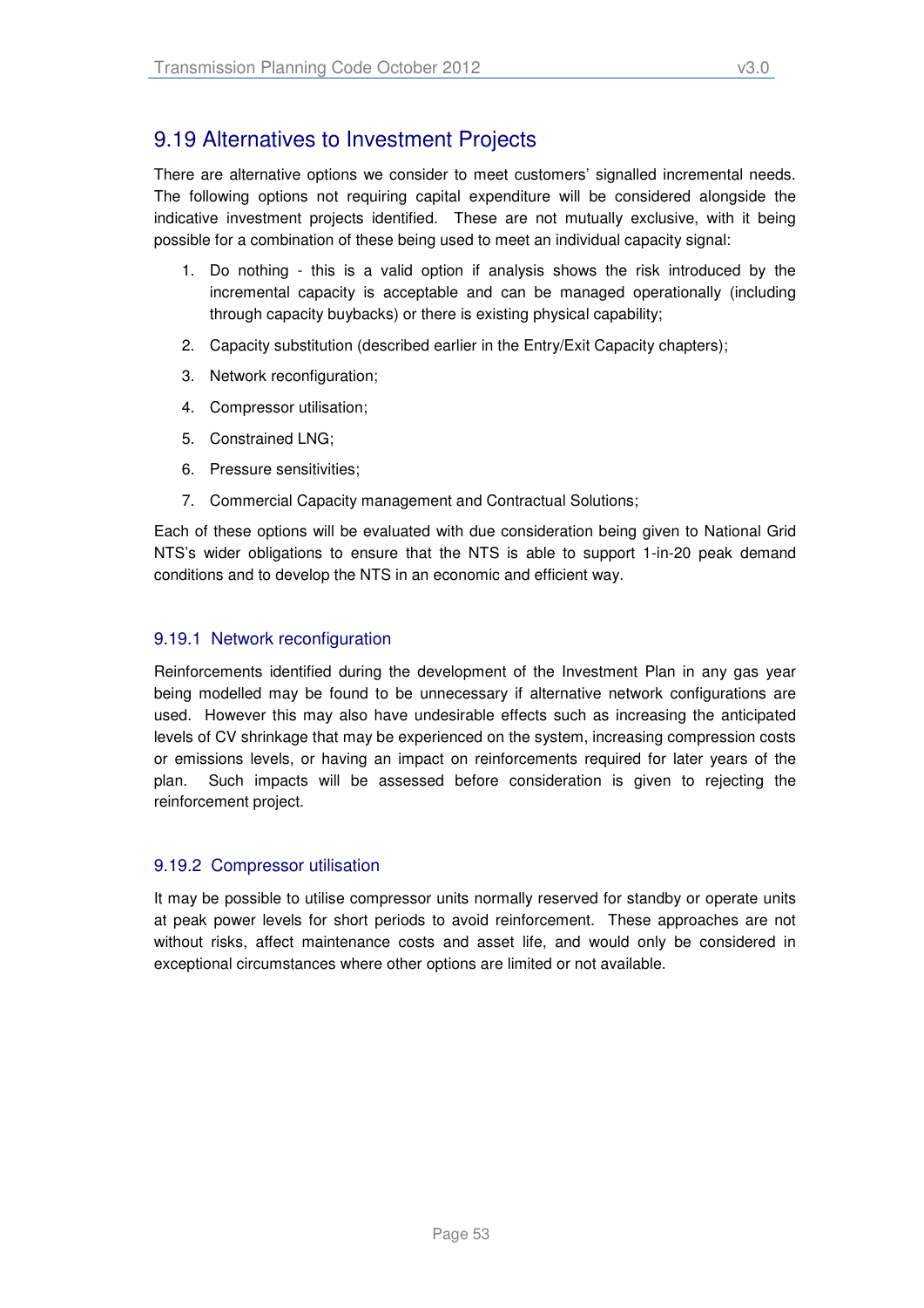## 9.19 Alternatives to Investment Projects

There are alternative options we consider to meet customers' signalled incremental needs. The following options not requiring capital expenditure will be considered alongside the indicative investment projects identified. These are not mutually exclusive, with it being possible for a combination of these being used to meet an individual capacity signal:

1. Do nothing - this is a valid option if analysis shows the risk introduced by the incremental capacity is acceptable and can be managed operationally (including through capacity buybacks) or there is existing physical capability;
2. Capacity substitution (described earlier in the Entry/Exit Capacity chapters);
3. Network reconfiguration;
4. Compressor utilisation;
5. Constrained LNG;
6. Pressure sensitivities;
7. Commercial Capacity management and Contractual Solutions;

Each of these options will be evaluated with due consideration being given to National Grid NTS's wider obligations to ensure that the NTS is able to support 1-in-20 peak demand conditions and to develop the NTS in an economic and efficient way.

### 9.19.1 Network reconfiguration

Reinforcements identified during the development of the Investment Plan in any gas year being modelled may be found to be unnecessary if alternative network configurations are used. However this may also have undesirable effects such as increasing the anticipated levels of CV shrinkage that may be experienced on the system, increasing compression costs or emissions levels, or having an impact on reinforcements required for later years of the plan. Such impacts will be assessed before consideration is given to rejecting the reinforcement project.

### 9.19.2 Compressor utilisation

It may be possible to utilise compressor units normally reserved for standby or operate units at peak power levels for short periods to avoid reinforcement. These approaches are not without risks, affect maintenance costs and asset life, and would only be considered in exceptional circumstances where other options are limited or not available.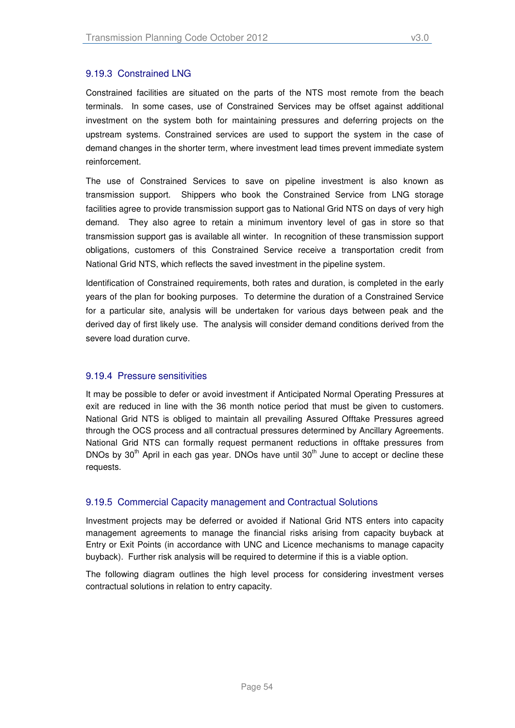### 9.19.3 Constrained LNG

Constrained facilities are situated on the parts of the NTS most remote from the beach terminals. In some cases, use of Constrained Services may be offset against additional investment on the system both for maintaining pressures and deferring projects on the upstream systems. Constrained services are used to support the system in the case of demand changes in the shorter term, where investment lead times prevent immediate system reinforcement.

The use of Constrained Services to save on pipeline investment is also known as transmission support. Shippers who book the Constrained Service from LNG storage facilities agree to provide transmission support gas to National Grid NTS on days of very high demand. They also agree to retain a minimum inventory level of gas in store so that transmission support gas is available all winter. In recognition of these transmission support obligations, customers of this Constrained Service receive a transportation credit from National Grid NTS, which reflects the saved investment in the pipeline system.

Identification of Constrained requirements, both rates and duration, is completed in the early years of the plan for booking purposes. To determine the duration of a Constrained Service for a particular site, analysis will be undertaken for various days between peak and the derived day of first likely use. The analysis will consider demand conditions derived from the severe load duration curve.

### 9.19.4 Pressure sensitivities

It may be possible to defer or avoid investment if Anticipated Normal Operating Pressures at exit are reduced in line with the 36 month notice period that must be given to customers. National Grid NTS is obliged to maintain all prevailing Assured Offtake Pressures agreed through the OCS process and all contractual pressures determined by Ancillary Agreements. National Grid NTS can formally request permanent reductions in offtake pressures from DNOs by 30th April in each gas year. DNOs have until 30th June to accept or decline these requests.

### 9.19.5 Commercial Capacity management and Contractual Solutions

Investment projects may be deferred or avoided if National Grid NTS enters into capacity management agreements to manage the financial risks arising from capacity buyback at Entry or Exit Points (in accordance with UNC and Licence mechanisms to manage capacity buyback). Further risk analysis will be required to determine if this is a viable option.

The following diagram outlines the high level process for considering investment verses contractual solutions in relation to entry capacity.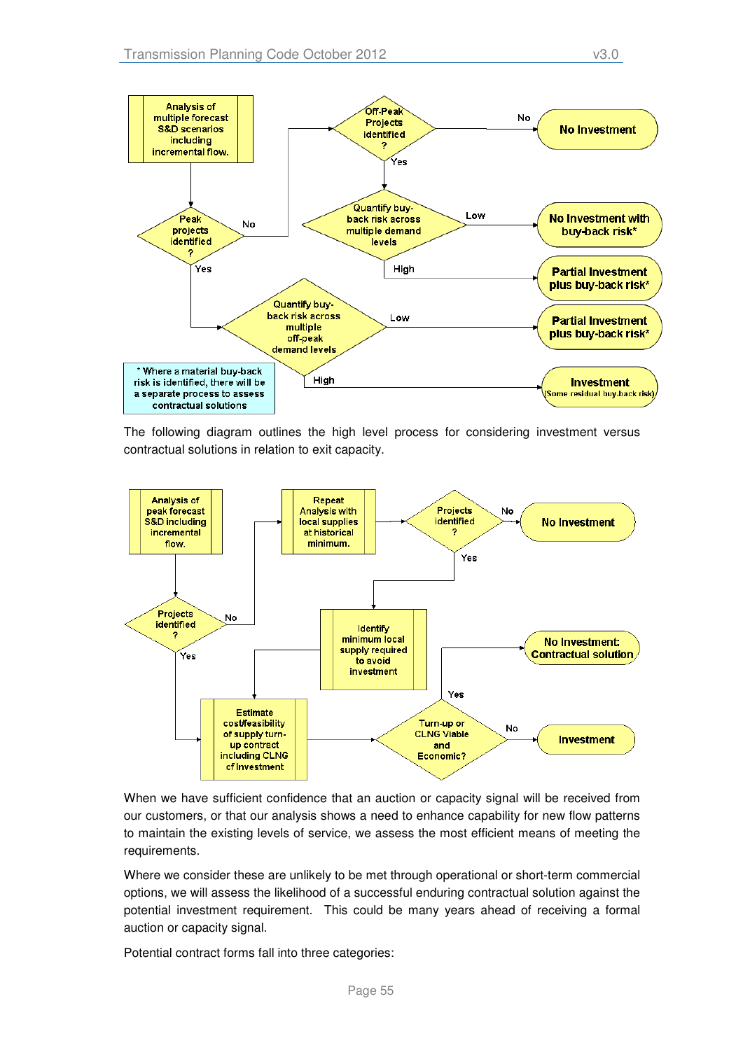Analysis of multiple forecast S&D scenarios including incremental flow.

Peak projects identified ? — Yes / No

Off-Peak Projects identified ? — Yes / No

No Investment

Quantify buy-back risk across multiple demand levels — Low / High

No Investment with buy-back risk*

Partial Investment plus buy-back risk*

Quantify buy-back risk across multiple off-peak demand levels — Low / High

Partial Investment plus buy-back risk*

Investment (Some residual buy-back risk)

\* Where a material buy-back risk is identified, there will be a separate process to assess contractual solutions

The following diagram outlines the high level process for considering investment versus contractual solutions in relation to exit capacity.

Analysis of peak forecast S&D including incremental flow.

Projects identified ? — Yes / No

Repeat Analysis with local supplies at historical minimum.

Projects identified ? — Yes / No

No Investment

Identify minimum local supply required to avoid investment

Estimate cost/feasibility of supply turn-up contract including CLNG cf Investment

Turn-up or CLNG Viable and Economic? — Yes / No

No Investment: Contractual solution

Investment

When we have sufficient confidence that an auction or capacity signal will be received from our customers, or that our analysis shows a need to enhance capability for new flow patterns to maintain the existing levels of service, we assess the most efficient means of meeting the requirements.

Where we consider these are unlikely to be met through operational or short-term commercial options, we will assess the likelihood of a successful enduring contractual solution against the potential investment requirement. This could be many years ahead of receiving a formal auction or capacity signal.

Potential contract forms fall into three categories: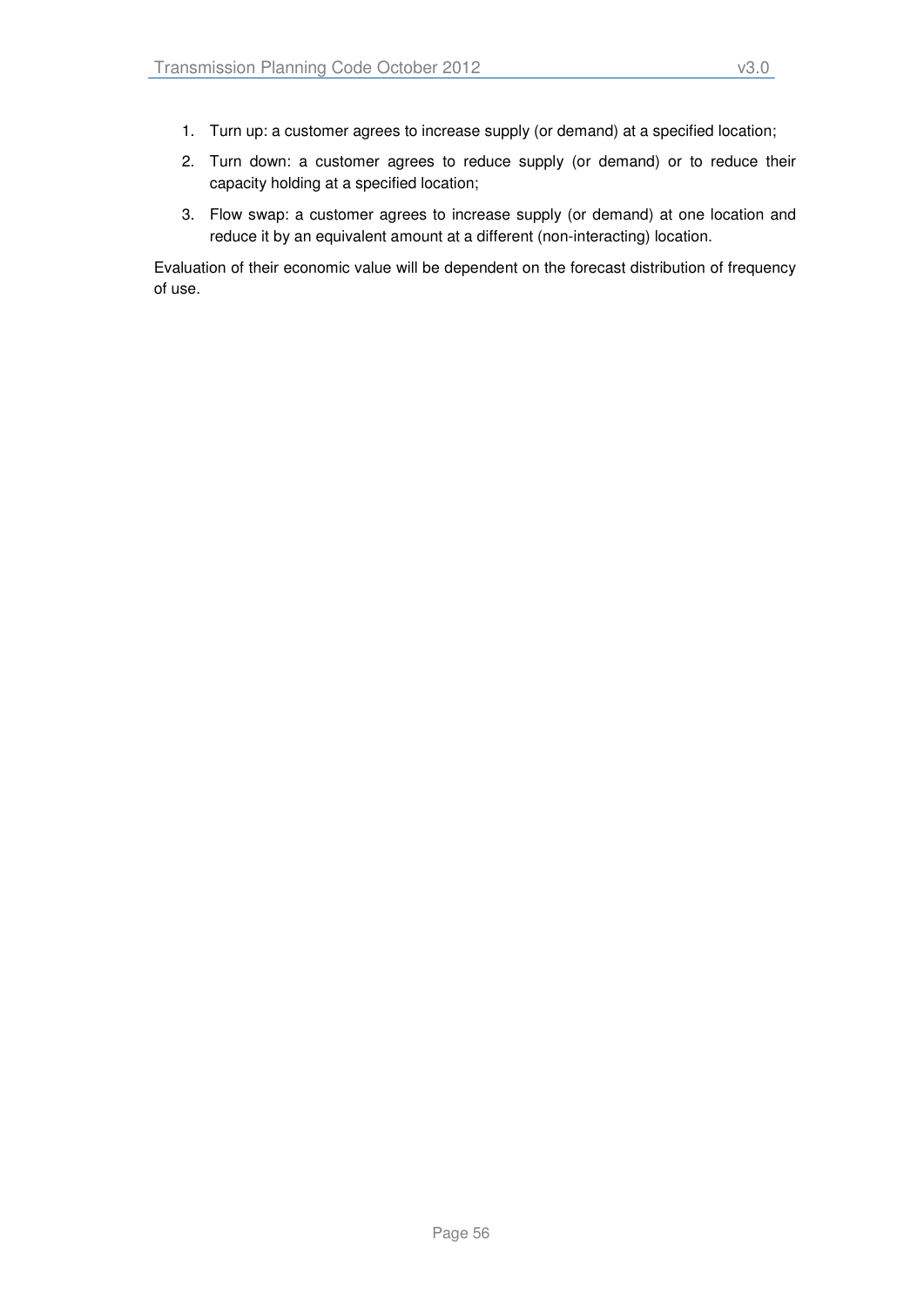1. Turn up: a customer agrees to increase supply (or demand) at a specified location;
2. Turn down: a customer agrees to reduce supply (or demand) or to reduce their capacity holding at a specified location;
3. Flow swap: a customer agrees to increase supply (or demand) at one location and reduce it by an equivalent amount at a different (non-interacting) location.

Evaluation of their economic value will be dependent on the forecast distribution of frequency of use.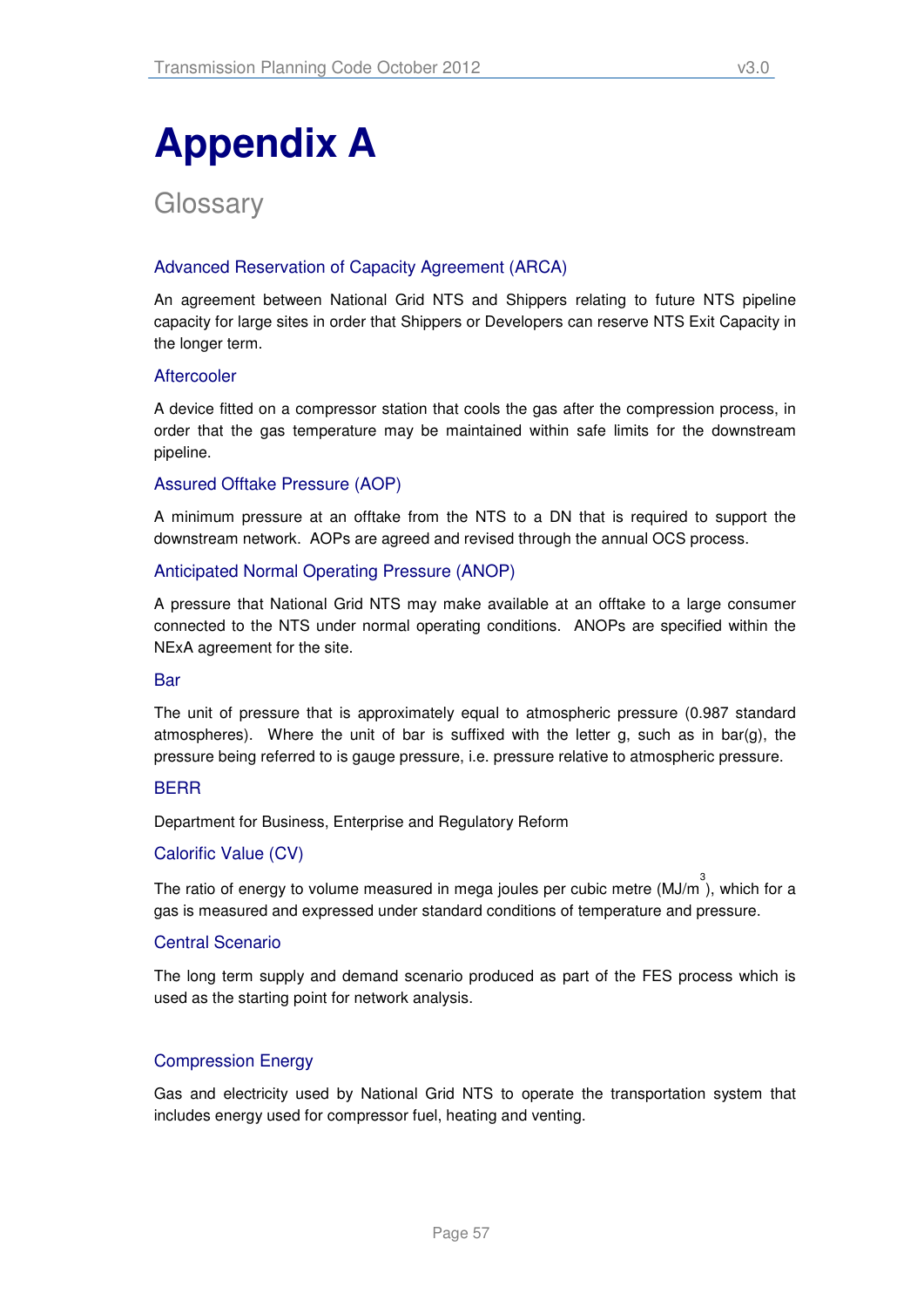# Appendix A

## Glossary

### Advanced Reservation of Capacity Agreement (ARCA)

An agreement between National Grid NTS and Shippers relating to future NTS pipeline capacity for large sites in order that Shippers or Developers can reserve NTS Exit Capacity in the longer term.

### Aftercooler

A device fitted on a compressor station that cools the gas after the compression process, in order that the gas temperature may be maintained within safe limits for the downstream pipeline.

### Assured Offtake Pressure (AOP)

A minimum pressure at an offtake from the NTS to a DN that is required to support the downstream network. AOPs are agreed and revised through the annual OCS process.

### Anticipated Normal Operating Pressure (ANOP)

A pressure that National Grid NTS may make available at an offtake to a large consumer connected to the NTS under normal operating conditions. ANOPs are specified within the NExA agreement for the site.

### Bar

The unit of pressure that is approximately equal to atmospheric pressure (0.987 standard atmospheres). Where the unit of bar is suffixed with the letter g, such as in bar(g), the pressure being referred to is gauge pressure, i.e. pressure relative to atmospheric pressure.

### BERR

Department for Business, Enterprise and Regulatory Reform

### Calorific Value (CV)

The ratio of energy to volume measured in mega joules per cubic metre ($MJ/m^3$), which for a gas is measured and expressed under standard conditions of temperature and pressure.

### Central Scenario

The long term supply and demand scenario produced as part of the FES process which is used as the starting point for network analysis.

### Compression Energy

Gas and electricity used by National Grid NTS to operate the transportation system that includes energy used for compressor fuel, heating and venting.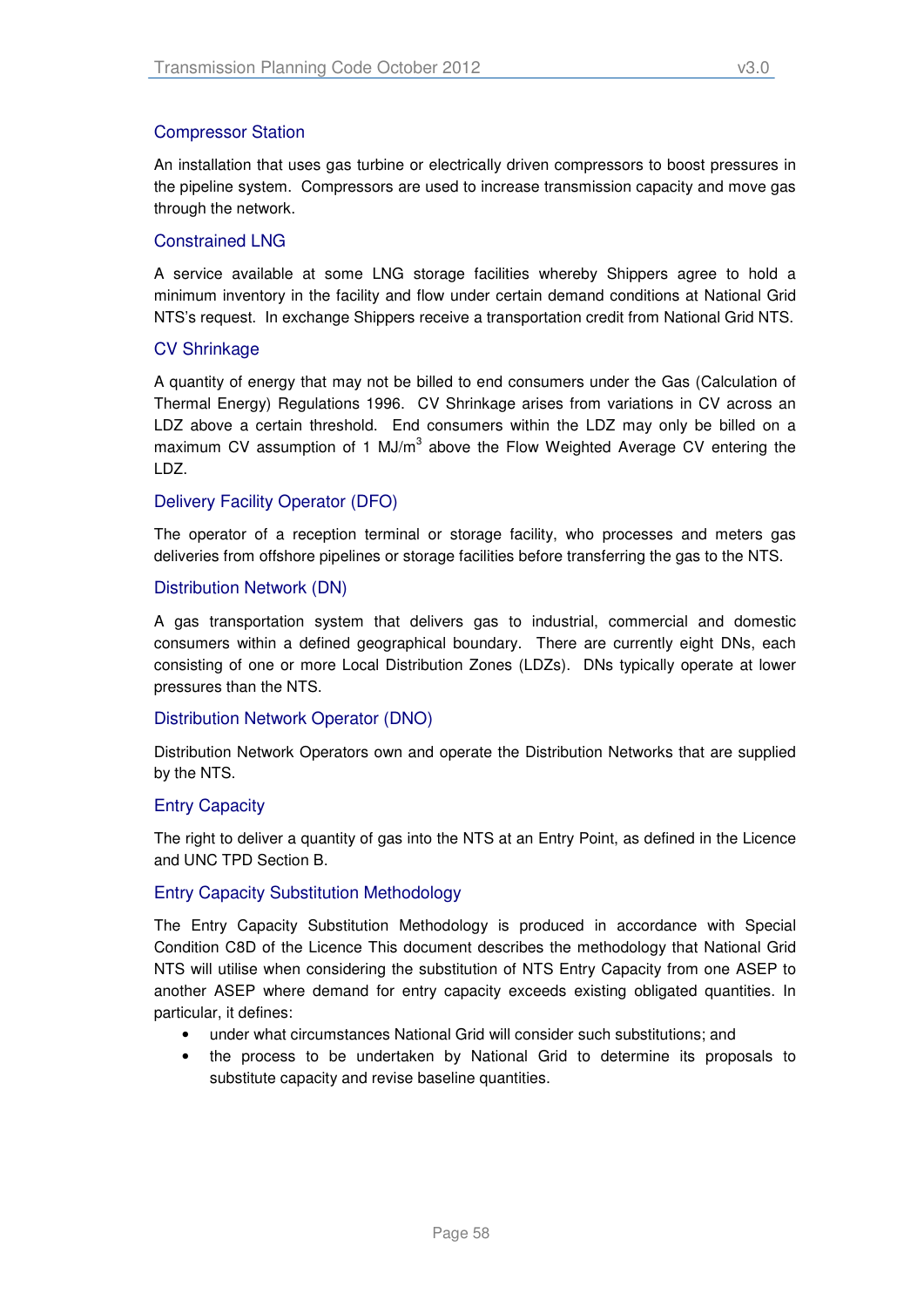### Compressor Station

An installation that uses gas turbine or electrically driven compressors to boost pressures in the pipeline system. Compressors are used to increase transmission capacity and move gas through the network.

### Constrained LNG

A service available at some LNG storage facilities whereby Shippers agree to hold a minimum inventory in the facility and flow under certain demand conditions at National Grid NTS's request. In exchange Shippers receive a transportation credit from National Grid NTS.

### CV Shrinkage

A quantity of energy that may not be billed to end consumers under the Gas (Calculation of Thermal Energy) Regulations 1996. CV Shrinkage arises from variations in CV across an LDZ above a certain threshold. End consumers within the LDZ may only be billed on a maximum CV assumption of 1 $MJ/m^3$ above the Flow Weighted Average CV entering the LDZ.

### Delivery Facility Operator (DFO)

The operator of a reception terminal or storage facility, who processes and meters gas deliveries from offshore pipelines or storage facilities before transferring the gas to the NTS.

### Distribution Network (DN)

A gas transportation system that delivers gas to industrial, commercial and domestic consumers within a defined geographical boundary. There are currently eight DNs, each consisting of one or more Local Distribution Zones (LDZs). DNs typically operate at lower pressures than the NTS.

### Distribution Network Operator (DNO)

Distribution Network Operators own and operate the Distribution Networks that are supplied by the NTS.

### Entry Capacity

The right to deliver a quantity of gas into the NTS at an Entry Point, as defined in the Licence and UNC TPD Section B.

### Entry Capacity Substitution Methodology

The Entry Capacity Substitution Methodology is produced in accordance with Special Condition C8D of the Licence This document describes the methodology that National Grid NTS will utilise when considering the substitution of NTS Entry Capacity from one ASEP to another ASEP where demand for entry capacity exceeds existing obligated quantities. In particular, it defines:

- under what circumstances National Grid will consider such substitutions; and
- the process to be undertaken by National Grid to determine its proposals to substitute capacity and revise baseline quantities.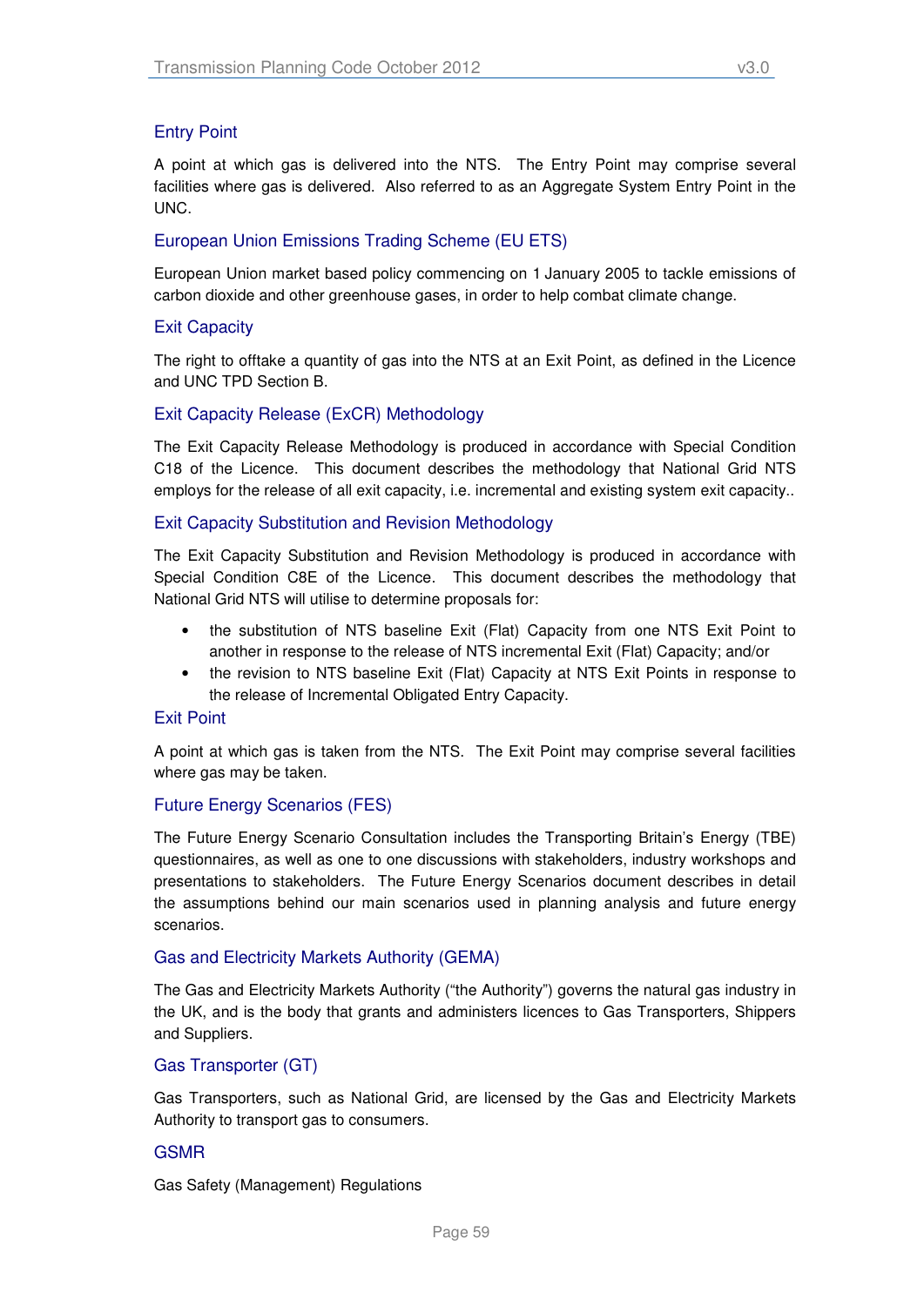### Entry Point

A point at which gas is delivered into the NTS. The Entry Point may comprise several facilities where gas is delivered. Also referred to as an Aggregate System Entry Point in the UNC.

### European Union Emissions Trading Scheme (EU ETS)

European Union market based policy commencing on 1 January 2005 to tackle emissions of carbon dioxide and other greenhouse gases, in order to help combat climate change.

### Exit Capacity

The right to offtake a quantity of gas into the NTS at an Exit Point, as defined in the Licence and UNC TPD Section B.

### Exit Capacity Release (ExCR) Methodology

The Exit Capacity Release Methodology is produced in accordance with Special Condition C18 of the Licence. This document describes the methodology that National Grid NTS employs for the release of all exit capacity, i.e. incremental and existing system exit capacity..

### Exit Capacity Substitution and Revision Methodology

The Exit Capacity Substitution and Revision Methodology is produced in accordance with Special Condition C8E of the Licence. This document describes the methodology that National Grid NTS will utilise to determine proposals for:

- the substitution of NTS baseline Exit (Flat) Capacity from one NTS Exit Point to another in response to the release of NTS incremental Exit (Flat) Capacity; and/or
- the revision to NTS baseline Exit (Flat) Capacity at NTS Exit Points in response to the release of Incremental Obligated Entry Capacity.

### Exit Point

A point at which gas is taken from the NTS. The Exit Point may comprise several facilities where gas may be taken.

### Future Energy Scenarios (FES)

The Future Energy Scenario Consultation includes the Transporting Britain's Energy (TBE) questionnaires, as well as one to one discussions with stakeholders, industry workshops and presentations to stakeholders. The Future Energy Scenarios document describes in detail the assumptions behind our main scenarios used in planning analysis and future energy scenarios.

### Gas and Electricity Markets Authority (GEMA)

The Gas and Electricity Markets Authority ("the Authority") governs the natural gas industry in the UK, and is the body that grants and administers licences to Gas Transporters, Shippers and Suppliers.

### Gas Transporter (GT)

Gas Transporters, such as National Grid, are licensed by the Gas and Electricity Markets Authority to transport gas to consumers.

### GSMR

Gas Safety (Management) Regulations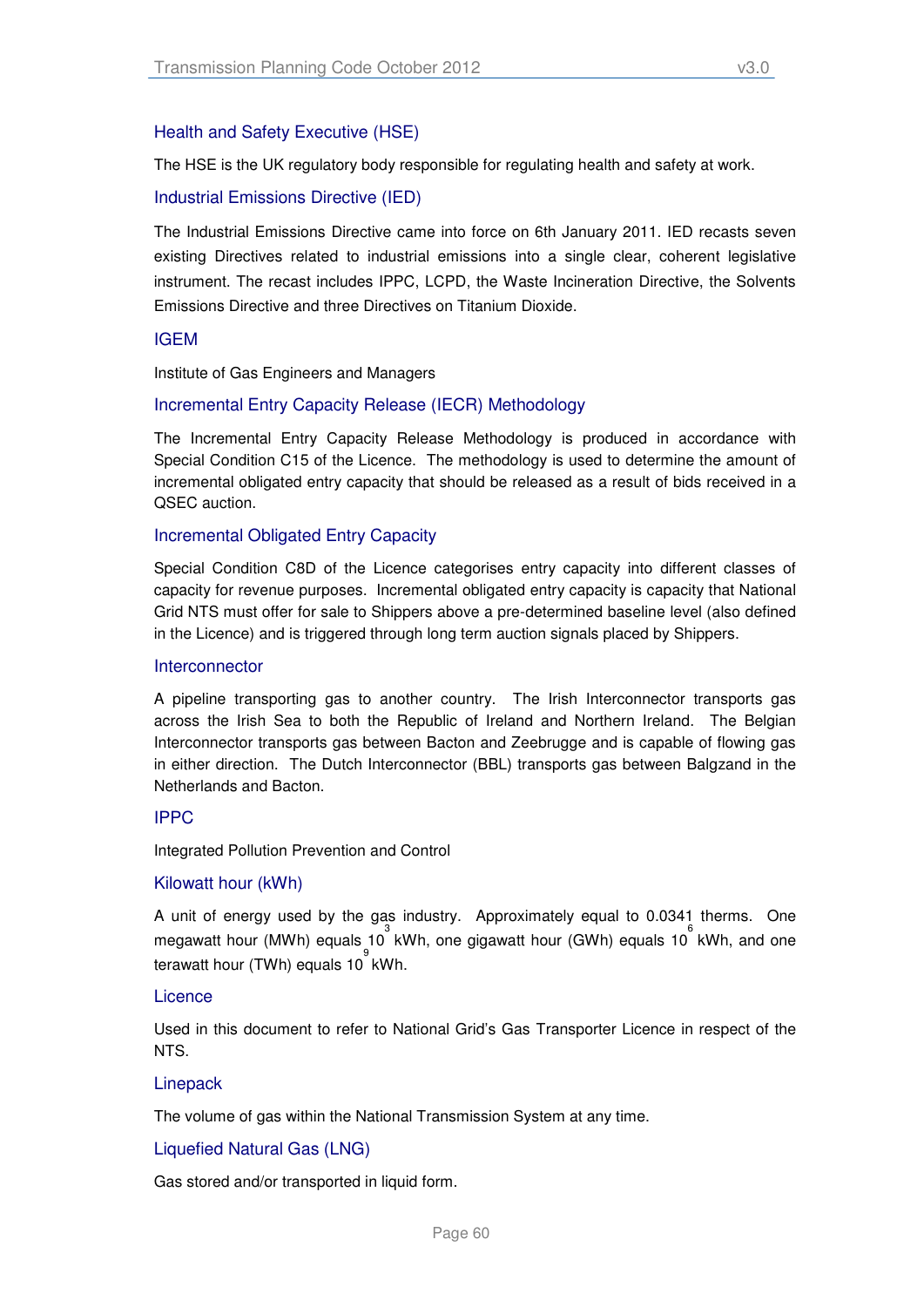### Health and Safety Executive (HSE)

The HSE is the UK regulatory body responsible for regulating health and safety at work.

### Industrial Emissions Directive (IED)

The Industrial Emissions Directive came into force on 6th January 2011. IED recasts seven existing Directives related to industrial emissions into a single clear, coherent legislative instrument. The recast includes IPPC, LCPD, the Waste Incineration Directive, the Solvents Emissions Directive and three Directives on Titanium Dioxide.

### IGEM

Institute of Gas Engineers and Managers

### Incremental Entry Capacity Release (IECR) Methodology

The Incremental Entry Capacity Release Methodology is produced in accordance with Special Condition C15 of the Licence. The methodology is used to determine the amount of incremental obligated entry capacity that should be released as a result of bids received in a QSEC auction.

### Incremental Obligated Entry Capacity

Special Condition C8D of the Licence categorises entry capacity into different classes of capacity for revenue purposes. Incremental obligated entry capacity is capacity that National Grid NTS must offer for sale to Shippers above a pre-determined baseline level (also defined in the Licence) and is triggered through long term auction signals placed by Shippers.

### Interconnector

A pipeline transporting gas to another country. The Irish Interconnector transports gas across the Irish Sea to both the Republic of Ireland and Northern Ireland. The Belgian Interconnector transports gas between Bacton and Zeebrugge and is capable of flowing gas in either direction. The Dutch Interconnector (BBL) transports gas between Balgzand in the Netherlands and Bacton.

### IPPC

Integrated Pollution Prevention and Control

### Kilowatt hour (kWh)

A unit of energy used by the gas industry. Approximately equal to 0.0341 therms. One megawatt hour (MWh) equals $10^3$ kWh, one gigawatt hour (GWh) equals $10^6$ kWh, and one terawatt hour (TWh) equals $10^9$ kWh.

### Licence

Used in this document to refer to National Grid's Gas Transporter Licence in respect of the NTS.

### Linepack

The volume of gas within the National Transmission System at any time.

### Liquefied Natural Gas (LNG)

Gas stored and/or transported in liquid form.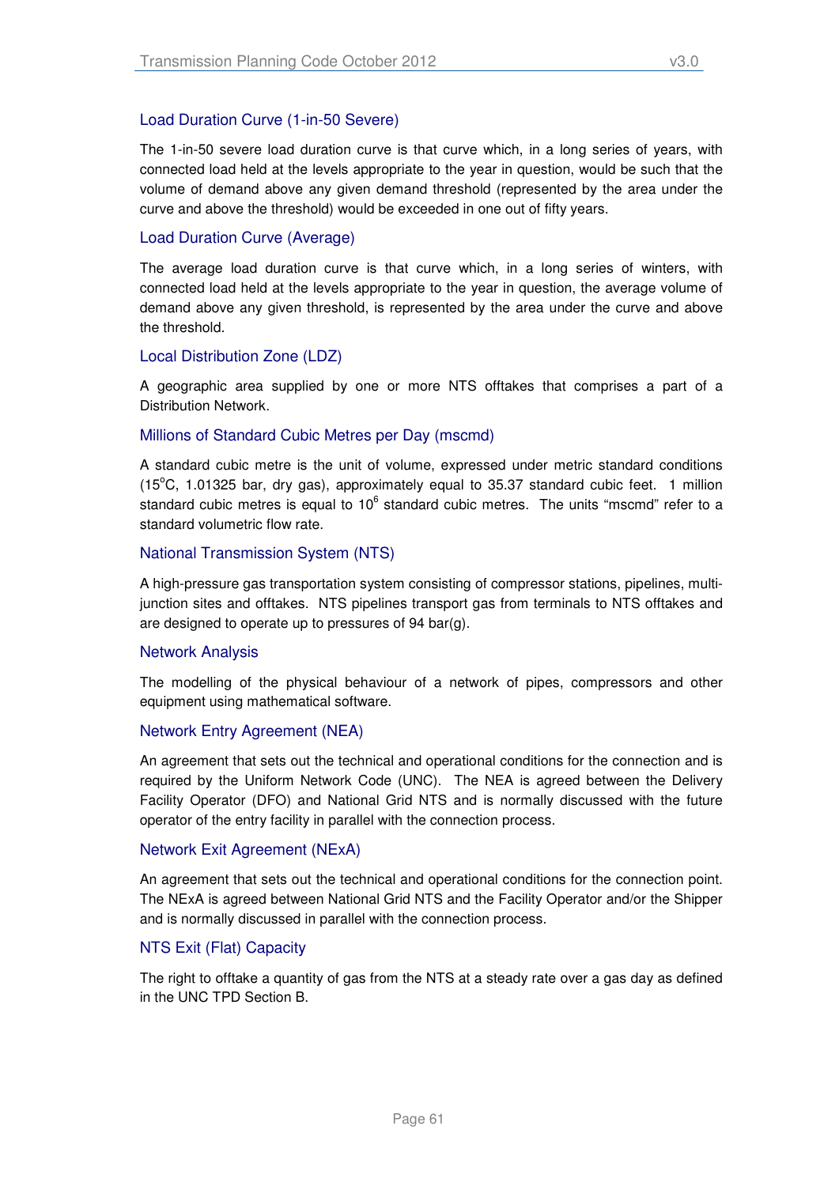### Load Duration Curve (1-in-50 Severe)

The 1-in-50 severe load duration curve is that curve which, in a long series of years, with connected load held at the levels appropriate to the year in question, would be such that the volume of demand above any given demand threshold (represented by the area under the curve and above the threshold) would be exceeded in one out of fifty years.

### Load Duration Curve (Average)

The average load duration curve is that curve which, in a long series of winters, with connected load held at the levels appropriate to the year in question, the average volume of demand above any given threshold, is represented by the area under the curve and above the threshold.

### Local Distribution Zone (LDZ)

A geographic area supplied by one or more NTS offtakes that comprises a part of a Distribution Network.

### Millions of Standard Cubic Metres per Day (mscmd)

A standard cubic metre is the unit of volume, expressed under metric standard conditions (15$^{o}$C, 1.01325 bar, dry gas), approximately equal to 35.37 standard cubic feet. 1 million standard cubic metres is equal to $10^{6}$ standard cubic metres. The units "mscmd" refer to a standard volumetric flow rate.

### National Transmission System (NTS)

A high-pressure gas transportation system consisting of compressor stations, pipelines, multi-junction sites and offtakes. NTS pipelines transport gas from terminals to NTS offtakes and are designed to operate up to pressures of 94 bar(g).

### Network Analysis

The modelling of the physical behaviour of a network of pipes, compressors and other equipment using mathematical software.

### Network Entry Agreement (NEA)

An agreement that sets out the technical and operational conditions for the connection and is required by the Uniform Network Code (UNC). The NEA is agreed between the Delivery Facility Operator (DFO) and National Grid NTS and is normally discussed with the future operator of the entry facility in parallel with the connection process.

### Network Exit Agreement (NExA)

An agreement that sets out the technical and operational conditions for the connection point. The NExA is agreed between National Grid NTS and the Facility Operator and/or the Shipper and is normally discussed in parallel with the connection process.

### NTS Exit (Flat) Capacity

The right to offtake a quantity of gas from the NTS at a steady rate over a gas day as defined in the UNC TPD Section B.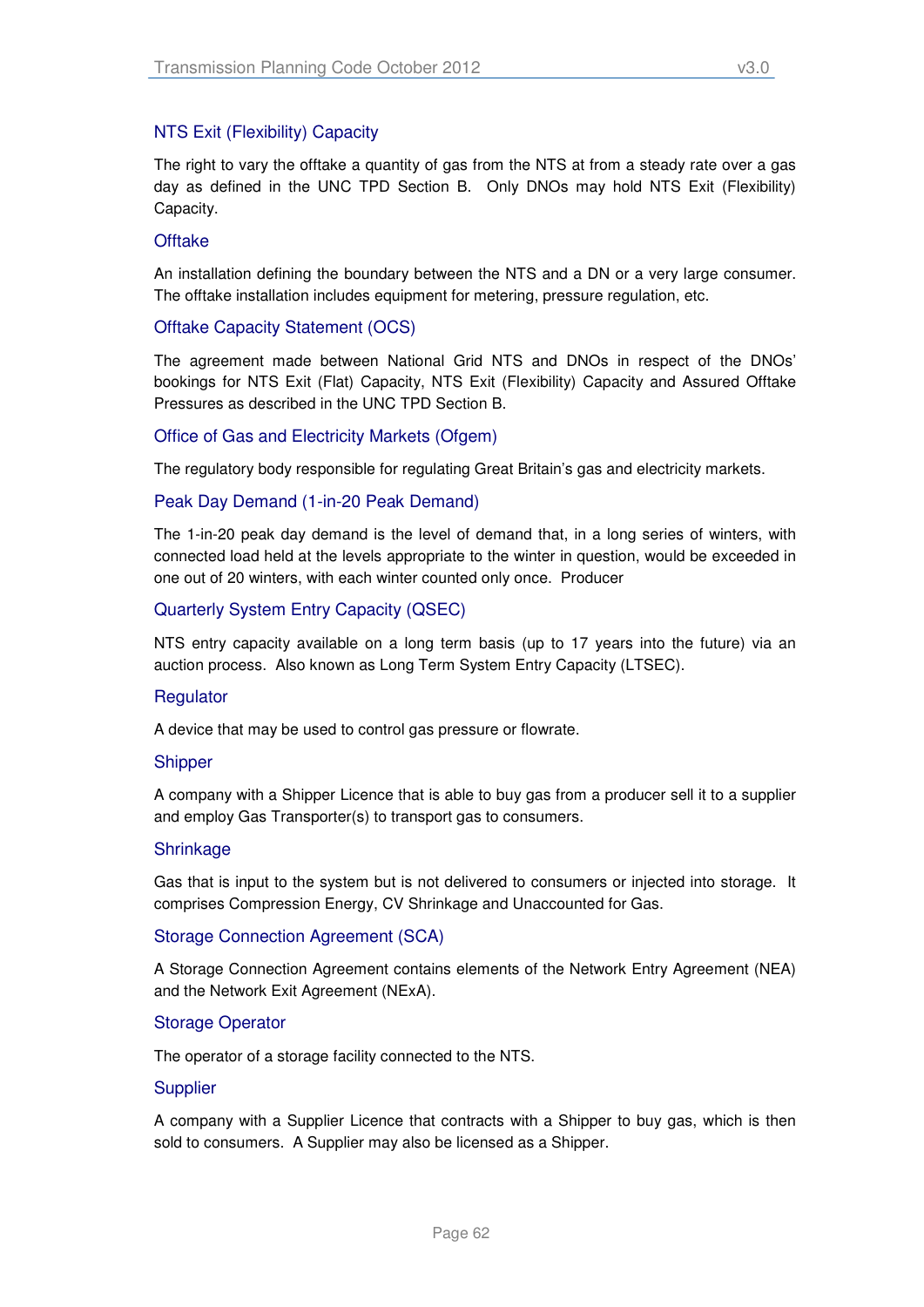### NTS Exit (Flexibility) Capacity

The right to vary the offtake a quantity of gas from the NTS at from a steady rate over a gas day as defined in the UNC TPD Section B. Only DNOs may hold NTS Exit (Flexibility) Capacity.

### Offtake

An installation defining the boundary between the NTS and a DN or a very large consumer. The offtake installation includes equipment for metering, pressure regulation, etc.

### Offtake Capacity Statement (OCS)

The agreement made between National Grid NTS and DNOs in respect of the DNOs' bookings for NTS Exit (Flat) Capacity, NTS Exit (Flexibility) Capacity and Assured Offtake Pressures as described in the UNC TPD Section B.

### Office of Gas and Electricity Markets (Ofgem)

The regulatory body responsible for regulating Great Britain's gas and electricity markets.

### Peak Day Demand (1-in-20 Peak Demand)

The 1-in-20 peak day demand is the level of demand that, in a long series of winters, with connected load held at the levels appropriate to the winter in question, would be exceeded in one out of 20 winters, with each winter counted only once. Producer

### Quarterly System Entry Capacity (QSEC)

NTS entry capacity available on a long term basis (up to 17 years into the future) via an auction process. Also known as Long Term System Entry Capacity (LTSEC).

### Regulator

A device that may be used to control gas pressure or flowrate.

### Shipper

A company with a Shipper Licence that is able to buy gas from a producer sell it to a supplier and employ Gas Transporter(s) to transport gas to consumers.

### Shrinkage

Gas that is input to the system but is not delivered to consumers or injected into storage. It comprises Compression Energy, CV Shrinkage and Unaccounted for Gas.

### Storage Connection Agreement (SCA)

A Storage Connection Agreement contains elements of the Network Entry Agreement (NEA) and the Network Exit Agreement (NExA).

### Storage Operator

The operator of a storage facility connected to the NTS.

### Supplier

A company with a Supplier Licence that contracts with a Shipper to buy gas, which is then sold to consumers. A Supplier may also be licensed as a Shipper.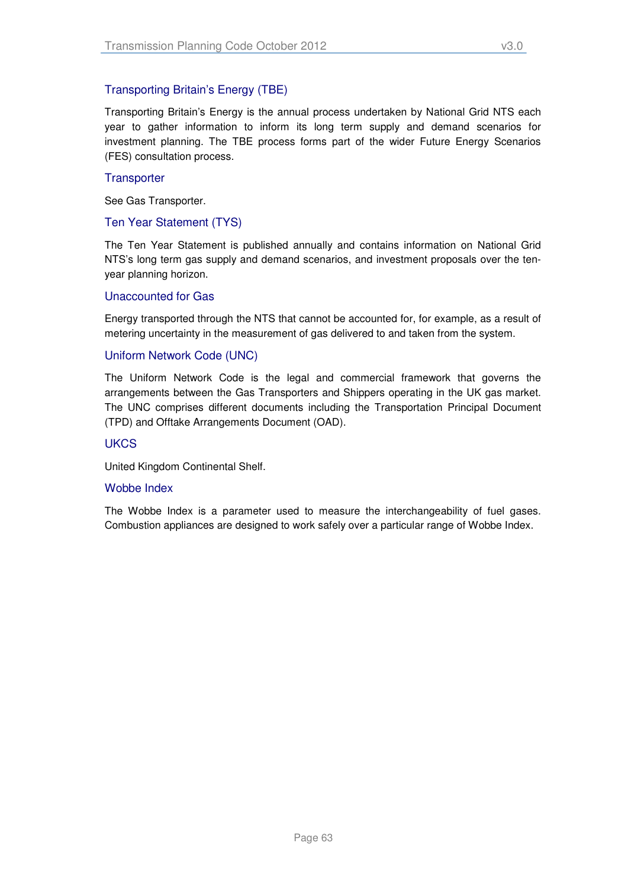### Transporting Britain's Energy (TBE)

Transporting Britain's Energy is the annual process undertaken by National Grid NTS each year to gather information to inform its long term supply and demand scenarios for investment planning. The TBE process forms part of the wider Future Energy Scenarios (FES) consultation process.

### Transporter

See Gas Transporter.

### Ten Year Statement (TYS)

The Ten Year Statement is published annually and contains information on National Grid NTS's long term gas supply and demand scenarios, and investment proposals over the ten-year planning horizon.

### Unaccounted for Gas

Energy transported through the NTS that cannot be accounted for, for example, as a result of metering uncertainty in the measurement of gas delivered to and taken from the system.

### Uniform Network Code (UNC)

The Uniform Network Code is the legal and commercial framework that governs the arrangements between the Gas Transporters and Shippers operating in the UK gas market. The UNC comprises different documents including the Transportation Principal Document (TPD) and Offtake Arrangements Document (OAD).

### UKCS

United Kingdom Continental Shelf.

### Wobbe Index

The Wobbe Index is a parameter used to measure the interchangeability of fuel gases. Combustion appliances are designed to work safely over a particular range of Wobbe Index.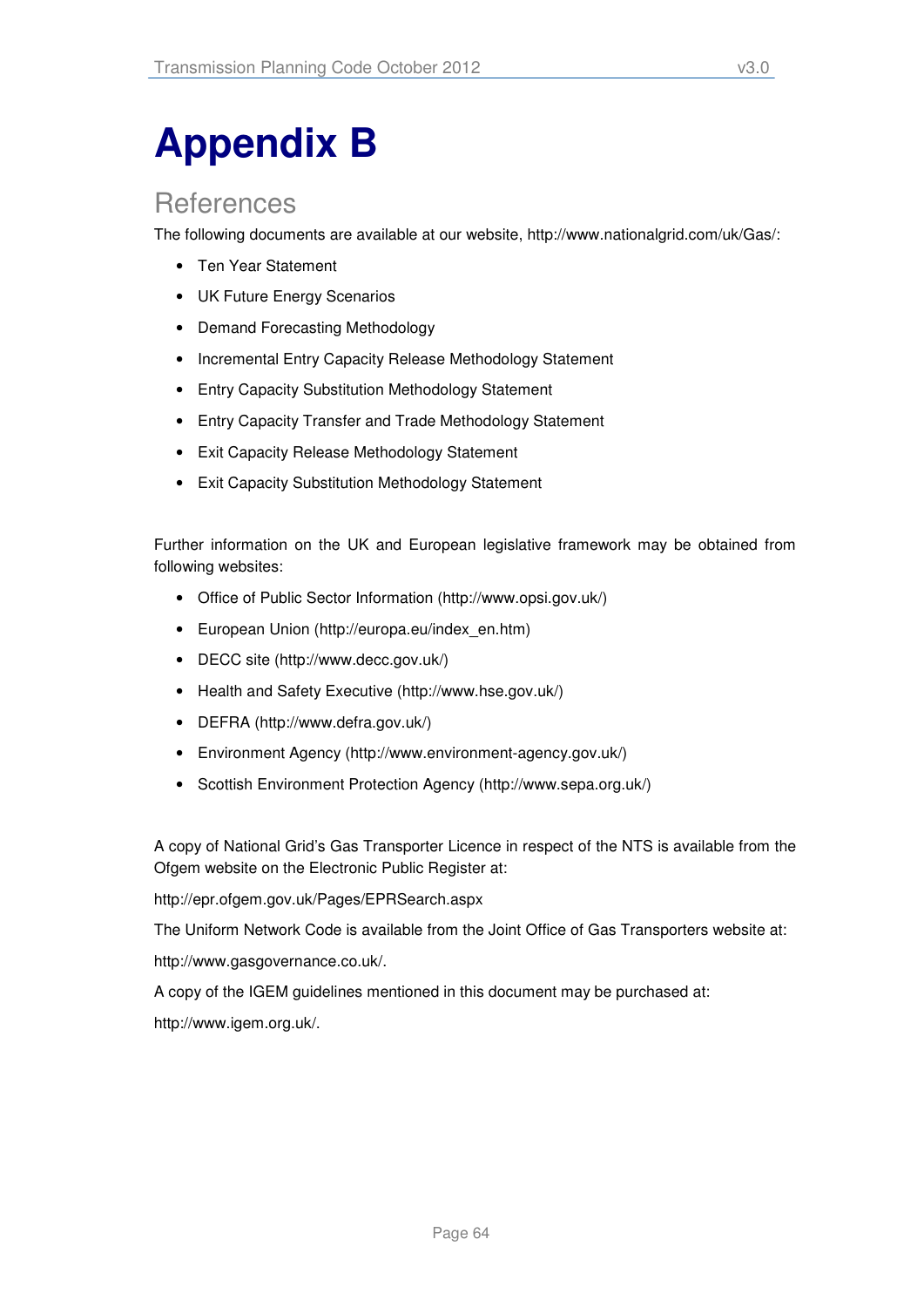# Appendix B

## References

The following documents are available at our website, http://www.nationalgrid.com/uk/Gas/:

- Ten Year Statement
- UK Future Energy Scenarios
- Demand Forecasting Methodology
- Incremental Entry Capacity Release Methodology Statement
- Entry Capacity Substitution Methodology Statement
- Entry Capacity Transfer and Trade Methodology Statement
- Exit Capacity Release Methodology Statement
- Exit Capacity Substitution Methodology Statement

Further information on the UK and European legislative framework may be obtained from following websites:

- Office of Public Sector Information (http://www.opsi.gov.uk/)
- European Union (http://europa.eu/index_en.htm)
- DECC site (http://www.decc.gov.uk/)
- Health and Safety Executive (http://www.hse.gov.uk/)
- DEFRA (http://www.defra.gov.uk/)
- Environment Agency (http://www.environment-agency.gov.uk/)
- Scottish Environment Protection Agency (http://www.sepa.org.uk/)

A copy of National Grid's Gas Transporter Licence in respect of the NTS is available from the Ofgem website on the Electronic Public Register at:

http://epr.ofgem.gov.uk/Pages/EPRSearch.aspx

The Uniform Network Code is available from the Joint Office of Gas Transporters website at:

http://www.gasgovernance.co.uk/.

A copy of the IGEM guidelines mentioned in this document may be purchased at:

http://www.igem.org.uk/.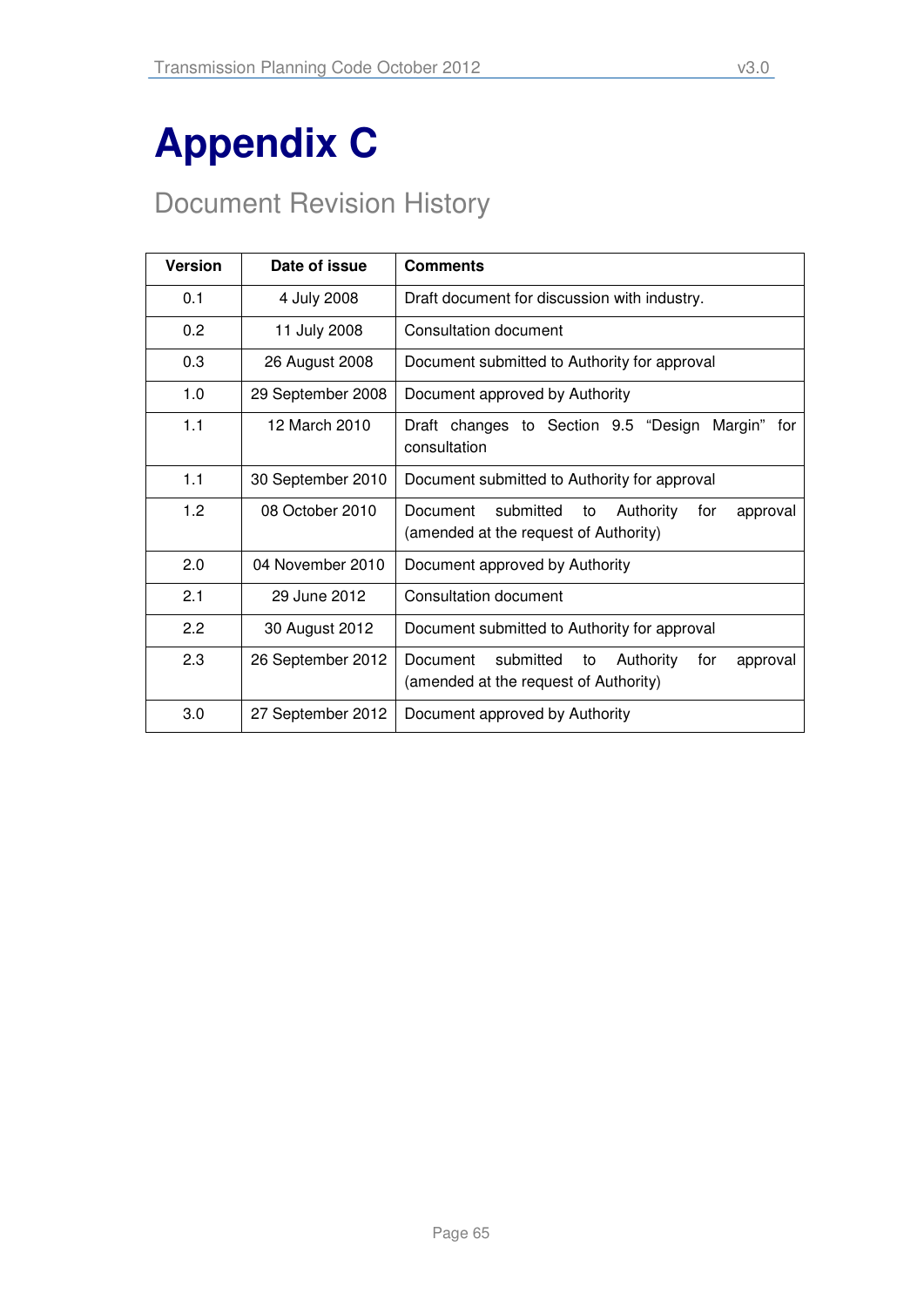# Appendix C

## Document Revision History

| Version | Date of issue | Comments |
|---|---|---|
| 0.1 | 4 July 2008 | Draft document for discussion with industry. |
| 0.2 | 11 July 2008 | Consultation document |
| 0.3 | 26 August 2008 | Document submitted to Authority for approval |
| 1.0 | 29 September 2008 | Document approved by Authority |
| 1.1 | 12 March 2010 | Draft changes to Section 9.5 “Design Margin” for consultation |
| 1.1 | 30 September 2010 | Document submitted to Authority for approval |
| 1.2 | 08 October 2010 | Document submitted to Authority for approval (amended at the request of Authority) |
| 2.0 | 04 November 2010 | Document approved by Authority |
| 2.1 | 29 June 2012 | Consultation document |
| 2.2 | 30 August 2012 | Document submitted to Authority for approval |
| 2.3 | 26 September 2012 | Document submitted to Authority for approval (amended at the request of Authority) |
| 3.0 | 27 September 2012 | Document approved by Authority |